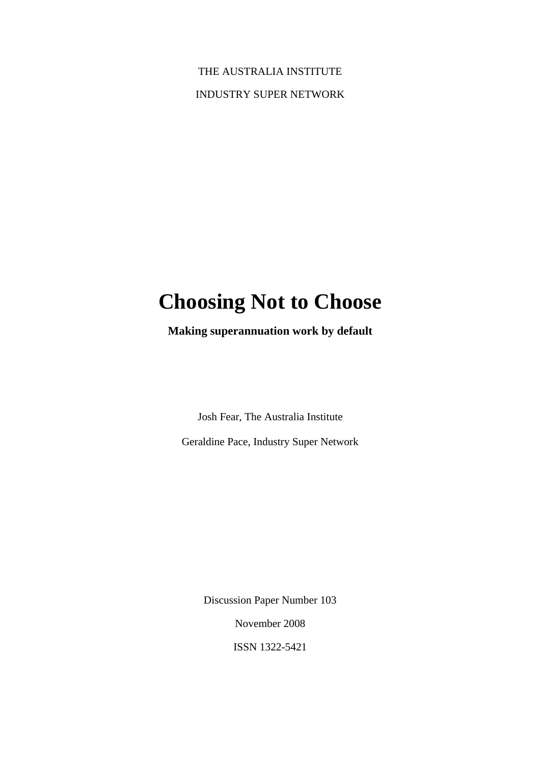THE AUSTRALIA INSTITUTE

INDUSTRY SUPER NETWORK

# Choosing Not to Choose

**Making superannuation work by default**

Josh Fear, The Australia Institute

Geraldine Pace, Industry Super Network

Discussion Paper Number 103

November 2008

ISSN 1322-5421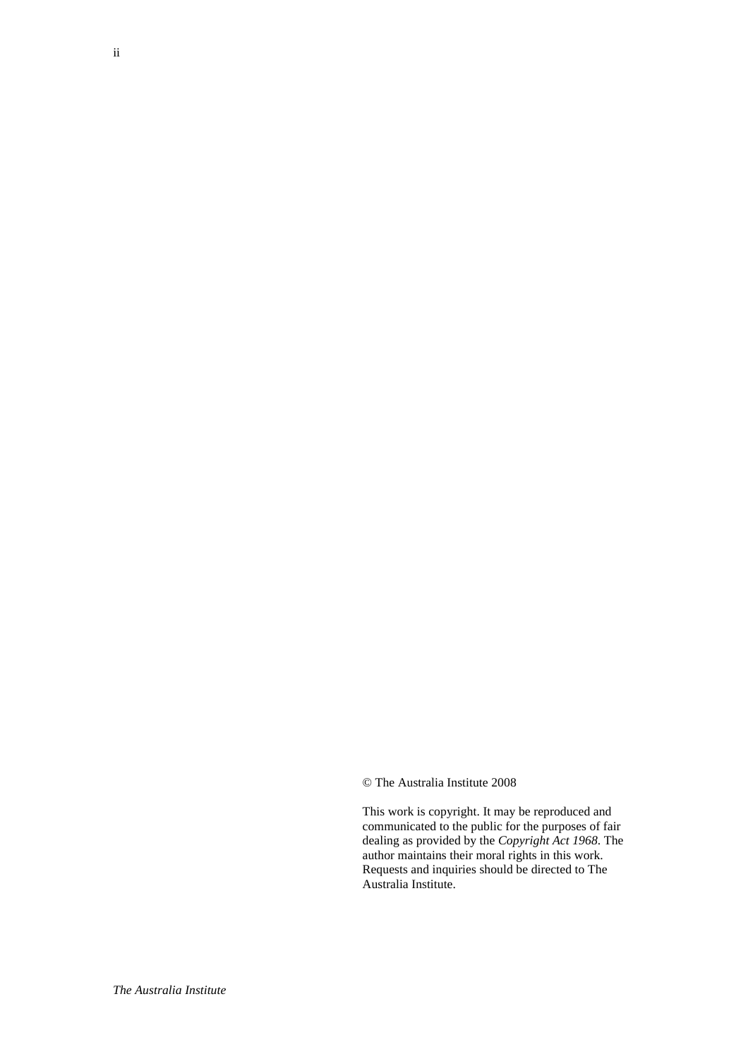© The Australia Institute 2008

This work is copyright. It may be reproduced and communicated to the public for the purposes of fair dealing as provided by the *Copyright Act 1968*. The author maintains their moral rights in this work. Requests and inquiries should be directed to The Australia Institute.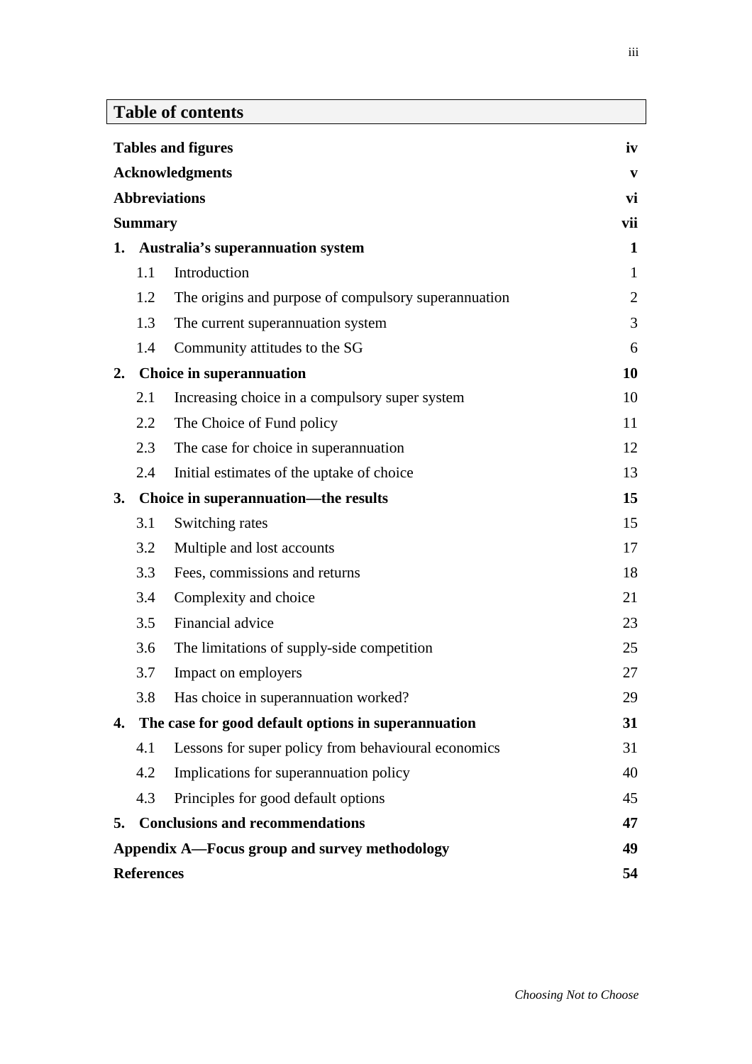# Table of contents

| | |
|---|---|
| **Tables and figures** | **iv** |
| **Acknowledgments** | **v** |
| **Abbreviations** | **vi** |
| **Summary** | **vii** |
| **1. Australia's superannuation system** | **1** |
| 1.1 Introduction | 1 |
| 1.2 The origins and purpose of compulsory superannuation | 2 |
| 1.3 The current superannuation system | 3 |
| 1.4 Community attitudes to the SG | 6 |
| **2. Choice in superannuation** | **10** |
| 2.1 Increasing choice in a compulsory super system | 10 |
| 2.2 The Choice of Fund policy | 11 |
| 2.3 The case for choice in superannuation | 12 |
| 2.4 Initial estimates of the uptake of choice | 13 |
| **3. Choice in superannuation—the results** | **15** |
| 3.1 Switching rates | 15 |
| 3.2 Multiple and lost accounts | 17 |
| 3.3 Fees, commissions and returns | 18 |
| 3.4 Complexity and choice | 21 |
| 3.5 Financial advice | 23 |
| 3.6 The limitations of supply-side competition | 25 |
| 3.7 Impact on employers | 27 |
| 3.8 Has choice in superannuation worked? | 29 |
| **4. The case for good default options in superannuation** | **31** |
| 4.1 Lessons for super policy from behavioural economics | 31 |
| 4.2 Implications for superannuation policy | 40 |
| 4.3 Principles for good default options | 45 |
| **5. Conclusions and recommendations** | **47** |
| **Appendix A—Focus group and survey methodology** | **49** |
| **References** | **54** |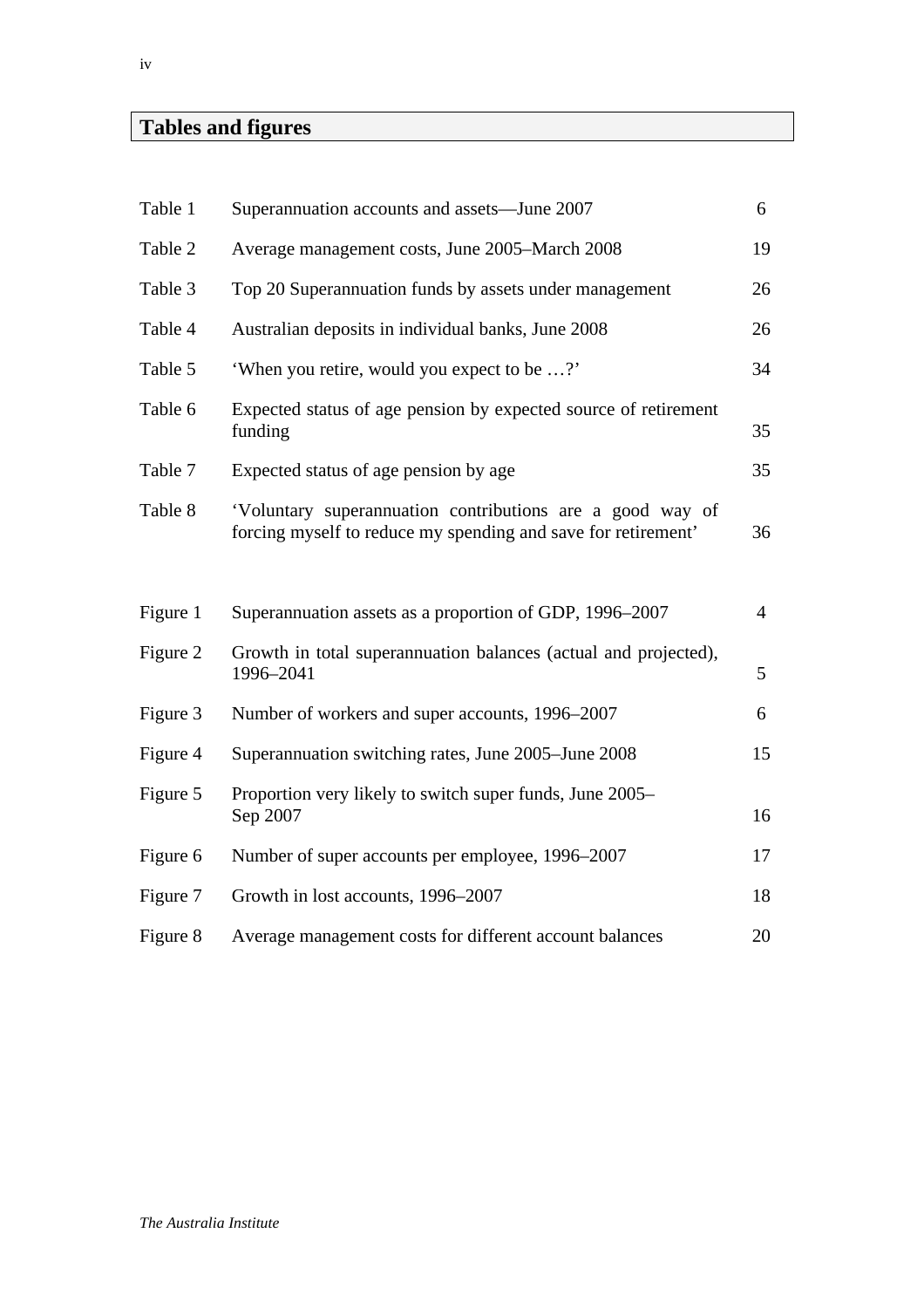## Tables and figures

| | | |
|---|---|---|
| Table 1 | Superannuation accounts and assets—June 2007 | 6 |
| Table 2 | Average management costs, June 2005–March 2008 | 19 |
| Table 3 | Top 20 Superannuation funds by assets under management | 26 |
| Table 4 | Australian deposits in individual banks, June 2008 | 26 |
| Table 5 | 'When you retire, would you expect to be …?' | 34 |
| Table 6 | Expected status of age pension by expected source of retirement funding | 35 |
| Table 7 | Expected status of age pension by age | 35 |
| Table 8 | 'Voluntary superannuation contributions are a good way of forcing myself to reduce my spending and save for retirement' | 36 |

| | | |
|---|---|---|
| Figure 1 | Superannuation assets as a proportion of GDP, 1996–2007 | 4 |
| Figure 2 | Growth in total superannuation balances (actual and projected), 1996–2041 | 5 |
| Figure 3 | Number of workers and super accounts, 1996–2007 | 6 |
| Figure 4 | Superannuation switching rates, June 2005–June 2008 | 15 |
| Figure 5 | Proportion very likely to switch super funds, June 2005–Sep 2007 | 16 |
| Figure 6 | Number of super accounts per employee, 1996–2007 | 17 |
| Figure 7 | Growth in lost accounts, 1996–2007 | 18 |
| Figure 8 | Average management costs for different account balances | 20 |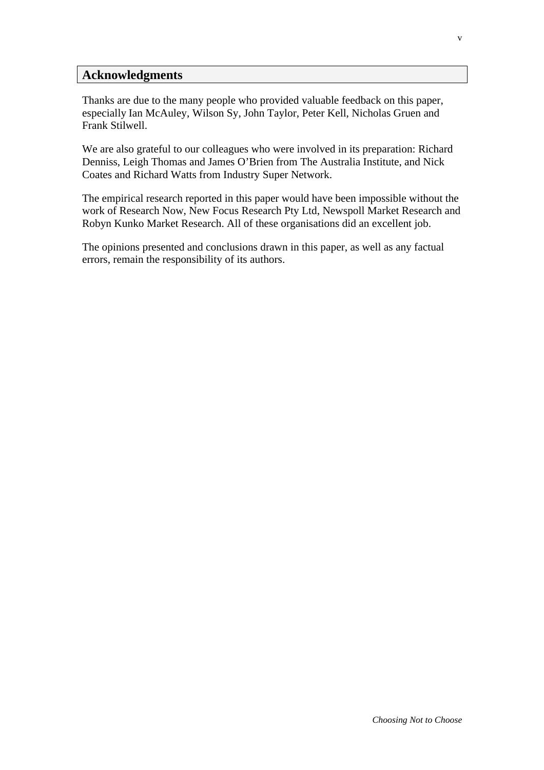## Acknowledgments

Thanks are due to the many people who provided valuable feedback on this paper, especially Ian McAuley, Wilson Sy, John Taylor, Peter Kell, Nicholas Gruen and Frank Stilwell.

We are also grateful to our colleagues who were involved in its preparation: Richard Denniss, Leigh Thomas and James O'Brien from The Australia Institute, and Nick Coates and Richard Watts from Industry Super Network.

The empirical research reported in this paper would have been impossible without the work of Research Now, New Focus Research Pty Ltd, Newspoll Market Research and Robyn Kunko Market Research. All of these organisations did an excellent job.

The opinions presented and conclusions drawn in this paper, as well as any factual errors, remain the responsibility of its authors.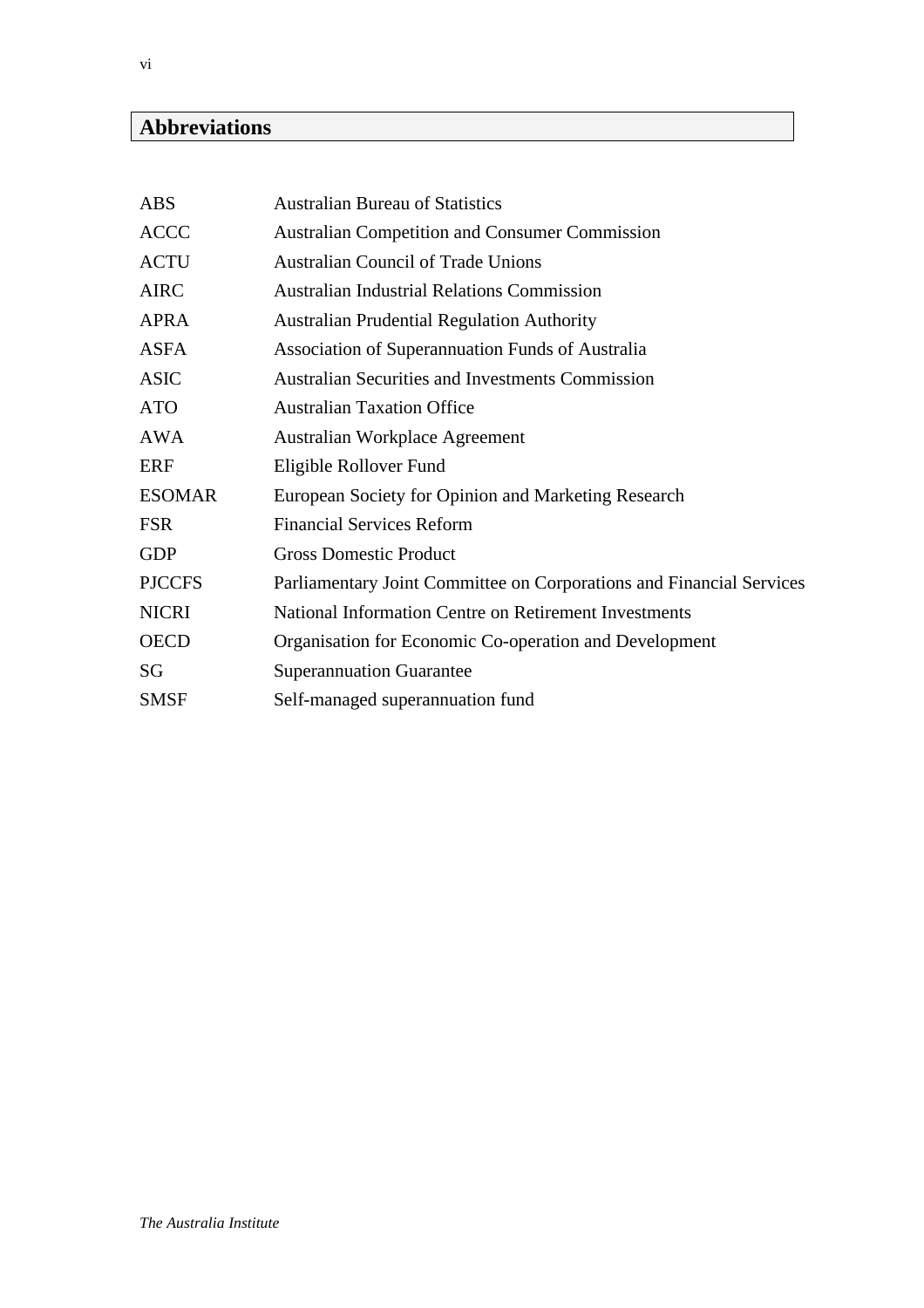## Abbreviations

| | |
|---|---|
| ABS | Australian Bureau of Statistics |
| ACCC | Australian Competition and Consumer Commission |
| ACTU | Australian Council of Trade Unions |
| AIRC | Australian Industrial Relations Commission |
| APRA | Australian Prudential Regulation Authority |
| ASFA | Association of Superannuation Funds of Australia |
| ASIC | Australian Securities and Investments Commission |
| ATO | Australian Taxation Office |
| AWA | Australian Workplace Agreement |
| ERF | Eligible Rollover Fund |
| ESOMAR | European Society for Opinion and Marketing Research |
| FSR | Financial Services Reform |
| GDP | Gross Domestic Product |
| PJCCFS | Parliamentary Joint Committee on Corporations and Financial Services |
| NICRI | National Information Centre on Retirement Investments |
| OECD | Organisation for Economic Co-operation and Development |
| SG | Superannuation Guarantee |
| SMSF | Self-managed superannuation fund |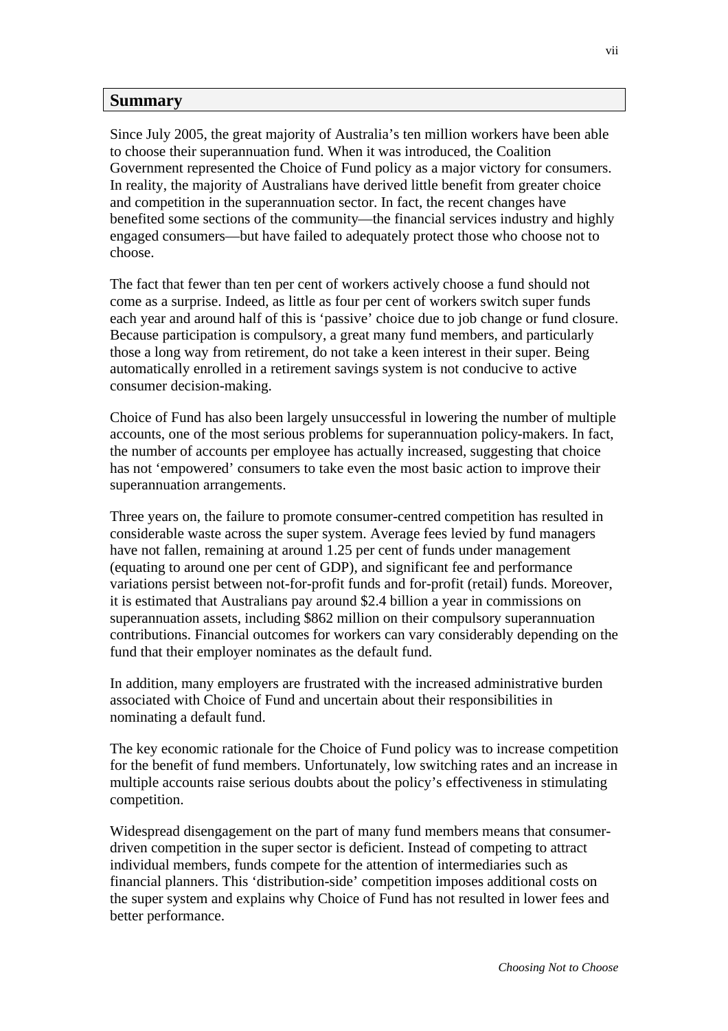# Summary

Since July 2005, the great majority of Australia's ten million workers have been able to choose their superannuation fund. When it was introduced, the Coalition Government represented the Choice of Fund policy as a major victory for consumers. In reality, the majority of Australians have derived little benefit from greater choice and competition in the superannuation sector. In fact, the recent changes have benefited some sections of the community—the financial services industry and highly engaged consumers—but have failed to adequately protect those who choose not to choose.

The fact that fewer than ten per cent of workers actively choose a fund should not come as a surprise. Indeed, as little as four per cent of workers switch super funds each year and around half of this is 'passive' choice due to job change or fund closure. Because participation is compulsory, a great many fund members, and particularly those a long way from retirement, do not take a keen interest in their super. Being automatically enrolled in a retirement savings system is not conducive to active consumer decision-making.

Choice of Fund has also been largely unsuccessful in lowering the number of multiple accounts, one of the most serious problems for superannuation policy-makers. In fact, the number of accounts per employee has actually increased, suggesting that choice has not 'empowered' consumers to take even the most basic action to improve their superannuation arrangements.

Three years on, the failure to promote consumer-centred competition has resulted in considerable waste across the super system. Average fees levied by fund managers have not fallen, remaining at around 1.25 per cent of funds under management (equating to around one per cent of GDP), and significant fee and performance variations persist between not-for-profit funds and for-profit (retail) funds. Moreover, it is estimated that Australians pay around $2.4 billion a year in commissions on superannuation assets, including $862 million on their compulsory superannuation contributions. Financial outcomes for workers can vary considerably depending on the fund that their employer nominates as the default fund.

In addition, many employers are frustrated with the increased administrative burden associated with Choice of Fund and uncertain about their responsibilities in nominating a default fund.

The key economic rationale for the Choice of Fund policy was to increase competition for the benefit of fund members. Unfortunately, low switching rates and an increase in multiple accounts raise serious doubts about the policy's effectiveness in stimulating competition.

Widespread disengagement on the part of many fund members means that consumer-driven competition in the super sector is deficient. Instead of competing to attract individual members, funds compete for the attention of intermediaries such as financial planners. This 'distribution-side' competition imposes additional costs on the super system and explains why Choice of Fund has not resulted in lower fees and better performance.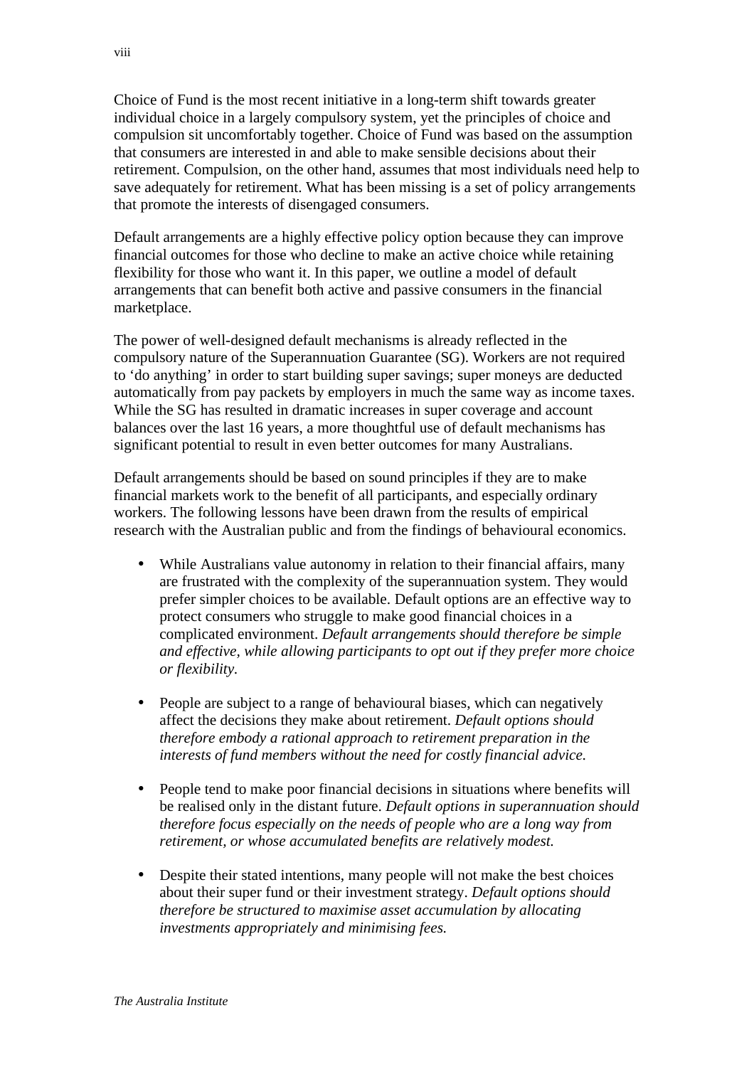Choice of Fund is the most recent initiative in a long-term shift towards greater individual choice in a largely compulsory system, yet the principles of choice and compulsion sit uncomfortably together. Choice of Fund was based on the assumption that consumers are interested in and able to make sensible decisions about their retirement. Compulsion, on the other hand, assumes that most individuals need help to save adequately for retirement. What has been missing is a set of policy arrangements that promote the interests of disengaged consumers.

Default arrangements are a highly effective policy option because they can improve financial outcomes for those who decline to make an active choice while retaining flexibility for those who want it. In this paper, we outline a model of default arrangements that can benefit both active and passive consumers in the financial marketplace.

The power of well-designed default mechanisms is already reflected in the compulsory nature of the Superannuation Guarantee (SG). Workers are not required to 'do anything' in order to start building super savings; super moneys are deducted automatically from pay packets by employers in much the same way as income taxes. While the SG has resulted in dramatic increases in super coverage and account balances over the last 16 years, a more thoughtful use of default mechanisms has significant potential to result in even better outcomes for many Australians.

Default arrangements should be based on sound principles if they are to make financial markets work to the benefit of all participants, and especially ordinary workers. The following lessons have been drawn from the results of empirical research with the Australian public and from the findings of behavioural economics.

- While Australians value autonomy in relation to their financial affairs, many are frustrated with the complexity of the superannuation system. They would prefer simpler choices to be available. Default options are an effective way to protect consumers who struggle to make good financial choices in a complicated environment. *Default arrangements should therefore be simple and effective, while allowing participants to opt out if they prefer more choice or flexibility.*

- People are subject to a range of behavioural biases, which can negatively affect the decisions they make about retirement. *Default options should therefore embody a rational approach to retirement preparation in the interests of fund members without the need for costly financial advice.*

- People tend to make poor financial decisions in situations where benefits will be realised only in the distant future. *Default options in superannuation should therefore focus especially on the needs of people who are a long way from retirement, or whose accumulated benefits are relatively modest.*

- Despite their stated intentions, many people will not make the best choices about their super fund or their investment strategy. *Default options should therefore be structured to maximise asset accumulation by allocating investments appropriately and minimising fees.*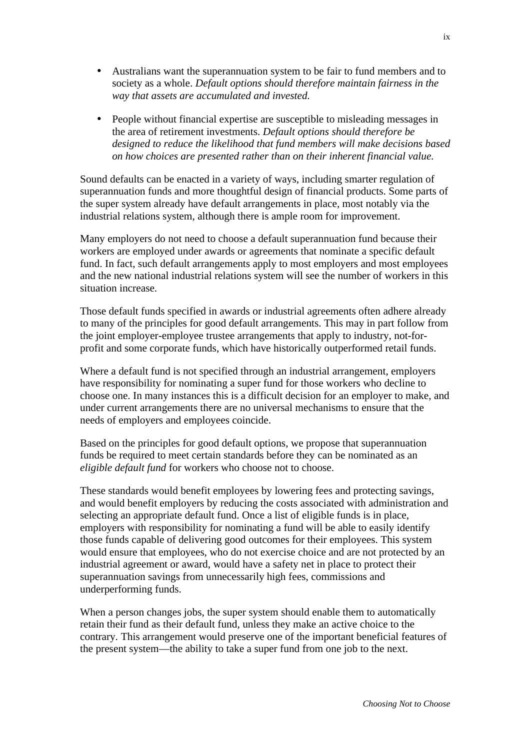- Australians want the superannuation system to be fair to fund members and to society as a whole. *Default options should therefore maintain fairness in the way that assets are accumulated and invested.*

- People without financial expertise are susceptible to misleading messages in the area of retirement investments. *Default options should therefore be designed to reduce the likelihood that fund members will make decisions based on how choices are presented rather than on their inherent financial value.*

Sound defaults can be enacted in a variety of ways, including smarter regulation of superannuation funds and more thoughtful design of financial products. Some parts of the super system already have default arrangements in place, most notably via the industrial relations system, although there is ample room for improvement.

Many employers do not need to choose a default superannuation fund because their workers are employed under awards or agreements that nominate a specific default fund. In fact, such default arrangements apply to most employers and most employees and the new national industrial relations system will see the number of workers in this situation increase.

Those default funds specified in awards or industrial agreements often adhere already to many of the principles for good default arrangements. This may in part follow from the joint employer-employee trustee arrangements that apply to industry, not-for-profit and some corporate funds, which have historically outperformed retail funds.

Where a default fund is not specified through an industrial arrangement, employers have responsibility for nominating a super fund for those workers who decline to choose one. In many instances this is a difficult decision for an employer to make, and under current arrangements there are no universal mechanisms to ensure that the needs of employers and employees coincide.

Based on the principles for good default options, we propose that superannuation funds be required to meet certain standards before they can be nominated as an *eligible default fund* for workers who choose not to choose.

These standards would benefit employees by lowering fees and protecting savings, and would benefit employers by reducing the costs associated with administration and selecting an appropriate default fund. Once a list of eligible funds is in place, employers with responsibility for nominating a fund will be able to easily identify those funds capable of delivering good outcomes for their employees. This system would ensure that employees, who do not exercise choice and are not protected by an industrial agreement or award, would have a safety net in place to protect their superannuation savings from unnecessarily high fees, commissions and underperforming funds.

When a person changes jobs, the super system should enable them to automatically retain their fund as their default fund, unless they make an active choice to the contrary. This arrangement would preserve one of the important beneficial features of the present system—the ability to take a super fund from one job to the next.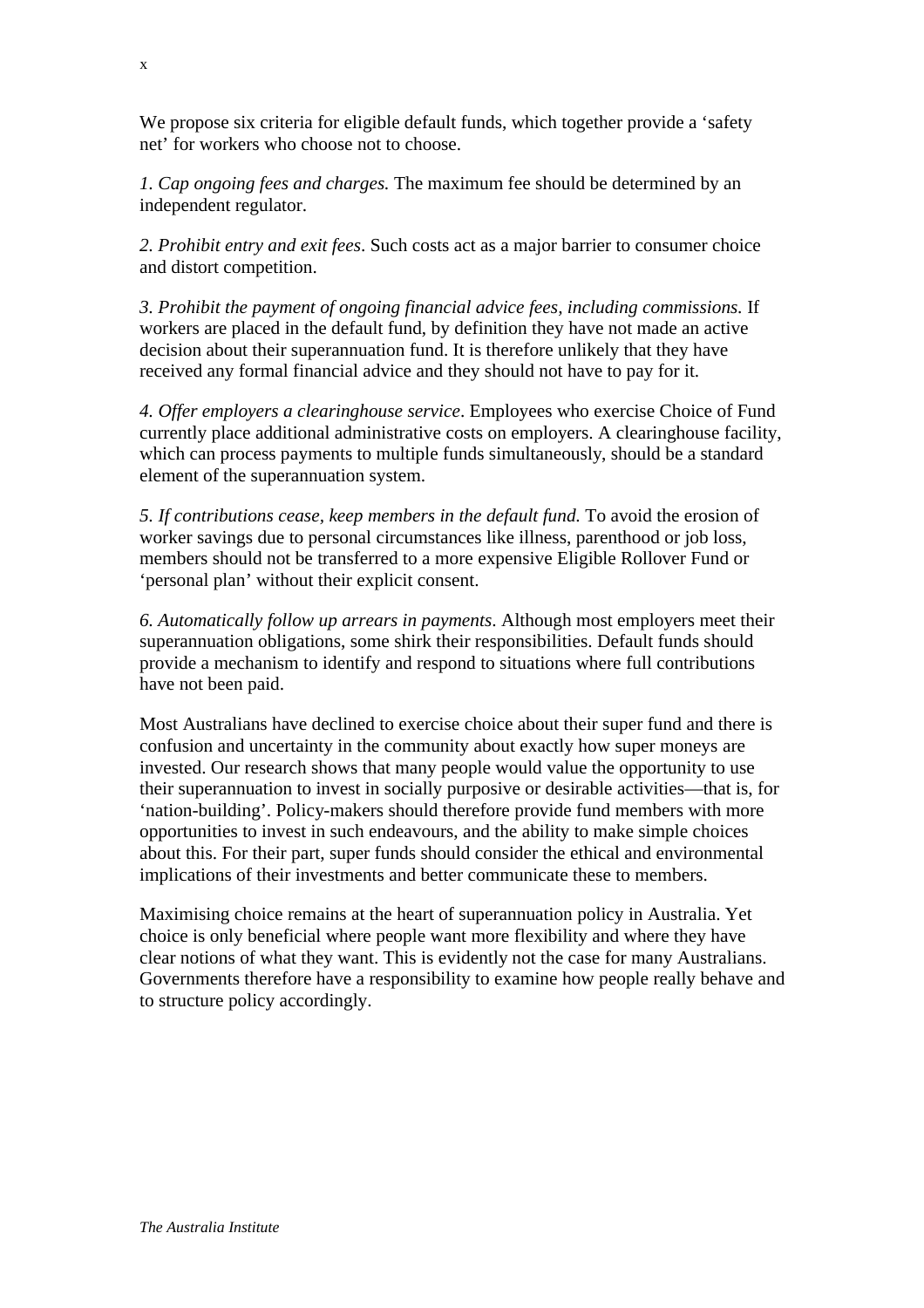We propose six criteria for eligible default funds, which together provide a 'safety net' for workers who choose not to choose.

*1. Cap ongoing fees and charges.* The maximum fee should be determined by an independent regulator.

*2. Prohibit entry and exit fees*. Such costs act as a major barrier to consumer choice and distort competition.

*3. Prohibit the payment of ongoing financial advice fees, including commissions.* If workers are placed in the default fund, by definition they have not made an active decision about their superannuation fund. It is therefore unlikely that they have received any formal financial advice and they should not have to pay for it.

*4. Offer employers a clearinghouse service*. Employees who exercise Choice of Fund currently place additional administrative costs on employers. A clearinghouse facility, which can process payments to multiple funds simultaneously, should be a standard element of the superannuation system.

*5. If contributions cease, keep members in the default fund.* To avoid the erosion of worker savings due to personal circumstances like illness, parenthood or job loss, members should not be transferred to a more expensive Eligible Rollover Fund or 'personal plan' without their explicit consent.

*6. Automatically follow up arrears in payments*. Although most employers meet their superannuation obligations, some shirk their responsibilities. Default funds should provide a mechanism to identify and respond to situations where full contributions have not been paid.

Most Australians have declined to exercise choice about their super fund and there is confusion and uncertainty in the community about exactly how super moneys are invested. Our research shows that many people would value the opportunity to use their superannuation to invest in socially purposive or desirable activities—that is, for 'nation-building'. Policy-makers should therefore provide fund members with more opportunities to invest in such endeavours, and the ability to make simple choices about this. For their part, super funds should consider the ethical and environmental implications of their investments and better communicate these to members.

Maximising choice remains at the heart of superannuation policy in Australia. Yet choice is only beneficial where people want more flexibility and where they have clear notions of what they want. This is evidently not the case for many Australians. Governments therefore have a responsibility to examine how people really behave and to structure policy accordingly.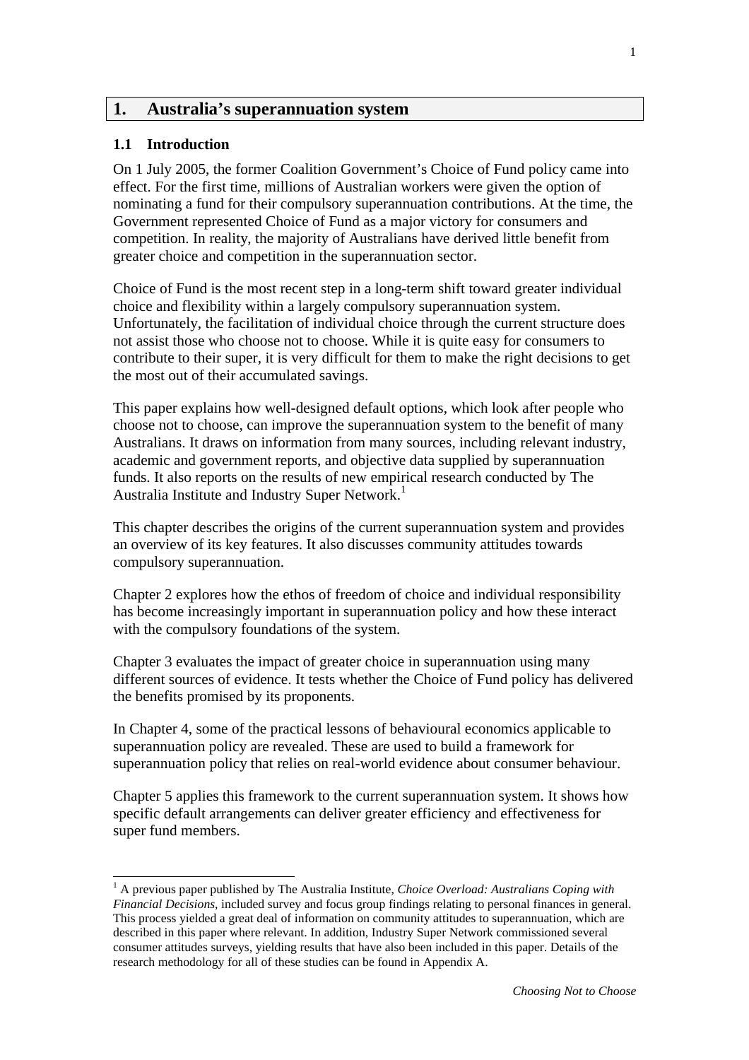# 1. Australia's superannuation system

## 1.1 Introduction

On 1 July 2005, the former Coalition Government's Choice of Fund policy came into effect. For the first time, millions of Australian workers were given the option of nominating a fund for their compulsory superannuation contributions. At the time, the Government represented Choice of Fund as a major victory for consumers and competition. In reality, the majority of Australians have derived little benefit from greater choice and competition in the superannuation sector.

Choice of Fund is the most recent step in a long-term shift toward greater individual choice and flexibility within a largely compulsory superannuation system. Unfortunately, the facilitation of individual choice through the current structure does not assist those who choose not to choose. While it is quite easy for consumers to contribute to their super, it is very difficult for them to make the right decisions to get the most out of their accumulated savings.

This paper explains how well-designed default options, which look after people who choose not to choose, can improve the superannuation system to the benefit of many Australians. It draws on information from many sources, including relevant industry, academic and government reports, and objective data supplied by superannuation funds. It also reports on the results of new empirical research conducted by The Australia Institute and Industry Super Network.[1]

This chapter describes the origins of the current superannuation system and provides an overview of its key features. It also discusses community attitudes towards compulsory superannuation.

Chapter 2 explores how the ethos of freedom of choice and individual responsibility has become increasingly important in superannuation policy and how these interact with the compulsory foundations of the system.

Chapter 3 evaluates the impact of greater choice in superannuation using many different sources of evidence. It tests whether the Choice of Fund policy has delivered the benefits promised by its proponents.

In Chapter 4, some of the practical lessons of behavioural economics applicable to superannuation policy are revealed. These are used to build a framework for superannuation policy that relies on real-world evidence about consumer behaviour.

Chapter 5 applies this framework to the current superannuation system. It shows how specific default arrangements can deliver greater efficiency and effectiveness for super fund members.

[1] A previous paper published by The Australia Institute, *Choice Overload: Australians Coping with Financial Decisions*, included survey and focus group findings relating to personal finances in general. This process yielded a great deal of information on community attitudes to superannuation, which are described in this paper where relevant. In addition, Industry Super Network commissioned several consumer attitudes surveys, yielding results that have also been included in this paper. Details of the research methodology for all of these studies can be found in Appendix A.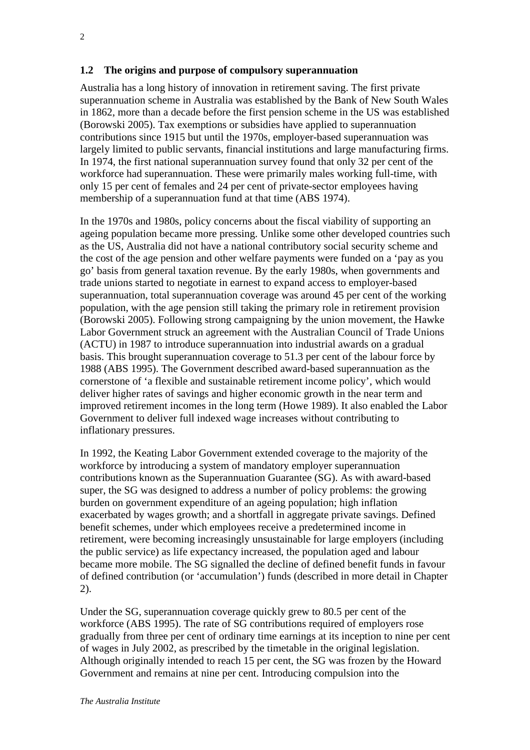## 1.2 The origins and purpose of compulsory superannuation

Australia has a long history of innovation in retirement saving. The first private superannuation scheme in Australia was established by the Bank of New South Wales in 1862, more than a decade before the first pension scheme in the US was established (Borowski 2005). Tax exemptions or subsidies have applied to superannuation contributions since 1915 but until the 1970s, employer-based superannuation was largely limited to public servants, financial institutions and large manufacturing firms. In 1974, the first national superannuation survey found that only 32 per cent of the workforce had superannuation. These were primarily males working full-time, with only 15 per cent of females and 24 per cent of private-sector employees having membership of a superannuation fund at that time (ABS 1974).

In the 1970s and 1980s, policy concerns about the fiscal viability of supporting an ageing population became more pressing. Unlike some other developed countries such as the US, Australia did not have a national contributory social security scheme and the cost of the age pension and other welfare payments were funded on a 'pay as you go' basis from general taxation revenue. By the early 1980s, when governments and trade unions started to negotiate in earnest to expand access to employer-based superannuation, total superannuation coverage was around 45 per cent of the working population, with the age pension still taking the primary role in retirement provision (Borowski 2005). Following strong campaigning by the union movement, the Hawke Labor Government struck an agreement with the Australian Council of Trade Unions (ACTU) in 1987 to introduce superannuation into industrial awards on a gradual basis. This brought superannuation coverage to 51.3 per cent of the labour force by 1988 (ABS 1995). The Government described award-based superannuation as the cornerstone of 'a flexible and sustainable retirement income policy', which would deliver higher rates of savings and higher economic growth in the near term and improved retirement incomes in the long term (Howe 1989). It also enabled the Labor Government to deliver full indexed wage increases without contributing to inflationary pressures.

In 1992, the Keating Labor Government extended coverage to the majority of the workforce by introducing a system of mandatory employer superannuation contributions known as the Superannuation Guarantee (SG). As with award-based super, the SG was designed to address a number of policy problems: the growing burden on government expenditure of an ageing population; high inflation exacerbated by wages growth; and a shortfall in aggregate private savings. Defined benefit schemes, under which employees receive a predetermined income in retirement, were becoming increasingly unsustainable for large employers (including the public service) as life expectancy increased, the population aged and labour became more mobile. The SG signalled the decline of defined benefit funds in favour of defined contribution (or 'accumulation') funds (described in more detail in Chapter 2).

Under the SG, superannuation coverage quickly grew to 80.5 per cent of the workforce (ABS 1995). The rate of SG contributions required of employers rose gradually from three per cent of ordinary time earnings at its inception to nine per cent of wages in July 2002, as prescribed by the timetable in the original legislation. Although originally intended to reach 15 per cent, the SG was frozen by the Howard Government and remains at nine per cent. Introducing compulsion into the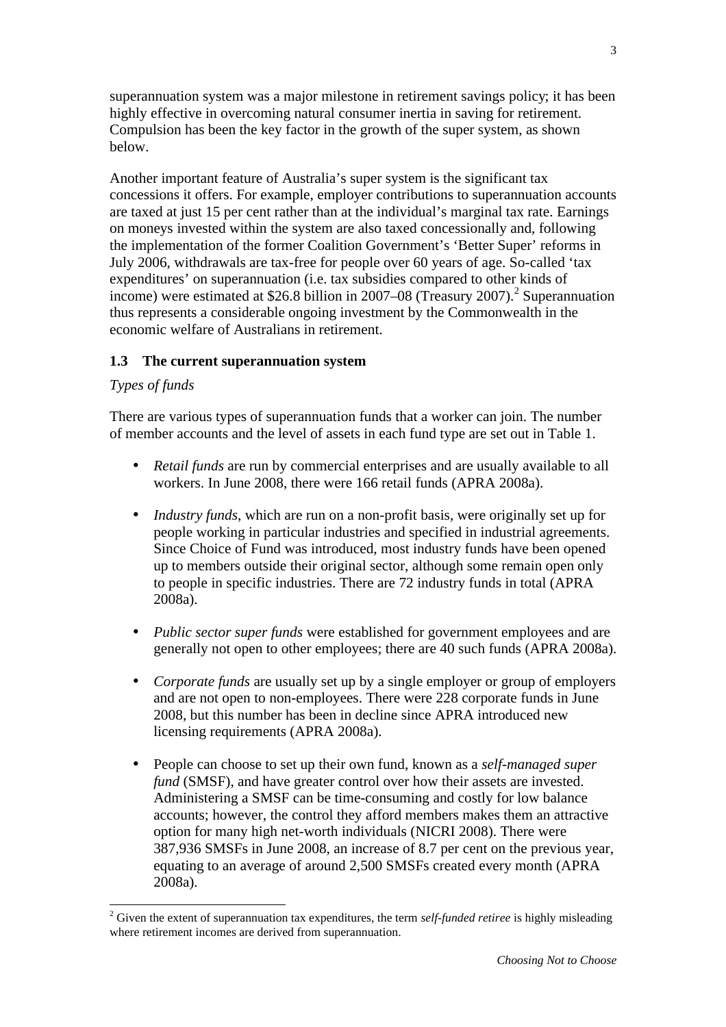superannuation system was a major milestone in retirement savings policy; it has been highly effective in overcoming natural consumer inertia in saving for retirement. Compulsion has been the key factor in the growth of the super system, as shown below.

Another important feature of Australia's super system is the significant tax concessions it offers. For example, employer contributions to superannuation accounts are taxed at just 15 per cent rather than at the individual's marginal tax rate. Earnings on moneys invested within the system are also taxed concessionally and, following the implementation of the former Coalition Government's 'Better Super' reforms in July 2006, withdrawals are tax-free for people over 60 years of age. So-called 'tax expenditures' on superannuation (i.e. tax subsidies compared to other kinds of income) were estimated at $26.8 billion in 2007–08 (Treasury 2007).[2] Superannuation thus represents a considerable ongoing investment by the Commonwealth in the economic welfare of Australians in retirement.

### 1.3 The current superannuation system

*Types of funds*

There are various types of superannuation funds that a worker can join. The number of member accounts and the level of assets in each fund type are set out in Table 1.

- *Retail funds* are run by commercial enterprises and are usually available to all workers. In June 2008, there were 166 retail funds (APRA 2008a).
- *Industry funds*, which are run on a non-profit basis, were originally set up for people working in particular industries and specified in industrial agreements. Since Choice of Fund was introduced, most industry funds have been opened up to members outside their original sector, although some remain open only to people in specific industries. There are 72 industry funds in total (APRA 2008a).
- *Public sector super funds* were established for government employees and are generally not open to other employees; there are 40 such funds (APRA 2008a).
- *Corporate funds* are usually set up by a single employer or group of employers and are not open to non-employees. There were 228 corporate funds in June 2008, but this number has been in decline since APRA introduced new licensing requirements (APRA 2008a).
- People can choose to set up their own fund, known as a *self-managed super fund* (SMSF), and have greater control over how their assets are invested. Administering a SMSF can be time-consuming and costly for low balance accounts; however, the control they afford members makes them an attractive option for many high net-worth individuals (NICRI 2008). There were 387,936 SMSFs in June 2008, an increase of 8.7 per cent on the previous year, equating to an average of around 2,500 SMSFs created every month (APRA 2008a).

[2] Given the extent of superannuation tax expenditures, the term *self-funded retiree* is highly misleading where retirement incomes are derived from superannuation.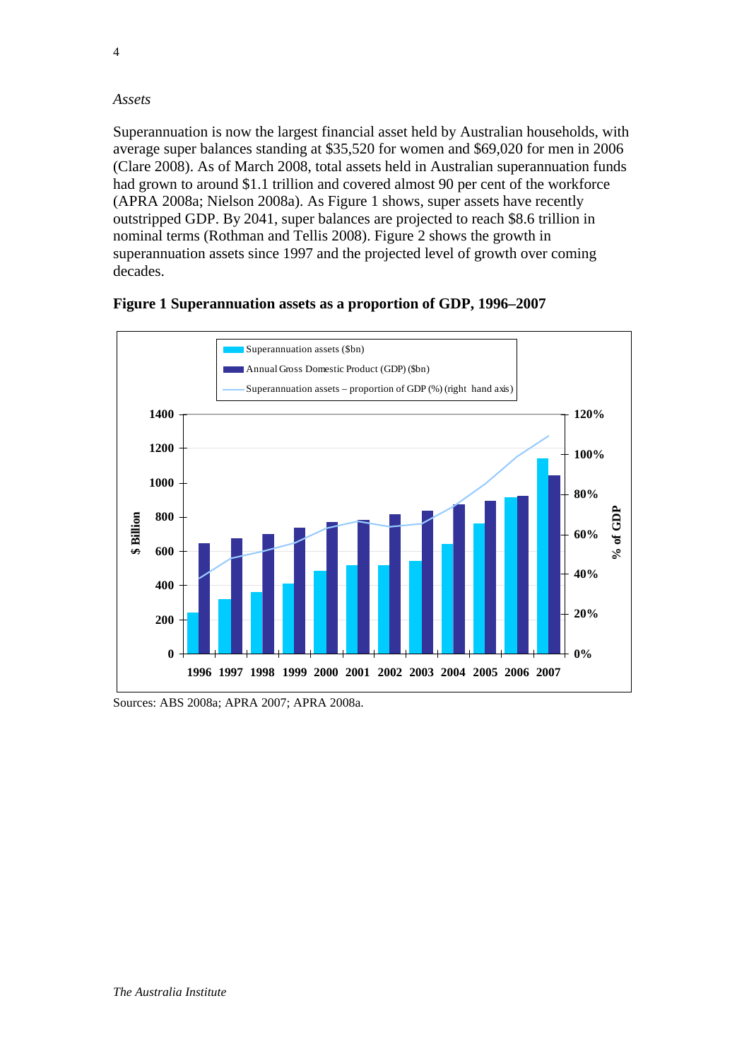*Assets*

Superannuation is now the largest financial asset held by Australian households, with average super balances standing at $35,520 for women and $69,020 for men in 2006 (Clare 2008). As of March 2008, total assets held in Australian superannuation funds had grown to around $1.1 trillion and covered almost 90 per cent of the workforce (APRA 2008a; Nielson 2008a). As Figure 1 shows, super assets have recently outstripped GDP. By 2041, super balances are projected to reach $8.6 trillion in nominal terms (Rothman and Tellis 2008). Figure 2 shows the growth in superannuation assets since 1997 and the projected level of growth over coming decades.

**Figure 1 Superannuation assets as a proportion of GDP, 1996–2007**

Superannuation assets ($bn)
Annual Gross Domestic Product (GDP) ($bn)
Superannuation assets – proportion of GDP (%) (right hand axis)

$ Billion
1400
1200
1000
800
600
400
200
0

% of GDP
120%
100%
80%
60%
40%
20%
0%

1996 1997 1998 1999 2000 2001 2002 2003 2004 2005 2006 2007

Sources: ABS 2008a; APRA 2007; APRA 2008a.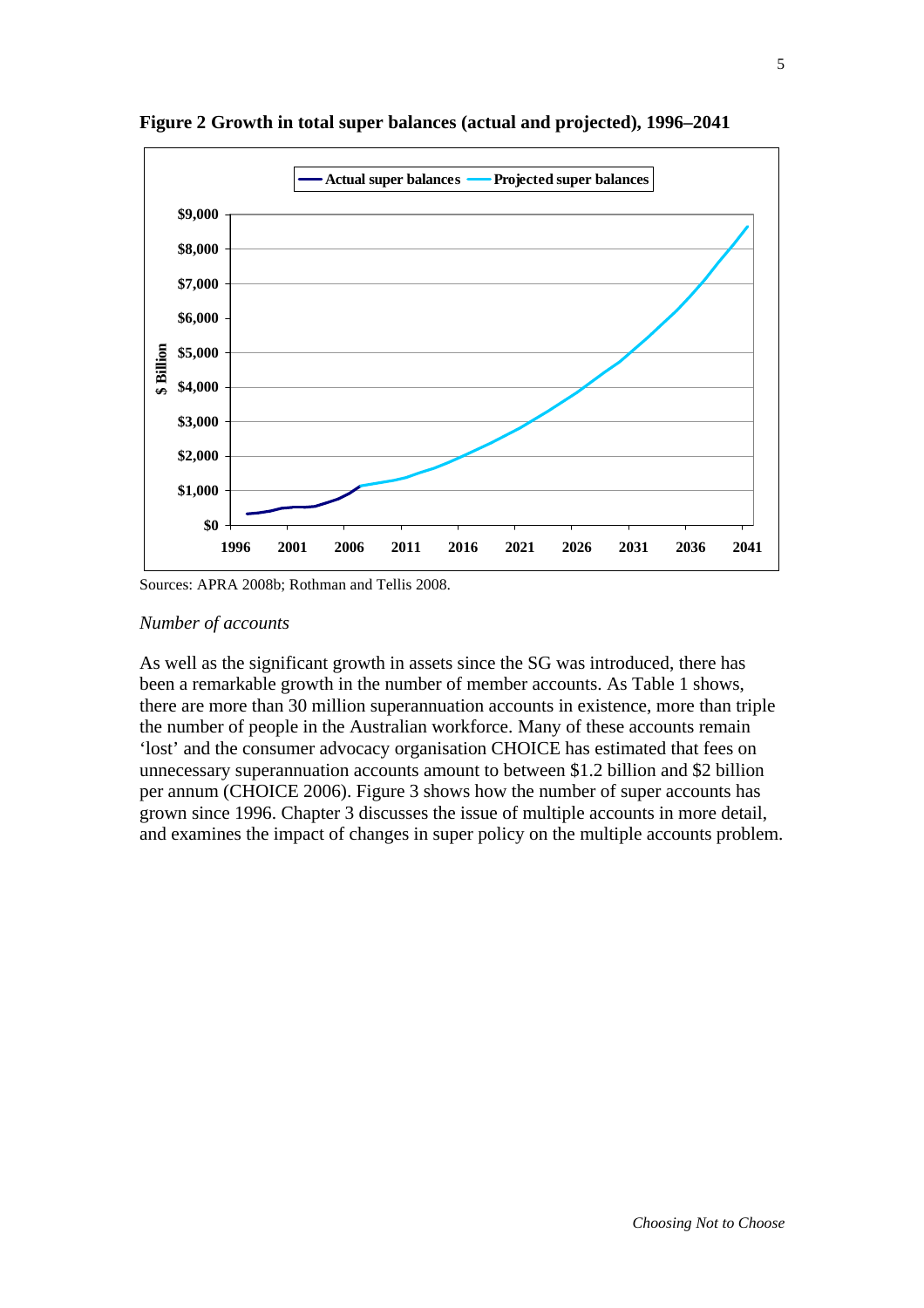**Figure 2 Growth in total super balances (actual and projected), 1996–2041**

Actual super balances
Projected super balances

$ Billion

$9,000
$8,000
$7,000
$6,000
$5,000
$4,000
$3,000
$2,000
$1,000
$0

1996 2001 2006 2011 2016 2021 2026 2031 2036 2041

Sources: APRA 2008b; Rothman and Tellis 2008.

*Number of accounts*

As well as the significant growth in assets since the SG was introduced, there has been a remarkable growth in the number of member accounts. As Table 1 shows, there are more than 30 million superannuation accounts in existence, more than triple the number of people in the Australian workforce. Many of these accounts remain 'lost' and the consumer advocacy organisation CHOICE has estimated that fees on unnecessary superannuation accounts amount to between $1.2 billion and $2 billion per annum (CHOICE 2006). Figure 3 shows how the number of super accounts has grown since 1996. Chapter 3 discusses the issue of multiple accounts in more detail, and examines the impact of changes in super policy on the multiple accounts problem.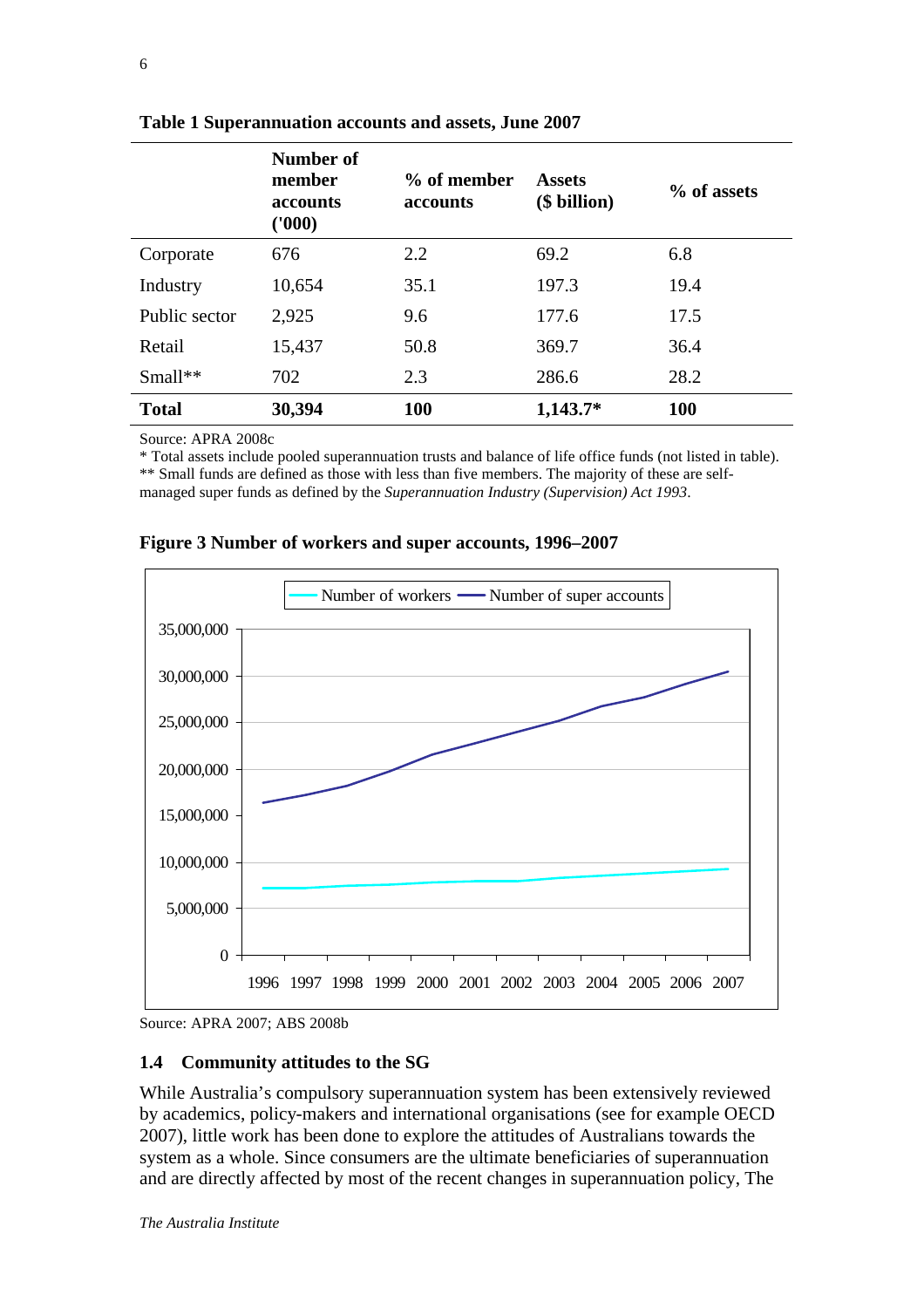**Table 1 Superannuation accounts and assets, June 2007**

| | Number of member accounts ('000) | % of member accounts | Assets ($ billion) | % of assets |
|---|---|---|---|---|
| Corporate | 676 | 2.2 | 69.2 | 6.8 |
| Industry | 10,654 | 35.1 | 197.3 | 19.4 |
| Public sector | 2,925 | 9.6 | 177.6 | 17.5 |
| Retail | 15,437 | 50.8 | 369.7 | 36.4 |
| Small** | 702 | 2.3 | 286.6 | 28.2 |
| **Total** | **30,394** | **100** | **1,143.7*** | **100** |

Source: APRA 2008c

* Total assets include pooled superannuation trusts and balance of life office funds (not listed in table).

** Small funds are defined as those with less than five members. The majority of these are self-managed super funds as defined by the *Superannuation Industry (Supervision) Act 1993*.

**Figure 3 Number of workers and super accounts, 1996–2007**

Number of workers
Number of super accounts

35,000,000
30,000,000
25,000,000
20,000,000
15,000,000
10,000,000
5,000,000
0

1996 1997 1998 1999 2000 2001 2002 2003 2004 2005 2006 2007

Source: APRA 2007; ABS 2008b

## 1.4 Community attitudes to the SG

While Australia's compulsory superannuation system has been extensively reviewed by academics, policy-makers and international organisations (see for example OECD 2007), little work has been done to explore the attitudes of Australians towards the system as a whole. Since consumers are the ultimate beneficiaries of superannuation and are directly affected by most of the recent changes in superannuation policy, The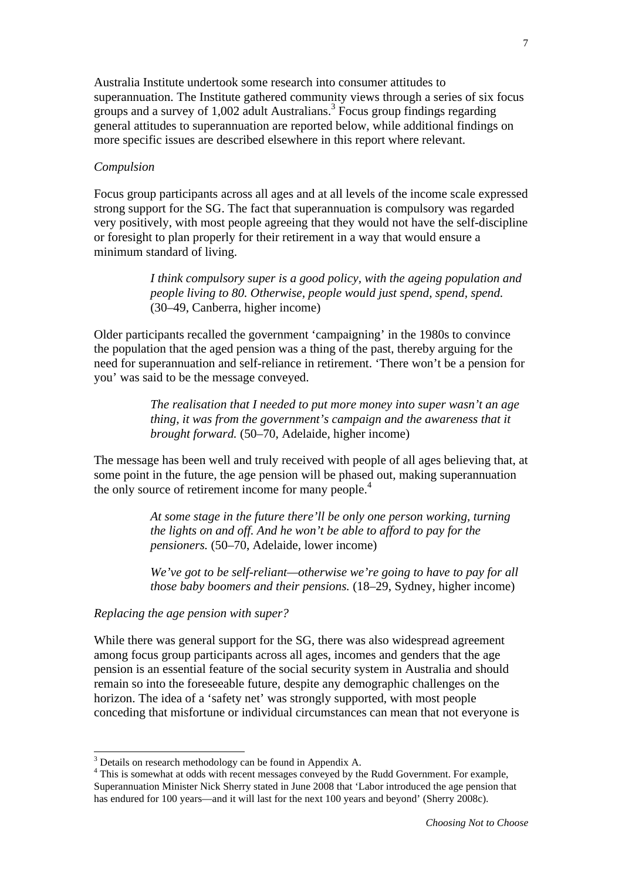Australia Institute undertook some research into consumer attitudes to superannuation. The Institute gathered community views through a series of six focus groups and a survey of 1,002 adult Australians.[3] Focus group findings regarding general attitudes to superannuation are reported below, while additional findings on more specific issues are described elsewhere in this report where relevant.

*Compulsion*

Focus group participants across all ages and at all levels of the income scale expressed strong support for the SG. The fact that superannuation is compulsory was regarded very positively, with most people agreeing that they would not have the self-discipline or foresight to plan properly for their retirement in a way that would ensure a minimum standard of living.

> *I think compulsory super is a good policy, with the ageing population and people living to 80. Otherwise, people would just spend, spend, spend.* (30–49, Canberra, higher income)

Older participants recalled the government 'campaigning' in the 1980s to convince the population that the aged pension was a thing of the past, thereby arguing for the need for superannuation and self-reliance in retirement. 'There won't be a pension for you' was said to be the message conveyed.

> *The realisation that I needed to put more money into super wasn't an age thing, it was from the government's campaign and the awareness that it brought forward.* (50–70, Adelaide, higher income)

The message has been well and truly received with people of all ages believing that, at some point in the future, the age pension will be phased out, making superannuation the only source of retirement income for many people.[4]

> *At some stage in the future there'll be only one person working, turning the lights on and off. And he won't be able to afford to pay for the pensioners.* (50–70, Adelaide, lower income)

> *We've got to be self-reliant—otherwise we're going to have to pay for all those baby boomers and their pensions.* (18–29, Sydney, higher income)

*Replacing the age pension with super?*

While there was general support for the SG, there was also widespread agreement among focus group participants across all ages, incomes and genders that the age pension is an essential feature of the social security system in Australia and should remain so into the foreseeable future, despite any demographic challenges on the horizon. The idea of a 'safety net' was strongly supported, with most people conceding that misfortune or individual circumstances can mean that not everyone is

---

[3] Details on research methodology can be found in Appendix A.

[4] This is somewhat at odds with recent messages conveyed by the Rudd Government. For example, Superannuation Minister Nick Sherry stated in June 2008 that 'Labor introduced the age pension that has endured for 100 years—and it will last for the next 100 years and beyond' (Sherry 2008c).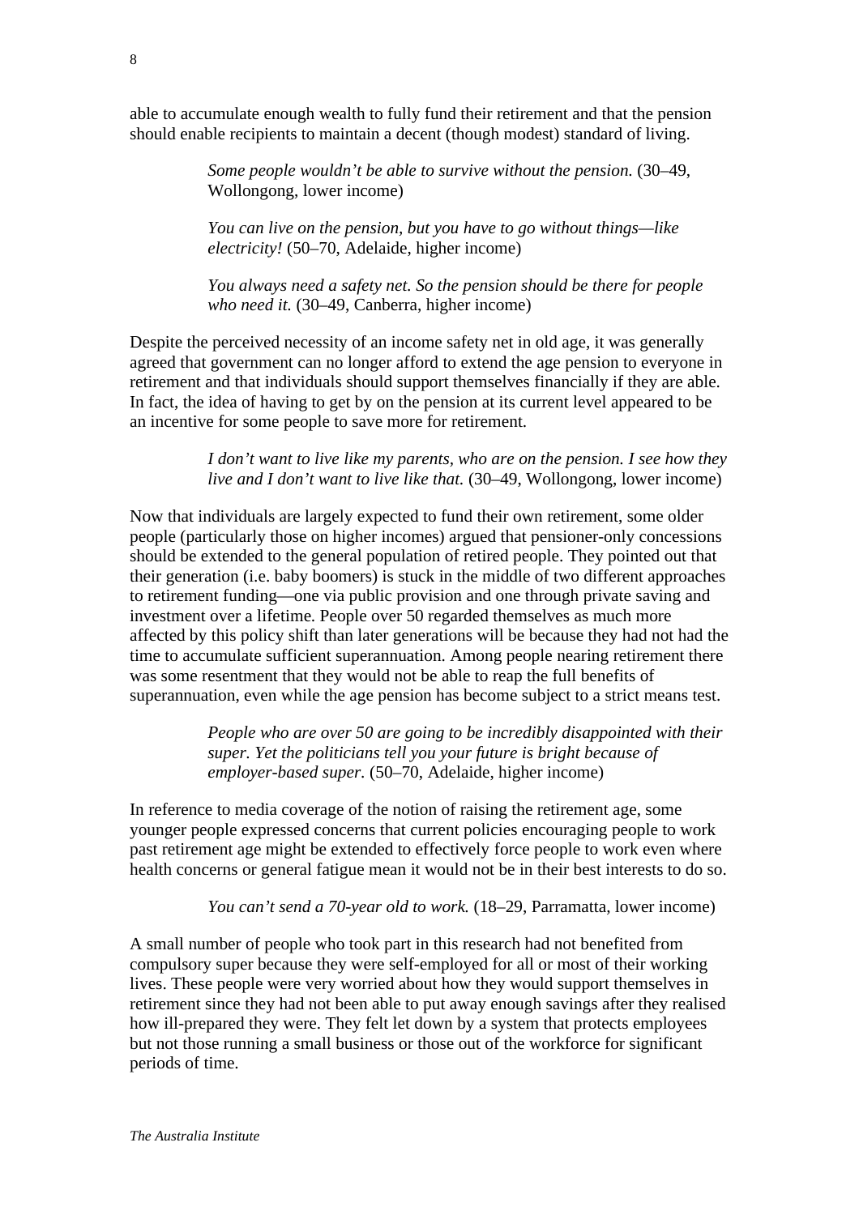able to accumulate enough wealth to fully fund their retirement and that the pension should enable recipients to maintain a decent (though modest) standard of living.

> *Some people wouldn't be able to survive without the pension.* (30–49, Wollongong, lower income)

> *You can live on the pension, but you have to go without things—like electricity!* (50–70, Adelaide, higher income)

> *You always need a safety net. So the pension should be there for people who need it.* (30–49, Canberra, higher income)

Despite the perceived necessity of an income safety net in old age, it was generally agreed that government can no longer afford to extend the age pension to everyone in retirement and that individuals should support themselves financially if they are able. In fact, the idea of having to get by on the pension at its current level appeared to be an incentive for some people to save more for retirement.

> *I don't want to live like my parents, who are on the pension. I see how they live and I don't want to live like that.* (30–49, Wollongong, lower income)

Now that individuals are largely expected to fund their own retirement, some older people (particularly those on higher incomes) argued that pensioner-only concessions should be extended to the general population of retired people. They pointed out that their generation (i.e. baby boomers) is stuck in the middle of two different approaches to retirement funding—one via public provision and one through private saving and investment over a lifetime. People over 50 regarded themselves as much more affected by this policy shift than later generations will be because they had not had the time to accumulate sufficient superannuation. Among people nearing retirement there was some resentment that they would not be able to reap the full benefits of superannuation, even while the age pension has become subject to a strict means test.

> *People who are over 50 are going to be incredibly disappointed with their super. Yet the politicians tell you your future is bright because of employer-based super.* (50–70, Adelaide, higher income)

In reference to media coverage of the notion of raising the retirement age, some younger people expressed concerns that current policies encouraging people to work past retirement age might be extended to effectively force people to work even where health concerns or general fatigue mean it would not be in their best interests to do so.

> *You can't send a 70-year old to work.* (18–29, Parramatta, lower income)

A small number of people who took part in this research had not benefited from compulsory super because they were self-employed for all or most of their working lives. These people were very worried about how they would support themselves in retirement since they had not been able to put away enough savings after they realised how ill-prepared they were. They felt let down by a system that protects employees but not those running a small business or those out of the workforce for significant periods of time.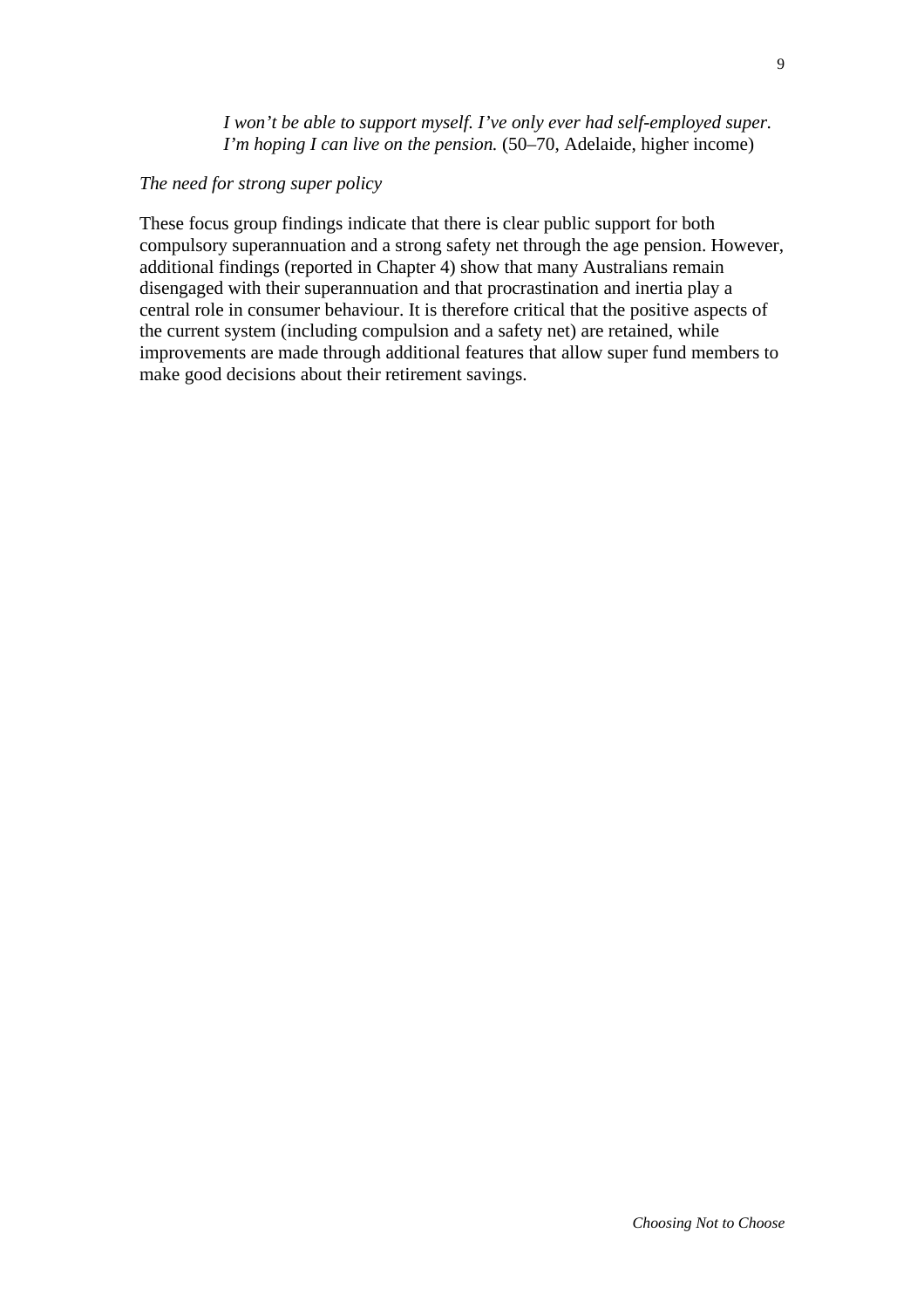> *I won't be able to support myself. I've only ever had self-employed super. I'm hoping I can live on the pension.* (50–70, Adelaide, higher income)

*The need for strong super policy*

These focus group findings indicate that there is clear public support for both compulsory superannuation and a strong safety net through the age pension. However, additional findings (reported in Chapter 4) show that many Australians remain disengaged with their superannuation and that procrastination and inertia play a central role in consumer behaviour. It is therefore critical that the positive aspects of the current system (including compulsion and a safety net) are retained, while improvements are made through additional features that allow super fund members to make good decisions about their retirement savings.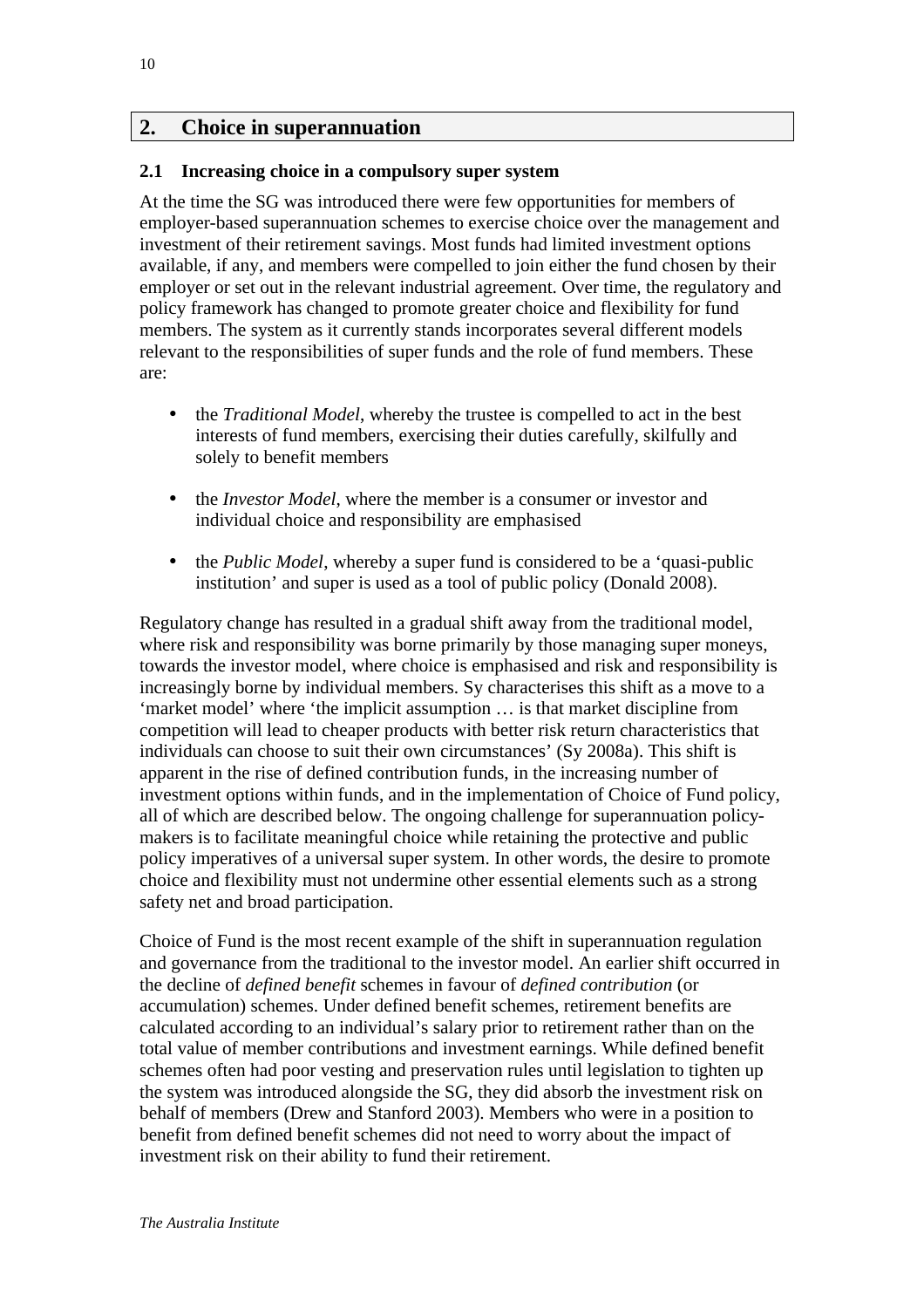## 2. Choice in superannuation

### 2.1 Increasing choice in a compulsory super system

At the time the SG was introduced there were few opportunities for members of employer-based superannuation schemes to exercise choice over the management and investment of their retirement savings. Most funds had limited investment options available, if any, and members were compelled to join either the fund chosen by their employer or set out in the relevant industrial agreement. Over time, the regulatory and policy framework has changed to promote greater choice and flexibility for fund members. The system as it currently stands incorporates several different models relevant to the responsibilities of super funds and the role of fund members. These are:

- the *Traditional Model*, whereby the trustee is compelled to act in the best interests of fund members, exercising their duties carefully, skilfully and solely to benefit members
- the *Investor Model*, where the member is a consumer or investor and individual choice and responsibility are emphasised
- the *Public Model*, whereby a super fund is considered to be a 'quasi-public institution' and super is used as a tool of public policy (Donald 2008).

Regulatory change has resulted in a gradual shift away from the traditional model, where risk and responsibility was borne primarily by those managing super moneys, towards the investor model, where choice is emphasised and risk and responsibility is increasingly borne by individual members. Sy characterises this shift as a move to a 'market model' where 'the implicit assumption … is that market discipline from competition will lead to cheaper products with better risk return characteristics that individuals can choose to suit their own circumstances' (Sy 2008a). This shift is apparent in the rise of defined contribution funds, in the increasing number of investment options within funds, and in the implementation of Choice of Fund policy, all of which are described below. The ongoing challenge for superannuation policy-makers is to facilitate meaningful choice while retaining the protective and public policy imperatives of a universal super system. In other words, the desire to promote choice and flexibility must not undermine other essential elements such as a strong safety net and broad participation.

Choice of Fund is the most recent example of the shift in superannuation regulation and governance from the traditional to the investor model. An earlier shift occurred in the decline of *defined benefit* schemes in favour of *defined contribution* (or accumulation) schemes. Under defined benefit schemes, retirement benefits are calculated according to an individual's salary prior to retirement rather than on the total value of member contributions and investment earnings. While defined benefit schemes often had poor vesting and preservation rules until legislation to tighten up the system was introduced alongside the SG, they did absorb the investment risk on behalf of members (Drew and Stanford 2003). Members who were in a position to benefit from defined benefit schemes did not need to worry about the impact of investment risk on their ability to fund their retirement.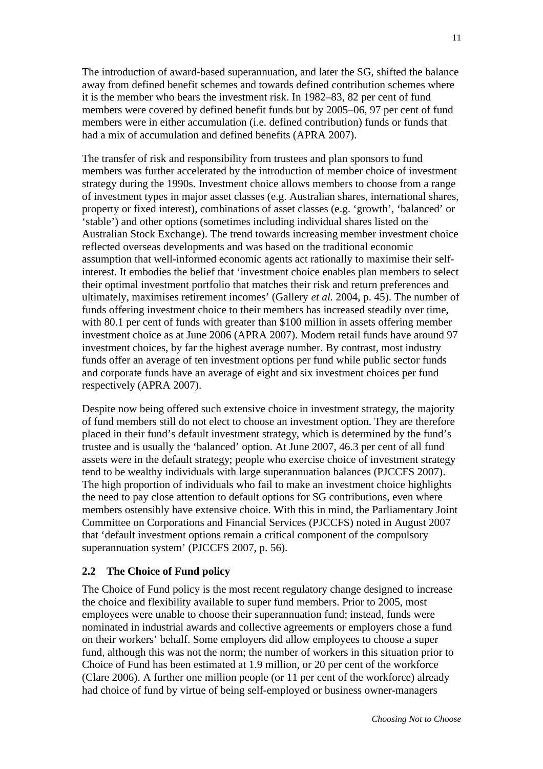The introduction of award-based superannuation, and later the SG, shifted the balance away from defined benefit schemes and towards defined contribution schemes where it is the member who bears the investment risk. In 1982–83, 82 per cent of fund members were covered by defined benefit funds but by 2005–06, 97 per cent of fund members were in either accumulation (i.e. defined contribution) funds or funds that had a mix of accumulation and defined benefits (APRA 2007).

The transfer of risk and responsibility from trustees and plan sponsors to fund members was further accelerated by the introduction of member choice of investment strategy during the 1990s. Investment choice allows members to choose from a range of investment types in major asset classes (e.g. Australian shares, international shares, property or fixed interest), combinations of asset classes (e.g. 'growth', 'balanced' or 'stable') and other options (sometimes including individual shares listed on the Australian Stock Exchange). The trend towards increasing member investment choice reflected overseas developments and was based on the traditional economic assumption that well-informed economic agents act rationally to maximise their self-interest. It embodies the belief that 'investment choice enables plan members to select their optimal investment portfolio that matches their risk and return preferences and ultimately, maximises retirement incomes' (Gallery *et al.* 2004, p. 45). The number of funds offering investment choice to their members has increased steadily over time, with 80.1 per cent of funds with greater than \$100 million in assets offering member investment choice as at June 2006 (APRA 2007). Modern retail funds have around 97 investment choices, by far the highest average number. By contrast, most industry funds offer an average of ten investment options per fund while public sector funds and corporate funds have an average of eight and six investment choices per fund respectively (APRA 2007).

Despite now being offered such extensive choice in investment strategy, the majority of fund members still do not elect to choose an investment option. They are therefore placed in their fund's default investment strategy, which is determined by the fund's trustee and is usually the 'balanced' option. At June 2007, 46.3 per cent of all fund assets were in the default strategy; people who exercise choice of investment strategy tend to be wealthy individuals with large superannuation balances (PJCCFS 2007). The high proportion of individuals who fail to make an investment choice highlights the need to pay close attention to default options for SG contributions, even where members ostensibly have extensive choice. With this in mind, the Parliamentary Joint Committee on Corporations and Financial Services (PJCCFS) noted in August 2007 that 'default investment options remain a critical component of the compulsory superannuation system' (PJCCFS 2007, p. 56).

### 2.2 The Choice of Fund policy

The Choice of Fund policy is the most recent regulatory change designed to increase the choice and flexibility available to super fund members. Prior to 2005, most employees were unable to choose their superannuation fund; instead, funds were nominated in industrial awards and collective agreements or employers chose a fund on their workers' behalf. Some employers did allow employees to choose a super fund, although this was not the norm; the number of workers in this situation prior to Choice of Fund has been estimated at 1.9 million, or 20 per cent of the workforce (Clare 2006). A further one million people (or 11 per cent of the workforce) already had choice of fund by virtue of being self-employed or business owner-managers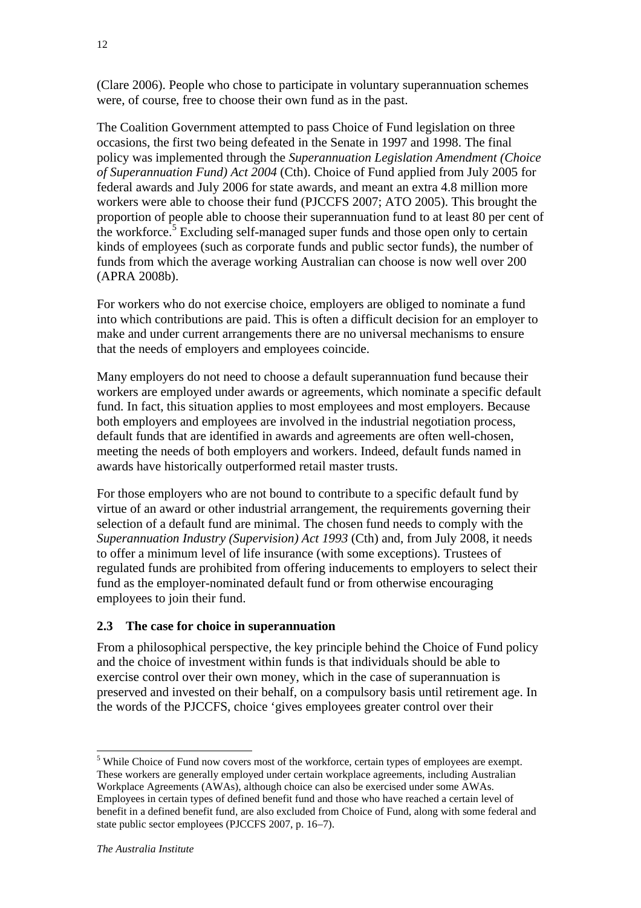(Clare 2006). People who chose to participate in voluntary superannuation schemes were, of course, free to choose their own fund as in the past.

The Coalition Government attempted to pass Choice of Fund legislation on three occasions, the first two being defeated in the Senate in 1997 and 1998. The final policy was implemented through the *Superannuation Legislation Amendment (Choice of Superannuation Fund) Act 2004* (Cth). Choice of Fund applied from July 2005 for federal awards and July 2006 for state awards, and meant an extra 4.8 million more workers were able to choose their fund (PJCCFS 2007; ATO 2005). This brought the proportion of people able to choose their superannuation fund to at least 80 per cent of the workforce.[5] Excluding self-managed super funds and those open only to certain kinds of employees (such as corporate funds and public sector funds), the number of funds from which the average working Australian can choose is now well over 200 (APRA 2008b).

For workers who do not exercise choice, employers are obliged to nominate a fund into which contributions are paid. This is often a difficult decision for an employer to make and under current arrangements there are no universal mechanisms to ensure that the needs of employers and employees coincide.

Many employers do not need to choose a default superannuation fund because their workers are employed under awards or agreements, which nominate a specific default fund. In fact, this situation applies to most employees and most employers. Because both employers and employees are involved in the industrial negotiation process, default funds that are identified in awards and agreements are often well-chosen, meeting the needs of both employers and workers. Indeed, default funds named in awards have historically outperformed retail master trusts.

For those employers who are not bound to contribute to a specific default fund by virtue of an award or other industrial arrangement, the requirements governing their selection of a default fund are minimal. The chosen fund needs to comply with the *Superannuation Industry (Supervision) Act 1993* (Cth) and, from July 2008, it needs to offer a minimum level of life insurance (with some exceptions). Trustees of regulated funds are prohibited from offering inducements to employers to select their fund as the employer-nominated default fund or from otherwise encouraging employees to join their fund.

### 2.3 The case for choice in superannuation

From a philosophical perspective, the key principle behind the Choice of Fund policy and the choice of investment within funds is that individuals should be able to exercise control over their own money, which in the case of superannuation is preserved and invested on their behalf, on a compulsory basis until retirement age. In the words of the PJCCFS, choice 'gives employees greater control over their

---

[5] While Choice of Fund now covers most of the workforce, certain types of employees are exempt. These workers are generally employed under certain workplace agreements, including Australian Workplace Agreements (AWAs), although choice can also be exercised under some AWAs. Employees in certain types of defined benefit fund and those who have reached a certain level of benefit in a defined benefit fund, are also excluded from Choice of Fund, along with some federal and state public sector employees (PJCCFS 2007, p. 16–7).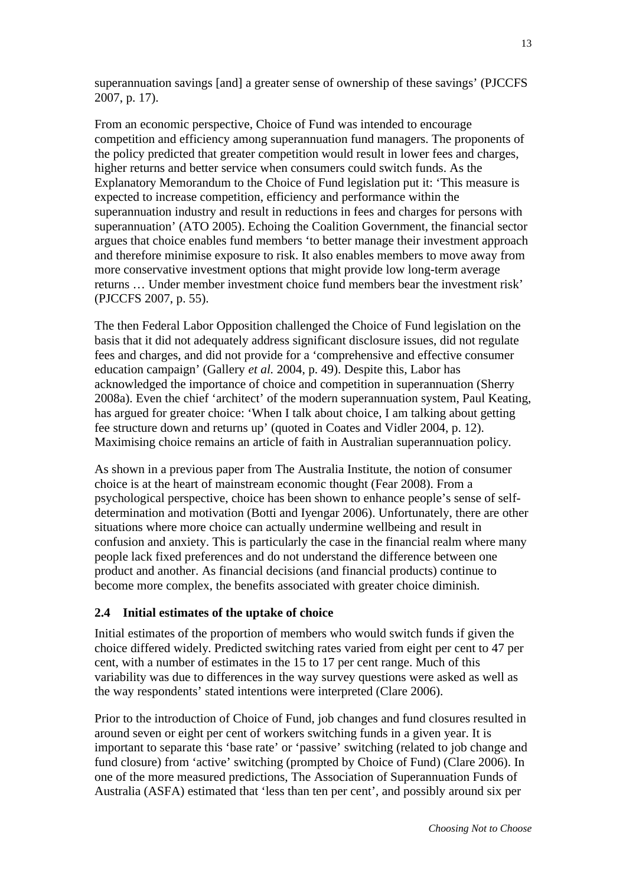superannuation savings [and] a greater sense of ownership of these savings' (PJCCFS 2007, p. 17).

From an economic perspective, Choice of Fund was intended to encourage competition and efficiency among superannuation fund managers. The proponents of the policy predicted that greater competition would result in lower fees and charges, higher returns and better service when consumers could switch funds. As the Explanatory Memorandum to the Choice of Fund legislation put it: 'This measure is expected to increase competition, efficiency and performance within the superannuation industry and result in reductions in fees and charges for persons with superannuation' (ATO 2005). Echoing the Coalition Government, the financial sector argues that choice enables fund members 'to better manage their investment approach and therefore minimise exposure to risk. It also enables members to move away from more conservative investment options that might provide low long-term average returns … Under member investment choice fund members bear the investment risk' (PJCCFS 2007, p. 55).

The then Federal Labor Opposition challenged the Choice of Fund legislation on the basis that it did not adequately address significant disclosure issues, did not regulate fees and charges, and did not provide for a 'comprehensive and effective consumer education campaign' (Gallery *et al.* 2004, p. 49). Despite this, Labor has acknowledged the importance of choice and competition in superannuation (Sherry 2008a). Even the chief 'architect' of the modern superannuation system, Paul Keating, has argued for greater choice: 'When I talk about choice, I am talking about getting fee structure down and returns up' (quoted in Coates and Vidler 2004, p. 12). Maximising choice remains an article of faith in Australian superannuation policy.

As shown in a previous paper from The Australia Institute, the notion of consumer choice is at the heart of mainstream economic thought (Fear 2008). From a psychological perspective, choice has been shown to enhance people's sense of self-determination and motivation (Botti and Iyengar 2006). Unfortunately, there are other situations where more choice can actually undermine wellbeing and result in confusion and anxiety. This is particularly the case in the financial realm where many people lack fixed preferences and do not understand the difference between one product and another. As financial decisions (and financial products) continue to become more complex, the benefits associated with greater choice diminish.

## 2.4 Initial estimates of the uptake of choice

Initial estimates of the proportion of members who would switch funds if given the choice differed widely. Predicted switching rates varied from eight per cent to 47 per cent, with a number of estimates in the 15 to 17 per cent range. Much of this variability was due to differences in the way survey questions were asked as well as the way respondents' stated intentions were interpreted (Clare 2006).

Prior to the introduction of Choice of Fund, job changes and fund closures resulted in around seven or eight per cent of workers switching funds in a given year. It is important to separate this 'base rate' or 'passive' switching (related to job change and fund closure) from 'active' switching (prompted by Choice of Fund) (Clare 2006). In one of the more measured predictions, The Association of Superannuation Funds of Australia (ASFA) estimated that 'less than ten per cent', and possibly around six per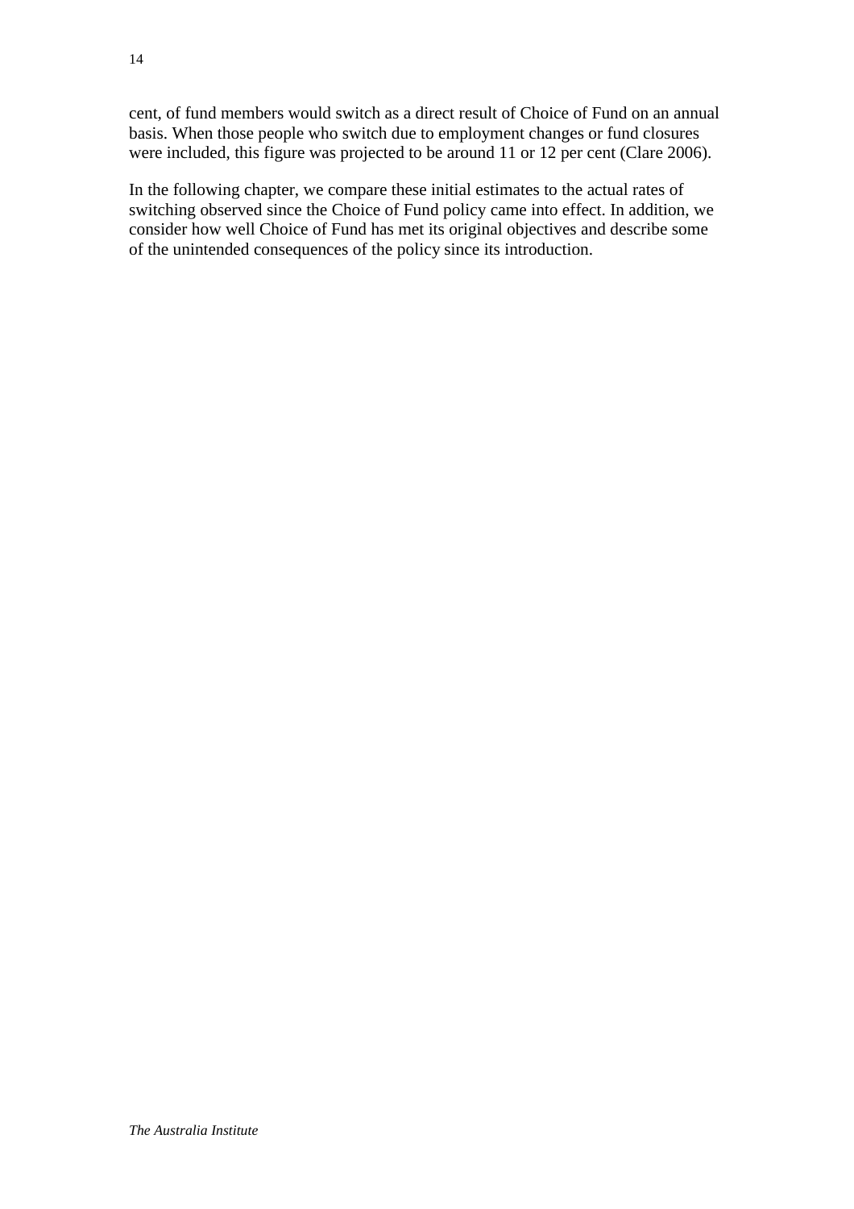cent, of fund members would switch as a direct result of Choice of Fund on an annual basis. When those people who switch due to employment changes or fund closures were included, this figure was projected to be around 11 or 12 per cent (Clare 2006).

In the following chapter, we compare these initial estimates to the actual rates of switching observed since the Choice of Fund policy came into effect. In addition, we consider how well Choice of Fund has met its original objectives and describe some of the unintended consequences of the policy since its introduction.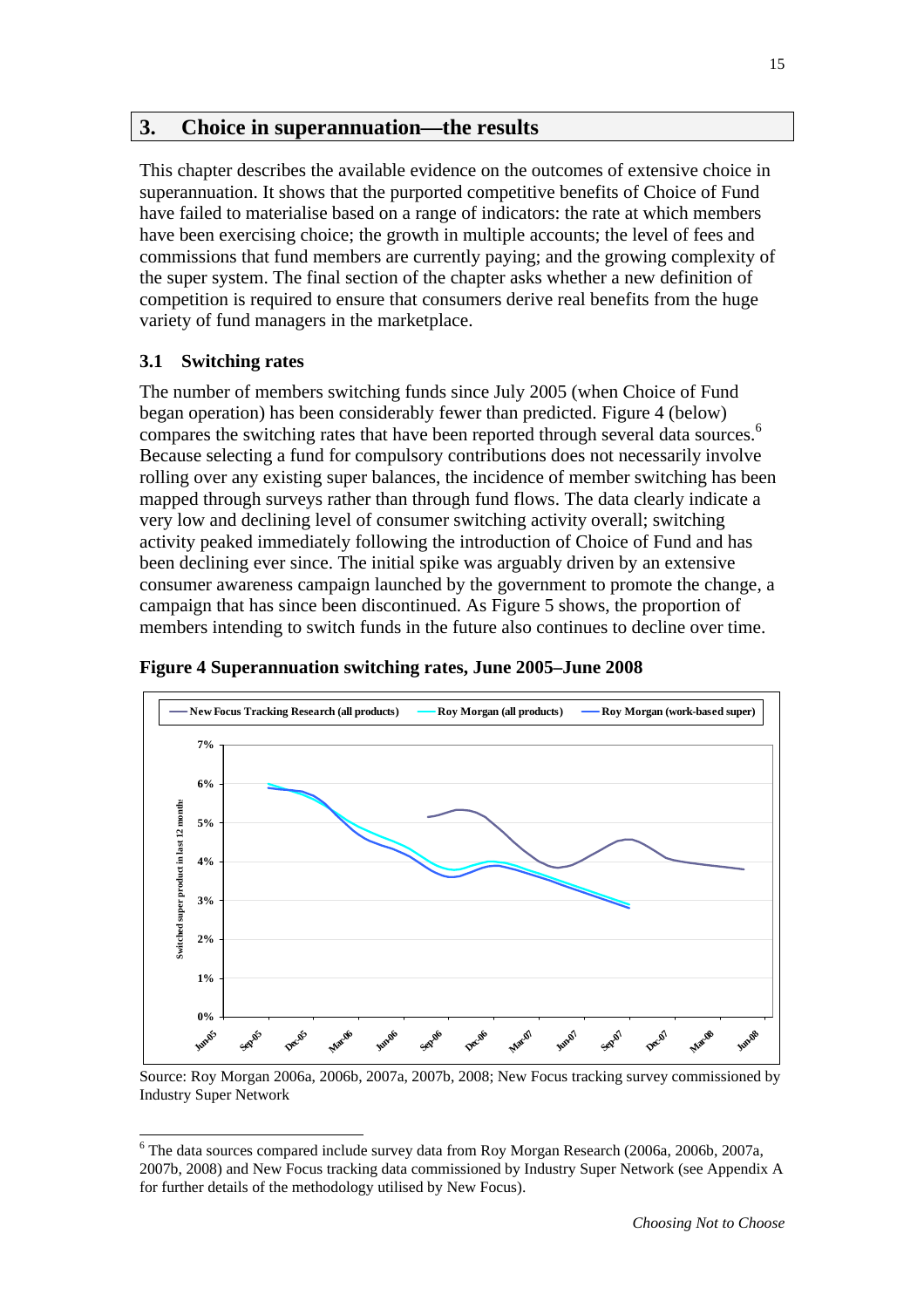## 3. Choice in superannuation—the results

This chapter describes the available evidence on the outcomes of extensive choice in superannuation. It shows that the purported competitive benefits of Choice of Fund have failed to materialise based on a range of indicators: the rate at which members have been exercising choice; the growth in multiple accounts; the level of fees and commissions that fund members are currently paying; and the growing complexity of the super system. The final section of the chapter asks whether a new definition of competition is required to ensure that consumers derive real benefits from the huge variety of fund managers in the marketplace.

### 3.1 Switching rates

The number of members switching funds since July 2005 (when Choice of Fund began operation) has been considerably fewer than predicted. Figure 4 (below) compares the switching rates that have been reported through several data sources.[6] Because selecting a fund for compulsory contributions does not necessarily involve rolling over any existing super balances, the incidence of member switching has been mapped through surveys rather than through fund flows. The data clearly indicate a very low and declining level of consumer switching activity overall; switching activity peaked immediately following the introduction of Choice of Fund and has been declining ever since. The initial spike was arguably driven by an extensive consumer awareness campaign launched by the government to promote the change, a campaign that has since been discontinued. As Figure 5 shows, the proportion of members intending to switch funds in the future also continues to decline over time.

**Figure 4 Superannuation switching rates, June 2005–June 2008**

New Focus Tracking Research (all products)
Roy Morgan (all products)
Roy Morgan (work-based super)

Switched super product in last 12 months

7%
6%
5%
4%
3%
2%
1%
0%

Jun-05
Sep-05
Dec-05
Mar-06
Jun-06
Sep-06
Dec-06
Mar-07
Jun-07
Sep-07
Dec-07
Mar-08
Jun-08

Source: Roy Morgan 2006a, 2006b, 2007a, 2007b, 2008; New Focus tracking survey commissioned by Industry Super Network

[6] The data sources compared include survey data from Roy Morgan Research (2006a, 2006b, 2007a, 2007b, 2008) and New Focus tracking data commissioned by Industry Super Network (see Appendix A for further details of the methodology utilised by New Focus).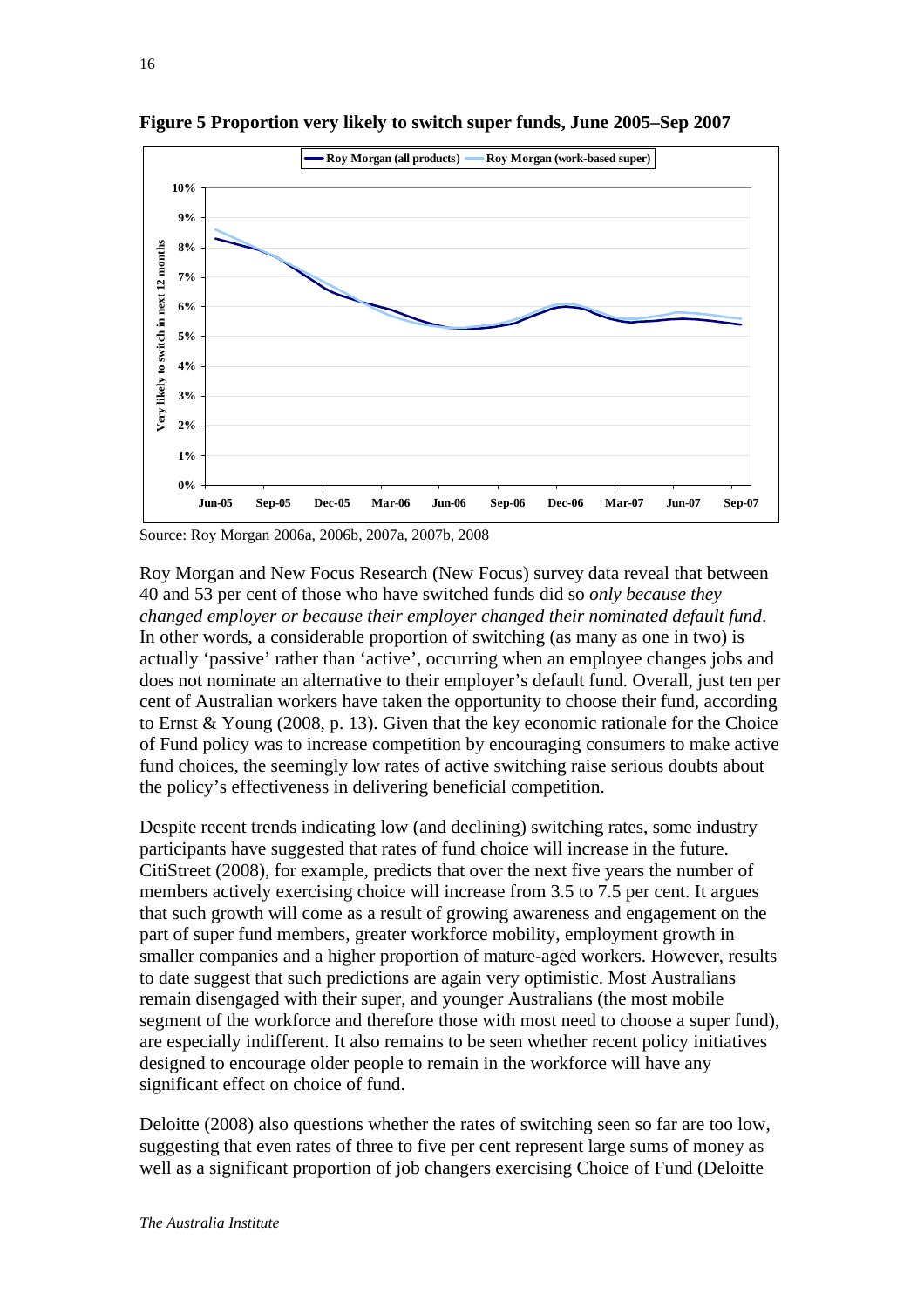**Figure 5 Proportion very likely to switch super funds, June 2005–Sep 2007**

Source: Roy Morgan 2006a, 2006b, 2007a, 2007b, 2008

Roy Morgan and New Focus Research (New Focus) survey data reveal that between 40 and 53 per cent of those who have switched funds did so *only because they changed employer or because their employer changed their nominated default fund*. In other words, a considerable proportion of switching (as many as one in two) is actually 'passive' rather than 'active', occurring when an employee changes jobs and does not nominate an alternative to their employer's default fund. Overall, just ten per cent of Australian workers have taken the opportunity to choose their fund, according to Ernst & Young (2008, p. 13). Given that the key economic rationale for the Choice of Fund policy was to increase competition by encouraging consumers to make active fund choices, the seemingly low rates of active switching raise serious doubts about the policy's effectiveness in delivering beneficial competition.

Despite recent trends indicating low (and declining) switching rates, some industry participants have suggested that rates of fund choice will increase in the future. CitiStreet (2008), for example, predicts that over the next five years the number of members actively exercising choice will increase from 3.5 to 7.5 per cent. It argues that such growth will come as a result of growing awareness and engagement on the part of super fund members, greater workforce mobility, employment growth in smaller companies and a higher proportion of mature-aged workers. However, results to date suggest that such predictions are again very optimistic. Most Australians remain disengaged with their super, and younger Australians (the most mobile segment of the workforce and therefore those with most need to choose a super fund), are especially indifferent. It also remains to be seen whether recent policy initiatives designed to encourage older people to remain in the workforce will have any significant effect on choice of fund.

Deloitte (2008) also questions whether the rates of switching seen so far are too low, suggesting that even rates of three to five per cent represent large sums of money as well as a significant proportion of job changers exercising Choice of Fund (Deloitte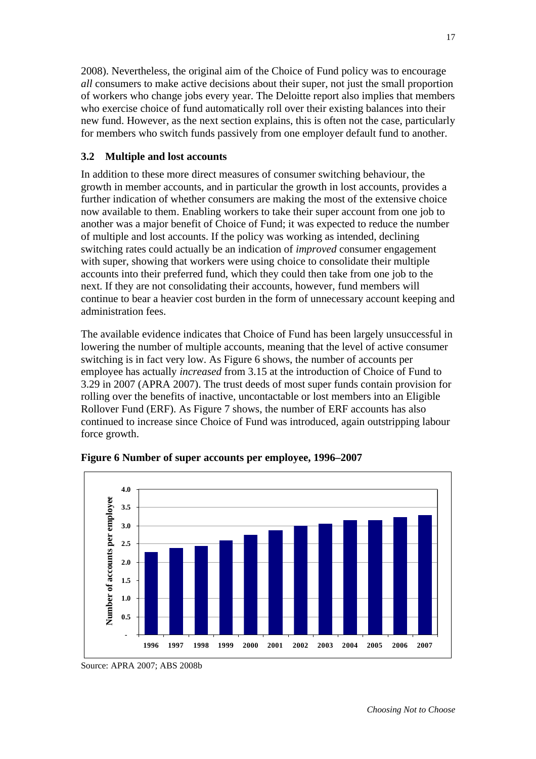2008). Nevertheless, the original aim of the Choice of Fund policy was to encourage *all* consumers to make active decisions about their super, not just the small proportion of workers who change jobs every year. The Deloitte report also implies that members who exercise choice of fund automatically roll over their existing balances into their new fund. However, as the next section explains, this is often not the case, particularly for members who switch funds passively from one employer default fund to another.

### 3.2 Multiple and lost accounts

In addition to these more direct measures of consumer switching behaviour, the growth in member accounts, and in particular the growth in lost accounts, provides a further indication of whether consumers are making the most of the extensive choice now available to them. Enabling workers to take their super account from one job to another was a major benefit of Choice of Fund; it was expected to reduce the number of multiple and lost accounts. If the policy was working as intended, declining switching rates could actually be an indication of *improved* consumer engagement with super, showing that workers were using choice to consolidate their multiple accounts into their preferred fund, which they could then take from one job to the next. If they are not consolidating their accounts, however, fund members will continue to bear a heavier cost burden in the form of unnecessary account keeping and administration fees.

The available evidence indicates that Choice of Fund has been largely unsuccessful in lowering the number of multiple accounts, meaning that the level of active consumer switching is in fact very low. As Figure 6 shows, the number of accounts per employee has actually *increased* from 3.15 at the introduction of Choice of Fund to 3.29 in 2007 (APRA 2007). The trust deeds of most super funds contain provision for rolling over the benefits of inactive, uncontactable or lost members into an Eligible Rollover Fund (ERF). As Figure 7 shows, the number of ERF accounts has also continued to increase since Choice of Fund was introduced, again outstripping labour force growth.

**Figure 6 Number of super accounts per employee, 1996–2007**

Source: APRA 2007; ABS 2008b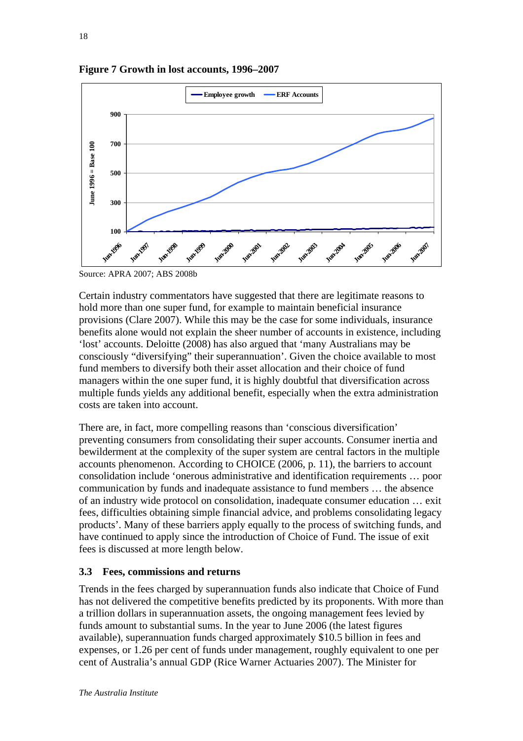**Figure 7 Growth in lost accounts, 1996–2007**

Employee growth
ERF Accounts

June 1996 = Base 100

900
700
500
300
100

Jun-1996
Jun-1997
Jun-1998
Jun-1999
Jun-2000
Jun-2001
Jun-2002
Jun-2003
Jun-2004
Jun-2005
Jun-2006
Jun-2007

Source: APRA 2007; ABS 2008b

Certain industry commentators have suggested that there are legitimate reasons to hold more than one super fund, for example to maintain beneficial insurance provisions (Clare 2007). While this may be the case for some individuals, insurance benefits alone would not explain the sheer number of accounts in existence, including 'lost' accounts. Deloitte (2008) has also argued that 'many Australians may be consciously "diversifying" their superannuation'. Given the choice available to most fund members to diversify both their asset allocation and their choice of fund managers within the one super fund, it is highly doubtful that diversification across multiple funds yields any additional benefit, especially when the extra administration costs are taken into account.

There are, in fact, more compelling reasons than 'conscious diversification' preventing consumers from consolidating their super accounts. Consumer inertia and bewilderment at the complexity of the super system are central factors in the multiple accounts phenomenon. According to CHOICE (2006, p. 11), the barriers to account consolidation include 'onerous administrative and identification requirements … poor communication by funds and inadequate assistance to fund members … the absence of an industry wide protocol on consolidation, inadequate consumer education … exit fees, difficulties obtaining simple financial advice, and problems consolidating legacy products'. Many of these barriers apply equally to the process of switching funds, and have continued to apply since the introduction of Choice of Fund. The issue of exit fees is discussed at more length below.

### 3.3 Fees, commissions and returns

Trends in the fees charged by superannuation funds also indicate that Choice of Fund has not delivered the competitive benefits predicted by its proponents. With more than a trillion dollars in superannuation assets, the ongoing management fees levied by funds amount to substantial sums. In the year to June 2006 (the latest figures available), superannuation funds charged approximately $10.5 billion in fees and expenses, or 1.26 per cent of funds under management, roughly equivalent to one per cent of Australia's annual GDP (Rice Warner Actuaries 2007). The Minister for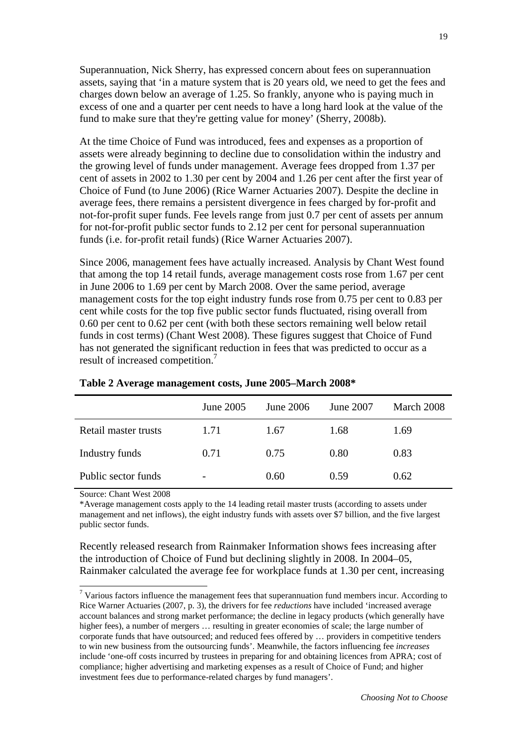Superannuation, Nick Sherry, has expressed concern about fees on superannuation assets, saying that 'in a mature system that is 20 years old, we need to get the fees and charges down below an average of 1.25. So frankly, anyone who is paying much in excess of one and a quarter per cent needs to have a long hard look at the value of the fund to make sure that they're getting value for money' (Sherry, 2008b).

At the time Choice of Fund was introduced, fees and expenses as a proportion of assets were already beginning to decline due to consolidation within the industry and the growing level of funds under management. Average fees dropped from 1.37 per cent of assets in 2002 to 1.30 per cent by 2004 and 1.26 per cent after the first year of Choice of Fund (to June 2006) (Rice Warner Actuaries 2007). Despite the decline in average fees, there remains a persistent divergence in fees charged by for-profit and not-for-profit super funds. Fee levels range from just 0.7 per cent of assets per annum for not-for-profit public sector funds to 2.12 per cent for personal superannuation funds (i.e. for-profit retail funds) (Rice Warner Actuaries 2007).

Since 2006, management fees have actually increased. Analysis by Chant West found that among the top 14 retail funds, average management costs rose from 1.67 per cent in June 2006 to 1.69 per cent by March 2008. Over the same period, average management costs for the top eight industry funds rose from 0.75 per cent to 0.83 per cent while costs for the top five public sector funds fluctuated, rising overall from 0.60 per cent to 0.62 per cent (with both these sectors remaining well below retail funds in cost terms) (Chant West 2008). These figures suggest that Choice of Fund has not generated the significant reduction in fees that was predicted to occur as a result of increased competition.[7]

**Table 2 Average management costs, June 2005–March 2008***

| | June 2005 | June 2006 | June 2007 | March 2008 |
|---|---|---|---|---|
| Retail master trusts | 1.71 | 1.67 | 1.68 | 1.69 |
| Industry funds | 0.71 | 0.75 | 0.80 | 0.83 |
| Public sector funds | - | 0.60 | 0.59 | 0.62 |

Source: Chant West 2008

*Average management costs apply to the 14 leading retail master trusts (according to assets under management and net inflows), the eight industry funds with assets over $7 billion, and the five largest public sector funds.

Recently released research from Rainmaker Information shows fees increasing after the introduction of Choice of Fund but declining slightly in 2008. In 2004–05, Rainmaker calculated the average fee for workplace funds at 1.30 per cent, increasing

[7] Various factors influence the management fees that superannuation fund members incur. According to Rice Warner Actuaries (2007, p. 3), the drivers for fee *reductions* have included 'increased average account balances and strong market performance; the decline in legacy products (which generally have higher fees), a number of mergers … resulting in greater economies of scale; the large number of corporate funds that have outsourced; and reduced fees offered by … providers in competitive tenders to win new business from the outsourcing funds'. Meanwhile, the factors influencing fee *increases* include 'one-off costs incurred by trustees in preparing for and obtaining licences from APRA; cost of compliance; higher advertising and marketing expenses as a result of Choice of Fund; and higher investment fees due to performance-related charges by fund managers'.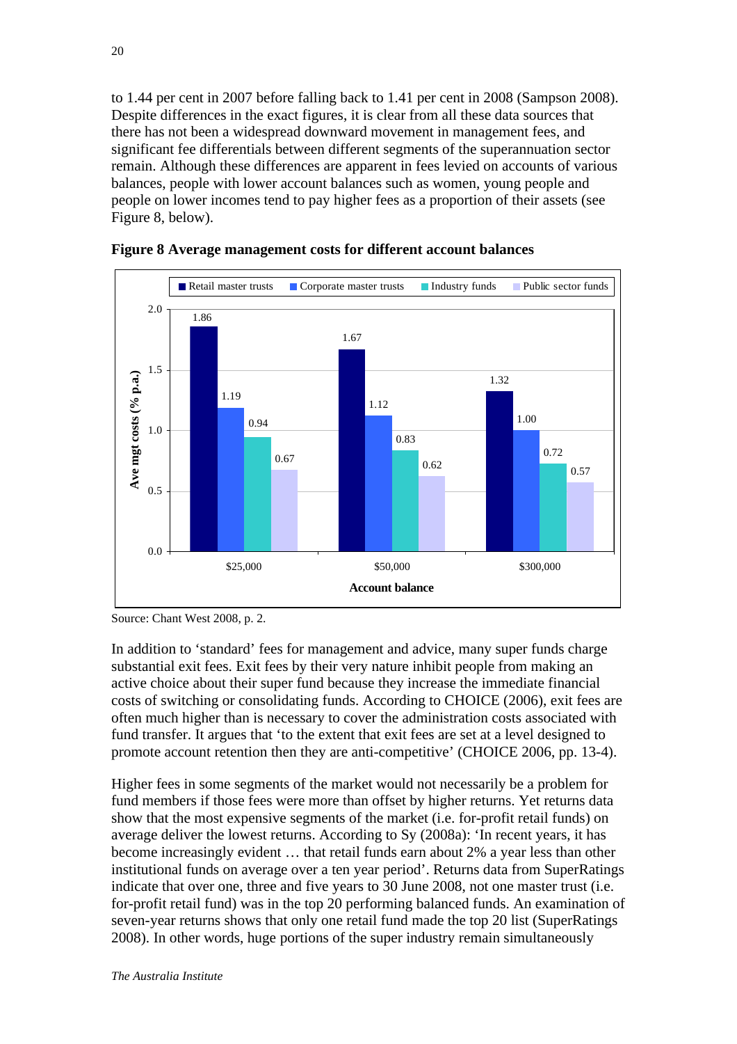to 1.44 per cent in 2007 before falling back to 1.41 per cent in 2008 (Sampson 2008). Despite differences in the exact figures, it is clear from all these data sources that there has not been a widespread downward movement in management fees, and significant fee differentials between different segments of the superannuation sector remain. Although these differences are apparent in fees levied on accounts of various balances, people with lower account balances such as women, young people and people on lower incomes tend to pay higher fees as a proportion of their assets (see Figure 8, below).

**Figure 8 Average management costs for different account balances**

Retail master trusts
Corporate master trusts
Industry funds
Public sector funds

Ave mgt costs (% p.a.)

2.0
1.5
1.0
0.5
0.0

$25,000: 1.86, 1.19, 0.94, 0.67
$50,000: 1.67, 1.12, 0.83, 0.62
$300,000: 1.32, 1.00, 0.72, 0.57

Account balance

Source: Chant West 2008, p. 2.

In addition to 'standard' fees for management and advice, many super funds charge substantial exit fees. Exit fees by their very nature inhibit people from making an active choice about their super fund because they increase the immediate financial costs of switching or consolidating funds. According to CHOICE (2006), exit fees are often much higher than is necessary to cover the administration costs associated with fund transfer. It argues that 'to the extent that exit fees are set at a level designed to promote account retention then they are anti-competitive' (CHOICE 2006, pp. 13-4).

Higher fees in some segments of the market would not necessarily be a problem for fund members if those fees were more than offset by higher returns. Yet returns data show that the most expensive segments of the market (i.e. for-profit retail funds) on average deliver the lowest returns. According to Sy (2008a): 'In recent years, it has become increasingly evident … that retail funds earn about 2% a year less than other institutional funds on average over a ten year period'. Returns data from SuperRatings indicate that over one, three and five years to 30 June 2008, not one master trust (i.e. for-profit retail fund) was in the top 20 performing balanced funds. An examination of seven-year returns shows that only one retail fund made the top 20 list (SuperRatings 2008). In other words, huge portions of the super industry remain simultaneously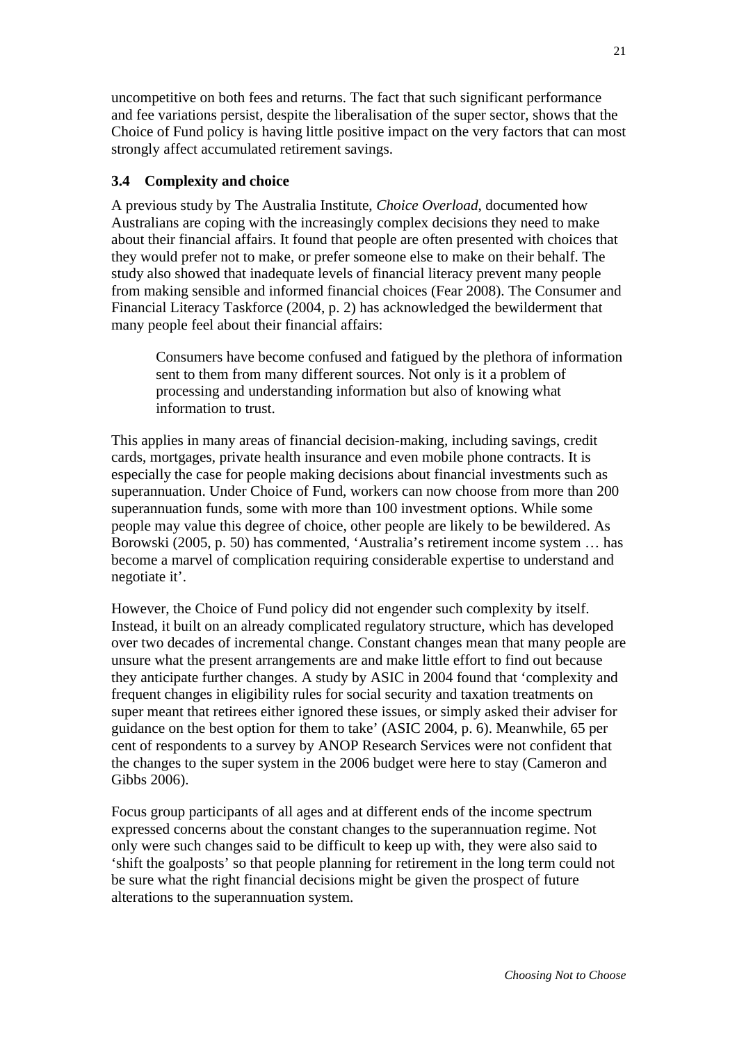uncompetitive on both fees and returns. The fact that such significant performance and fee variations persist, despite the liberalisation of the super sector, shows that the Choice of Fund policy is having little positive impact on the very factors that can most strongly affect accumulated retirement savings.

### 3.4 Complexity and choice

A previous study by The Australia Institute, *Choice Overload*, documented how Australians are coping with the increasingly complex decisions they need to make about their financial affairs. It found that people are often presented with choices that they would prefer not to make, or prefer someone else to make on their behalf. The study also showed that inadequate levels of financial literacy prevent many people from making sensible and informed financial choices (Fear 2008). The Consumer and Financial Literacy Taskforce (2004, p. 2) has acknowledged the bewilderment that many people feel about their financial affairs:

> Consumers have become confused and fatigued by the plethora of information sent to them from many different sources. Not only is it a problem of processing and understanding information but also of knowing what information to trust.

This applies in many areas of financial decision-making, including savings, credit cards, mortgages, private health insurance and even mobile phone contracts. It is especially the case for people making decisions about financial investments such as superannuation. Under Choice of Fund, workers can now choose from more than 200 superannuation funds, some with more than 100 investment options. While some people may value this degree of choice, other people are likely to be bewildered. As Borowski (2005, p. 50) has commented, 'Australia's retirement income system … has become a marvel of complication requiring considerable expertise to understand and negotiate it'.

However, the Choice of Fund policy did not engender such complexity by itself. Instead, it built on an already complicated regulatory structure, which has developed over two decades of incremental change. Constant changes mean that many people are unsure what the present arrangements are and make little effort to find out because they anticipate further changes. A study by ASIC in 2004 found that 'complexity and frequent changes in eligibility rules for social security and taxation treatments on super meant that retirees either ignored these issues, or simply asked their adviser for guidance on the best option for them to take' (ASIC 2004, p. 6). Meanwhile, 65 per cent of respondents to a survey by ANOP Research Services were not confident that the changes to the super system in the 2006 budget were here to stay (Cameron and Gibbs 2006).

Focus group participants of all ages and at different ends of the income spectrum expressed concerns about the constant changes to the superannuation regime. Not only were such changes said to be difficult to keep up with, they were also said to 'shift the goalposts' so that people planning for retirement in the long term could not be sure what the right financial decisions might be given the prospect of future alterations to the superannuation system.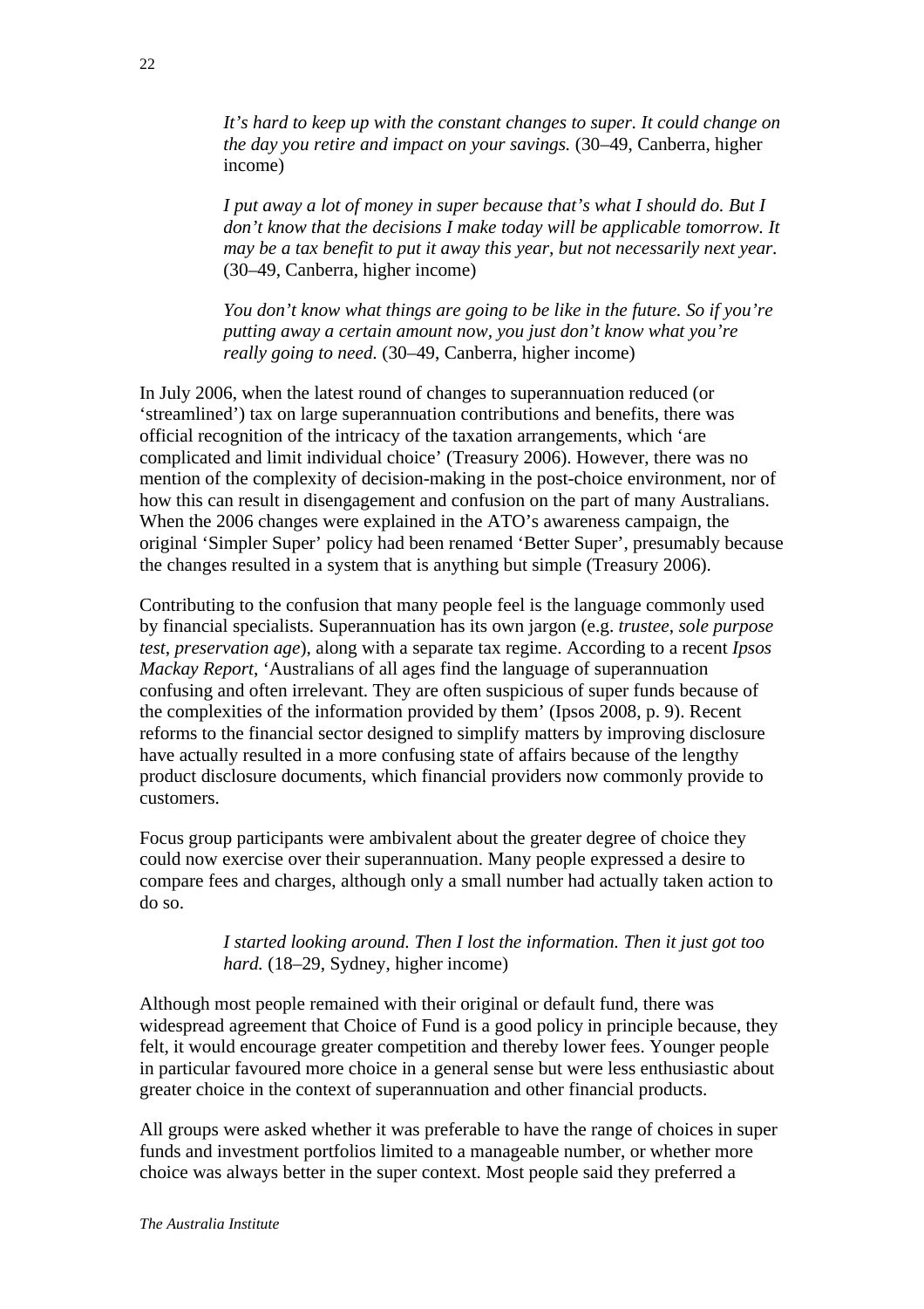> *It's hard to keep up with the constant changes to super. It could change on the day you retire and impact on your savings.* (30–49, Canberra, higher income)

> *I put away a lot of money in super because that's what I should do. But I don't know that the decisions I make today will be applicable tomorrow. It may be a tax benefit to put it away this year, but not necessarily next year.* (30–49, Canberra, higher income)

> *You don't know what things are going to be like in the future. So if you're putting away a certain amount now, you just don't know what you're really going to need.* (30–49, Canberra, higher income)

In July 2006, when the latest round of changes to superannuation reduced (or 'streamlined') tax on large superannuation contributions and benefits, there was official recognition of the intricacy of the taxation arrangements, which 'are complicated and limit individual choice' (Treasury 2006). However, there was no mention of the complexity of decision-making in the post-choice environment, nor of how this can result in disengagement and confusion on the part of many Australians. When the 2006 changes were explained in the ATO's awareness campaign, the original 'Simpler Super' policy had been renamed 'Better Super', presumably because the changes resulted in a system that is anything but simple (Treasury 2006).

Contributing to the confusion that many people feel is the language commonly used by financial specialists. Superannuation has its own jargon (e.g. *trustee*, *sole purpose test*, *preservation age*), along with a separate tax regime. According to a recent *Ipsos Mackay Report*, 'Australians of all ages find the language of superannuation confusing and often irrelevant. They are often suspicious of super funds because of the complexities of the information provided by them' (Ipsos 2008, p. 9). Recent reforms to the financial sector designed to simplify matters by improving disclosure have actually resulted in a more confusing state of affairs because of the lengthy product disclosure documents, which financial providers now commonly provide to customers.

Focus group participants were ambivalent about the greater degree of choice they could now exercise over their superannuation. Many people expressed a desire to compare fees and charges, although only a small number had actually taken action to do so.

> *I started looking around. Then I lost the information. Then it just got too hard.* (18–29, Sydney, higher income)

Although most people remained with their original or default fund, there was widespread agreement that Choice of Fund is a good policy in principle because, they felt, it would encourage greater competition and thereby lower fees. Younger people in particular favoured more choice in a general sense but were less enthusiastic about greater choice in the context of superannuation and other financial products.

All groups were asked whether it was preferable to have the range of choices in super funds and investment portfolios limited to a manageable number, or whether more choice was always better in the super context. Most people said they preferred a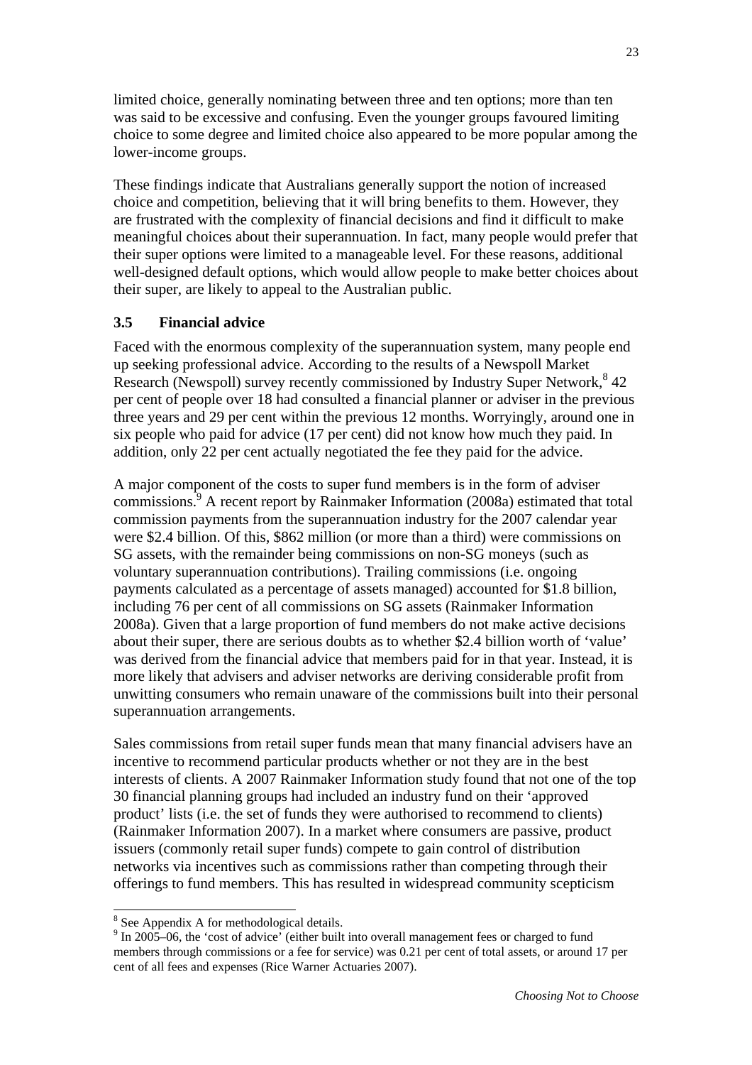limited choice, generally nominating between three and ten options; more than ten was said to be excessive and confusing. Even the younger groups favoured limiting choice to some degree and limited choice also appeared to be more popular among the lower-income groups.

These findings indicate that Australians generally support the notion of increased choice and competition, believing that it will bring benefits to them. However, they are frustrated with the complexity of financial decisions and find it difficult to make meaningful choices about their superannuation. In fact, many people would prefer that their super options were limited to a manageable level. For these reasons, additional well-designed default options, which would allow people to make better choices about their super, are likely to appeal to the Australian public.

### 3.5 Financial advice

Faced with the enormous complexity of the superannuation system, many people end up seeking professional advice. According to the results of a Newspoll Market Research (Newspoll) survey recently commissioned by Industry Super Network,[8] 42 per cent of people over 18 had consulted a financial planner or adviser in the previous three years and 29 per cent within the previous 12 months. Worryingly, around one in six people who paid for advice (17 per cent) did not know how much they paid. In addition, only 22 per cent actually negotiated the fee they paid for the advice.

A major component of the costs to super fund members is in the form of adviser commissions.[9] A recent report by Rainmaker Information (2008a) estimated that total commission payments from the superannuation industry for the 2007 calendar year were $2.4 billion. Of this, $862 million (or more than a third) were commissions on SG assets, with the remainder being commissions on non-SG moneys (such as voluntary superannuation contributions). Trailing commissions (i.e. ongoing payments calculated as a percentage of assets managed) accounted for $1.8 billion, including 76 per cent of all commissions on SG assets (Rainmaker Information 2008a). Given that a large proportion of fund members do not make active decisions about their super, there are serious doubts as to whether $2.4 billion worth of 'value' was derived from the financial advice that members paid for in that year. Instead, it is more likely that advisers and adviser networks are deriving considerable profit from unwitting consumers who remain unaware of the commissions built into their personal superannuation arrangements.

Sales commissions from retail super funds mean that many financial advisers have an incentive to recommend particular products whether or not they are in the best interests of clients. A 2007 Rainmaker Information study found that not one of the top 30 financial planning groups had included an industry fund on their 'approved product' lists (i.e. the set of funds they were authorised to recommend to clients) (Rainmaker Information 2007). In a market where consumers are passive, product issuers (commonly retail super funds) compete to gain control of distribution networks via incentives such as commissions rather than competing through their offerings to fund members. This has resulted in widespread community scepticism

---

[8] See Appendix A for methodological details.

[9] In 2005–06, the 'cost of advice' (either built into overall management fees or charged to fund members through commissions or a fee for service) was 0.21 per cent of total assets, or around 17 per cent of all fees and expenses (Rice Warner Actuaries 2007).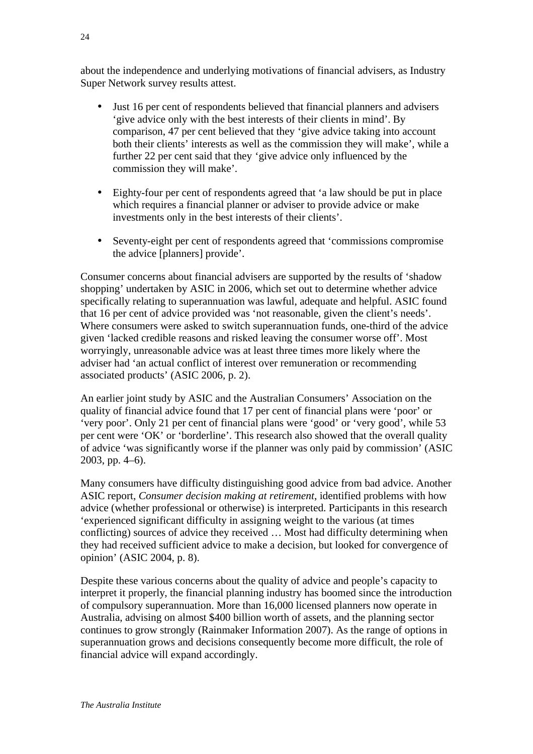about the independence and underlying motivations of financial advisers, as Industry Super Network survey results attest.

- Just 16 per cent of respondents believed that financial planners and advisers 'give advice only with the best interests of their clients in mind'. By comparison, 47 per cent believed that they 'give advice taking into account both their clients' interests as well as the commission they will make', while a further 22 per cent said that they 'give advice only influenced by the commission they will make'.

- Eighty-four per cent of respondents agreed that 'a law should be put in place which requires a financial planner or adviser to provide advice or make investments only in the best interests of their clients'.

- Seventy-eight per cent of respondents agreed that 'commissions compromise the advice [planners] provide'.

Consumer concerns about financial advisers are supported by the results of 'shadow shopping' undertaken by ASIC in 2006, which set out to determine whether advice specifically relating to superannuation was lawful, adequate and helpful. ASIC found that 16 per cent of advice provided was 'not reasonable, given the client's needs'. Where consumers were asked to switch superannuation funds, one-third of the advice given 'lacked credible reasons and risked leaving the consumer worse off'. Most worryingly, unreasonable advice was at least three times more likely where the adviser had 'an actual conflict of interest over remuneration or recommending associated products' (ASIC 2006, p. 2).

An earlier joint study by ASIC and the Australian Consumers' Association on the quality of financial advice found that 17 per cent of financial plans were 'poor' or 'very poor'. Only 21 per cent of financial plans were 'good' or 'very good', while 53 per cent were 'OK' or 'borderline'. This research also showed that the overall quality of advice 'was significantly worse if the planner was only paid by commission' (ASIC 2003, pp. 4–6).

Many consumers have difficulty distinguishing good advice from bad advice. Another ASIC report, *Consumer decision making at retirement*, identified problems with how advice (whether professional or otherwise) is interpreted. Participants in this research 'experienced significant difficulty in assigning weight to the various (at times conflicting) sources of advice they received … Most had difficulty determining when they had received sufficient advice to make a decision, but looked for convergence of opinion' (ASIC 2004, p. 8).

Despite these various concerns about the quality of advice and people's capacity to interpret it properly, the financial planning industry has boomed since the introduction of compulsory superannuation. More than 16,000 licensed planners now operate in Australia, advising on almost $400 billion worth of assets, and the planning sector continues to grow strongly (Rainmaker Information 2007). As the range of options in superannuation grows and decisions consequently become more difficult, the role of financial advice will expand accordingly.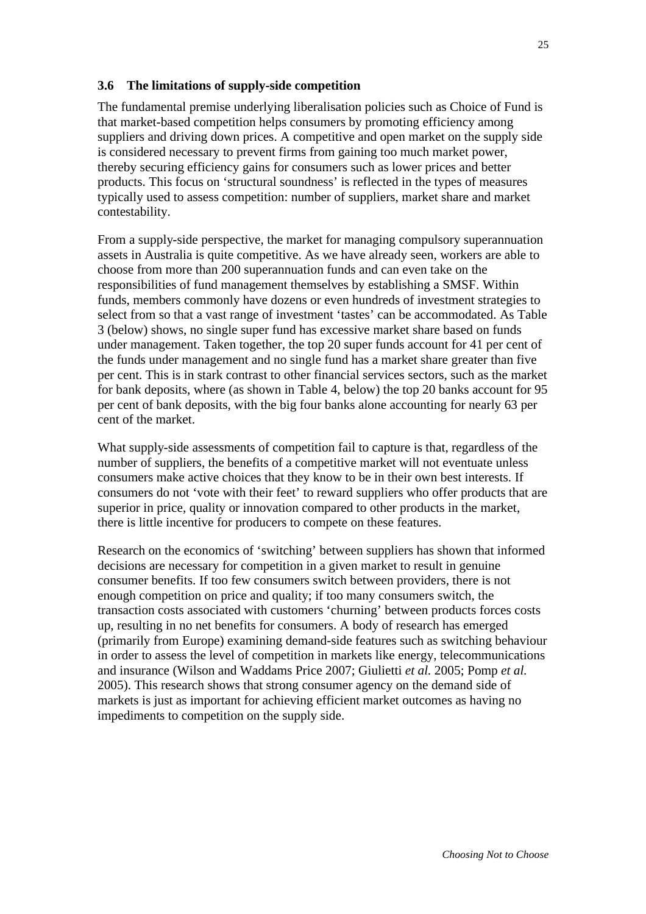### 3.6 The limitations of supply-side competition

The fundamental premise underlying liberalisation policies such as Choice of Fund is that market-based competition helps consumers by promoting efficiency among suppliers and driving down prices. A competitive and open market on the supply side is considered necessary to prevent firms from gaining too much market power, thereby securing efficiency gains for consumers such as lower prices and better products. This focus on 'structural soundness' is reflected in the types of measures typically used to assess competition: number of suppliers, market share and market contestability.

From a supply-side perspective, the market for managing compulsory superannuation assets in Australia is quite competitive. As we have already seen, workers are able to choose from more than 200 superannuation funds and can even take on the responsibilities of fund management themselves by establishing a SMSF. Within funds, members commonly have dozens or even hundreds of investment strategies to select from so that a vast range of investment 'tastes' can be accommodated. As Table 3 (below) shows, no single super fund has excessive market share based on funds under management. Taken together, the top 20 super funds account for 41 per cent of the funds under management and no single fund has a market share greater than five per cent. This is in stark contrast to other financial services sectors, such as the market for bank deposits, where (as shown in Table 4, below) the top 20 banks account for 95 per cent of bank deposits, with the big four banks alone accounting for nearly 63 per cent of the market.

What supply-side assessments of competition fail to capture is that, regardless of the number of suppliers, the benefits of a competitive market will not eventuate unless consumers make active choices that they know to be in their own best interests. If consumers do not 'vote with their feet' to reward suppliers who offer products that are superior in price, quality or innovation compared to other products in the market, there is little incentive for producers to compete on these features.

Research on the economics of 'switching' between suppliers has shown that informed decisions are necessary for competition in a given market to result in genuine consumer benefits. If too few consumers switch between providers, there is not enough competition on price and quality; if too many consumers switch, the transaction costs associated with customers 'churning' between products forces costs up, resulting in no net benefits for consumers. A body of research has emerged (primarily from Europe) examining demand-side features such as switching behaviour in order to assess the level of competition in markets like energy, telecommunications and insurance (Wilson and Waddams Price 2007; Giulietti *et al.* 2005; Pomp *et al.* 2005). This research shows that strong consumer agency on the demand side of markets is just as important for achieving efficient market outcomes as having no impediments to competition on the supply side.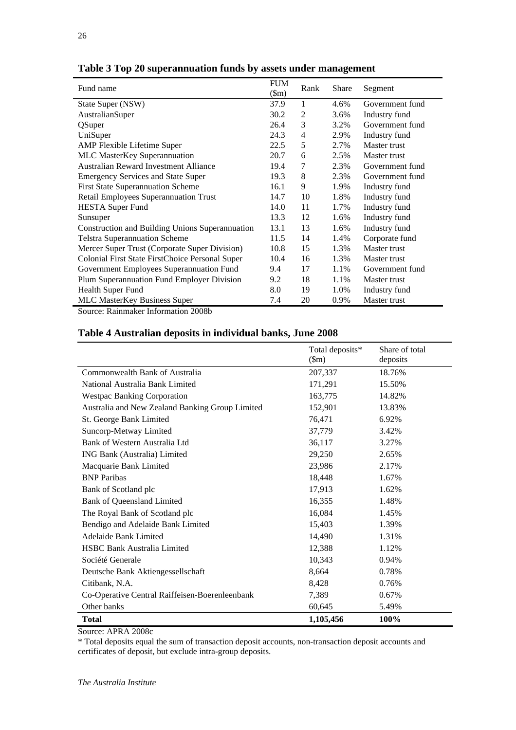**Table 3 Top 20 superannuation funds by assets under management**

| Fund name | FUM ($m) | Rank | Share | Segment |
|---|---|---|---|---|
| State Super (NSW) | 37.9 | 1 | 4.6% | Government fund |
| AustralianSuper | 30.2 | 2 | 3.6% | Industry fund |
| QSuper | 26.4 | 3 | 3.2% | Government fund |
| UniSuper | 24.3 | 4 | 2.9% | Industry fund |
| AMP Flexible Lifetime Super | 22.5 | 5 | 2.7% | Master trust |
| MLC MasterKey Superannuation | 20.7 | 6 | 2.5% | Master trust |
| Australian Reward Investment Alliance | 19.4 | 7 | 2.3% | Government fund |
| Emergency Services and State Super | 19.3 | 8 | 2.3% | Government fund |
| First State Superannuation Scheme | 16.1 | 9 | 1.9% | Industry fund |
| Retail Employees Superannuation Trust | 14.7 | 10 | 1.8% | Industry fund |
| HESTA Super Fund | 14.0 | 11 | 1.7% | Industry fund |
| Sunsuper | 13.3 | 12 | 1.6% | Industry fund |
| Construction and Building Unions Superannuation | 13.1 | 13 | 1.6% | Industry fund |
| Telstra Superannuation Scheme | 11.5 | 14 | 1.4% | Corporate fund |
| Mercer Super Trust (Corporate Super Division) | 10.8 | 15 | 1.3% | Master trust |
| Colonial First State FirstChoice Personal Super | 10.4 | 16 | 1.3% | Master trust |
| Government Employees Superannuation Fund | 9.4 | 17 | 1.1% | Government fund |
| Plum Superannuation Fund Employer Division | 9.2 | 18 | 1.1% | Master trust |
| Health Super Fund | 8.0 | 19 | 1.0% | Industry fund |
| MLC MasterKey Business Super | 7.4 | 20 | 0.9% | Master trust |

Source: Rainmaker Information 2008b

## Table 4 Australian deposits in individual banks, June 2008

| | Total deposits* ($m) | Share of total deposits |
|---|---|---|
| Commonwealth Bank of Australia | 207,337 | 18.76% |
| National Australia Bank Limited | 171,291 | 15.50% |
| Westpac Banking Corporation | 163,775 | 14.82% |
| Australia and New Zealand Banking Group Limited | 152,901 | 13.83% |
| St. George Bank Limited | 76,471 | 6.92% |
| Suncorp-Metway Limited | 37,779 | 3.42% |
| Bank of Western Australia Ltd | 36,117 | 3.27% |
| ING Bank (Australia) Limited | 29,250 | 2.65% |
| Macquarie Bank Limited | 23,986 | 2.17% |
| BNP Paribas | 18,448 | 1.67% |
| Bank of Scotland plc | 17,913 | 1.62% |
| Bank of Queensland Limited | 16,355 | 1.48% |
| The Royal Bank of Scotland plc | 16,084 | 1.45% |
| Bendigo and Adelaide Bank Limited | 15,403 | 1.39% |
| Adelaide Bank Limited | 14,490 | 1.31% |
| HSBC Bank Australia Limited | 12,388 | 1.12% |
| Société Generale | 10,343 | 0.94% |
| Deutsche Bank Aktiengessellschaft | 8,664 | 0.78% |
| Citibank, N.A. | 8,428 | 0.76% |
| Co-Operative Central Raiffeisen-Boerenleenbank | 7,389 | 0.67% |
| Other banks | 60,645 | 5.49% |
| **Total** | **1,105,456** | **100%** |

Source: APRA 2008c

* Total deposits equal the sum of transaction deposit accounts, non-transaction deposit accounts and certificates of deposit, but exclude intra-group deposits.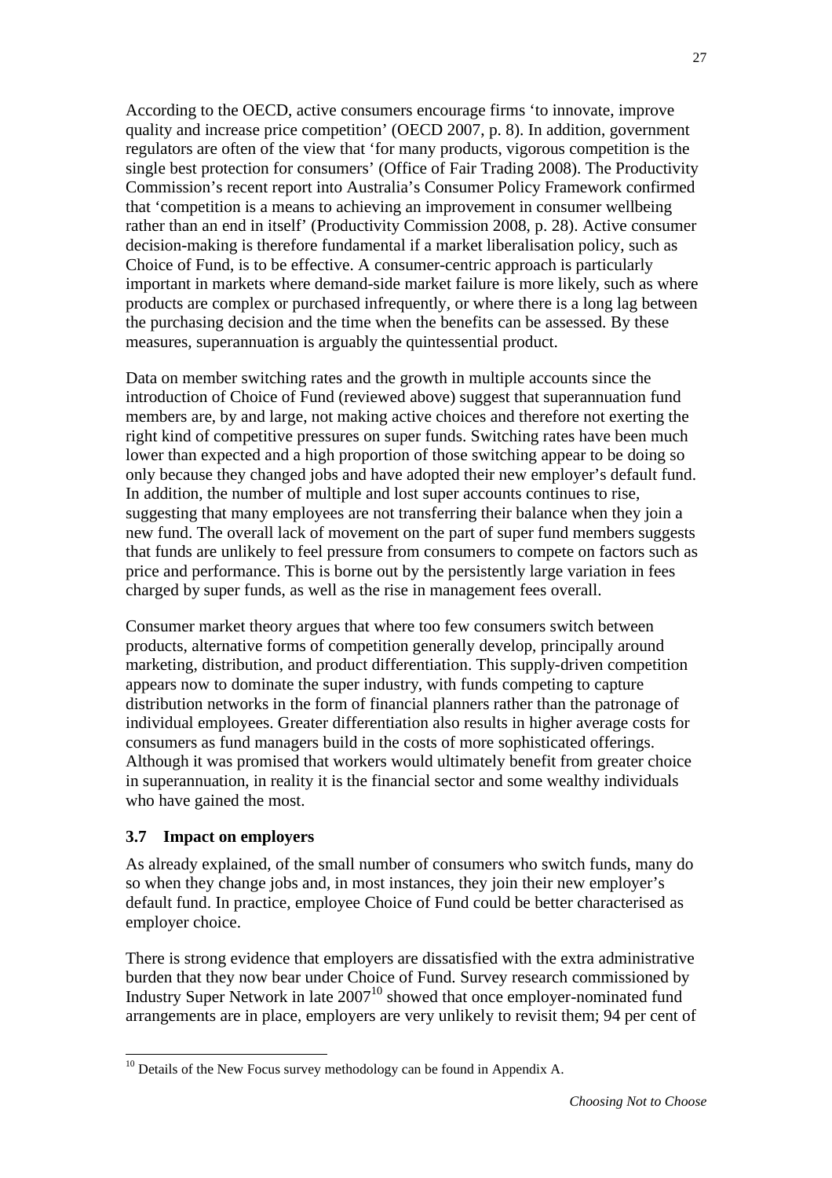According to the OECD, active consumers encourage firms 'to innovate, improve quality and increase price competition' (OECD 2007, p. 8). In addition, government regulators are often of the view that 'for many products, vigorous competition is the single best protection for consumers' (Office of Fair Trading 2008). The Productivity Commission's recent report into Australia's Consumer Policy Framework confirmed that 'competition is a means to achieving an improvement in consumer wellbeing rather than an end in itself' (Productivity Commission 2008, p. 28). Active consumer decision-making is therefore fundamental if a market liberalisation policy, such as Choice of Fund, is to be effective. A consumer-centric approach is particularly important in markets where demand-side market failure is more likely, such as where products are complex or purchased infrequently, or where there is a long lag between the purchasing decision and the time when the benefits can be assessed. By these measures, superannuation is arguably the quintessential product.

Data on member switching rates and the growth in multiple accounts since the introduction of Choice of Fund (reviewed above) suggest that superannuation fund members are, by and large, not making active choices and therefore not exerting the right kind of competitive pressures on super funds. Switching rates have been much lower than expected and a high proportion of those switching appear to be doing so only because they changed jobs and have adopted their new employer's default fund. In addition, the number of multiple and lost super accounts continues to rise, suggesting that many employees are not transferring their balance when they join a new fund. The overall lack of movement on the part of super fund members suggests that funds are unlikely to feel pressure from consumers to compete on factors such as price and performance. This is borne out by the persistently large variation in fees charged by super funds, as well as the rise in management fees overall.

Consumer market theory argues that where too few consumers switch between products, alternative forms of competition generally develop, principally around marketing, distribution, and product differentiation. This supply-driven competition appears now to dominate the super industry, with funds competing to capture distribution networks in the form of financial planners rather than the patronage of individual employees. Greater differentiation also results in higher average costs for consumers as fund managers build in the costs of more sophisticated offerings. Although it was promised that workers would ultimately benefit from greater choice in superannuation, in reality it is the financial sector and some wealthy individuals who have gained the most.

### 3.7 Impact on employers

As already explained, of the small number of consumers who switch funds, many do so when they change jobs and, in most instances, they join their new employer's default fund. In practice, employee Choice of Fund could be better characterised as employer choice.

There is strong evidence that employers are dissatisfied with the extra administrative burden that they now bear under Choice of Fund. Survey research commissioned by Industry Super Network in late 2007[10] showed that once employer-nominated fund arrangements are in place, employers are very unlikely to revisit them; 94 per cent of

[10] Details of the New Focus survey methodology can be found in Appendix A.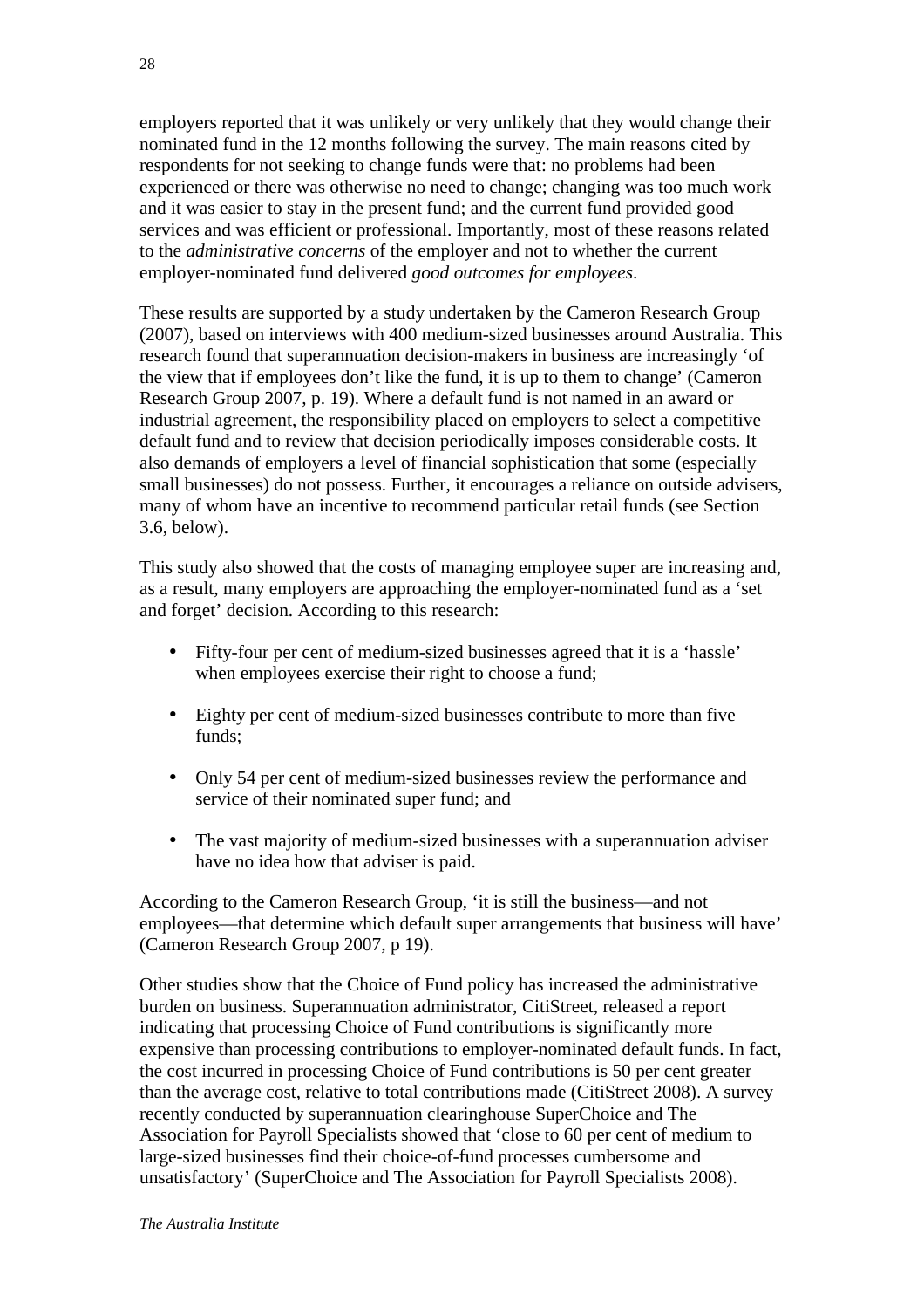employers reported that it was unlikely or very unlikely that they would change their nominated fund in the 12 months following the survey. The main reasons cited by respondents for not seeking to change funds were that: no problems had been experienced or there was otherwise no need to change; changing was too much work and it was easier to stay in the present fund; and the current fund provided good services and was efficient or professional. Importantly, most of these reasons related to the *administrative concerns* of the employer and not to whether the current employer-nominated fund delivered *good outcomes for employees*.

These results are supported by a study undertaken by the Cameron Research Group (2007), based on interviews with 400 medium-sized businesses around Australia. This research found that superannuation decision-makers in business are increasingly 'of the view that if employees don't like the fund, it is up to them to change' (Cameron Research Group 2007, p. 19). Where a default fund is not named in an award or industrial agreement, the responsibility placed on employers to select a competitive default fund and to review that decision periodically imposes considerable costs. It also demands of employers a level of financial sophistication that some (especially small businesses) do not possess. Further, it encourages a reliance on outside advisers, many of whom have an incentive to recommend particular retail funds (see Section 3.6, below).

This study also showed that the costs of managing employee super are increasing and, as a result, many employers are approaching the employer-nominated fund as a 'set and forget' decision. According to this research:

- Fifty-four per cent of medium-sized businesses agreed that it is a 'hassle' when employees exercise their right to choose a fund;
- Eighty per cent of medium-sized businesses contribute to more than five funds;
- Only 54 per cent of medium-sized businesses review the performance and service of their nominated super fund; and
- The vast majority of medium-sized businesses with a superannuation adviser have no idea how that adviser is paid.

According to the Cameron Research Group, 'it is still the business—and not employees—that determine which default super arrangements that business will have' (Cameron Research Group 2007, p 19).

Other studies show that the Choice of Fund policy has increased the administrative burden on business. Superannuation administrator, CitiStreet, released a report indicating that processing Choice of Fund contributions is significantly more expensive than processing contributions to employer-nominated default funds. In fact, the cost incurred in processing Choice of Fund contributions is 50 per cent greater than the average cost, relative to total contributions made (CitiStreet 2008). A survey recently conducted by superannuation clearinghouse SuperChoice and The Association for Payroll Specialists showed that 'close to 60 per cent of medium to large-sized businesses find their choice-of-fund processes cumbersome and unsatisfactory' (SuperChoice and The Association for Payroll Specialists 2008).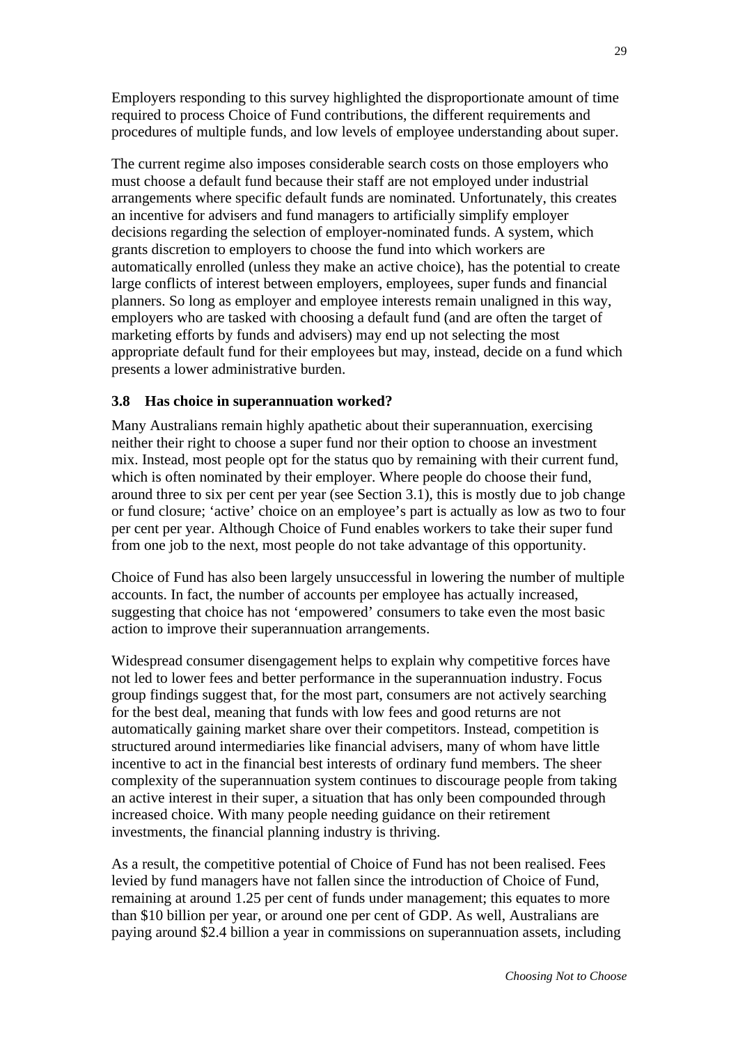Employers responding to this survey highlighted the disproportionate amount of time required to process Choice of Fund contributions, the different requirements and procedures of multiple funds, and low levels of employee understanding about super.

The current regime also imposes considerable search costs on those employers who must choose a default fund because their staff are not employed under industrial arrangements where specific default funds are nominated. Unfortunately, this creates an incentive for advisers and fund managers to artificially simplify employer decisions regarding the selection of employer-nominated funds. A system, which grants discretion to employers to choose the fund into which workers are automatically enrolled (unless they make an active choice), has the potential to create large conflicts of interest between employers, employees, super funds and financial planners. So long as employer and employee interests remain unaligned in this way, employers who are tasked with choosing a default fund (and are often the target of marketing efforts by funds and advisers) may end up not selecting the most appropriate default fund for their employees but may, instead, decide on a fund which presents a lower administrative burden.

### 3.8 Has choice in superannuation worked?

Many Australians remain highly apathetic about their superannuation, exercising neither their right to choose a super fund nor their option to choose an investment mix. Instead, most people opt for the status quo by remaining with their current fund, which is often nominated by their employer. Where people do choose their fund, around three to six per cent per year (see Section 3.1), this is mostly due to job change or fund closure; 'active' choice on an employee's part is actually as low as two to four per cent per year. Although Choice of Fund enables workers to take their super fund from one job to the next, most people do not take advantage of this opportunity.

Choice of Fund has also been largely unsuccessful in lowering the number of multiple accounts. In fact, the number of accounts per employee has actually increased, suggesting that choice has not 'empowered' consumers to take even the most basic action to improve their superannuation arrangements.

Widespread consumer disengagement helps to explain why competitive forces have not led to lower fees and better performance in the superannuation industry. Focus group findings suggest that, for the most part, consumers are not actively searching for the best deal, meaning that funds with low fees and good returns are not automatically gaining market share over their competitors. Instead, competition is structured around intermediaries like financial advisers, many of whom have little incentive to act in the financial best interests of ordinary fund members. The sheer complexity of the superannuation system continues to discourage people from taking an active interest in their super, a situation that has only been compounded through increased choice. With many people needing guidance on their retirement investments, the financial planning industry is thriving.

As a result, the competitive potential of Choice of Fund has not been realised. Fees levied by fund managers have not fallen since the introduction of Choice of Fund, remaining at around 1.25 per cent of funds under management; this equates to more than $10 billion per year, or around one per cent of GDP. As well, Australians are paying around $2.4 billion a year in commissions on superannuation assets, including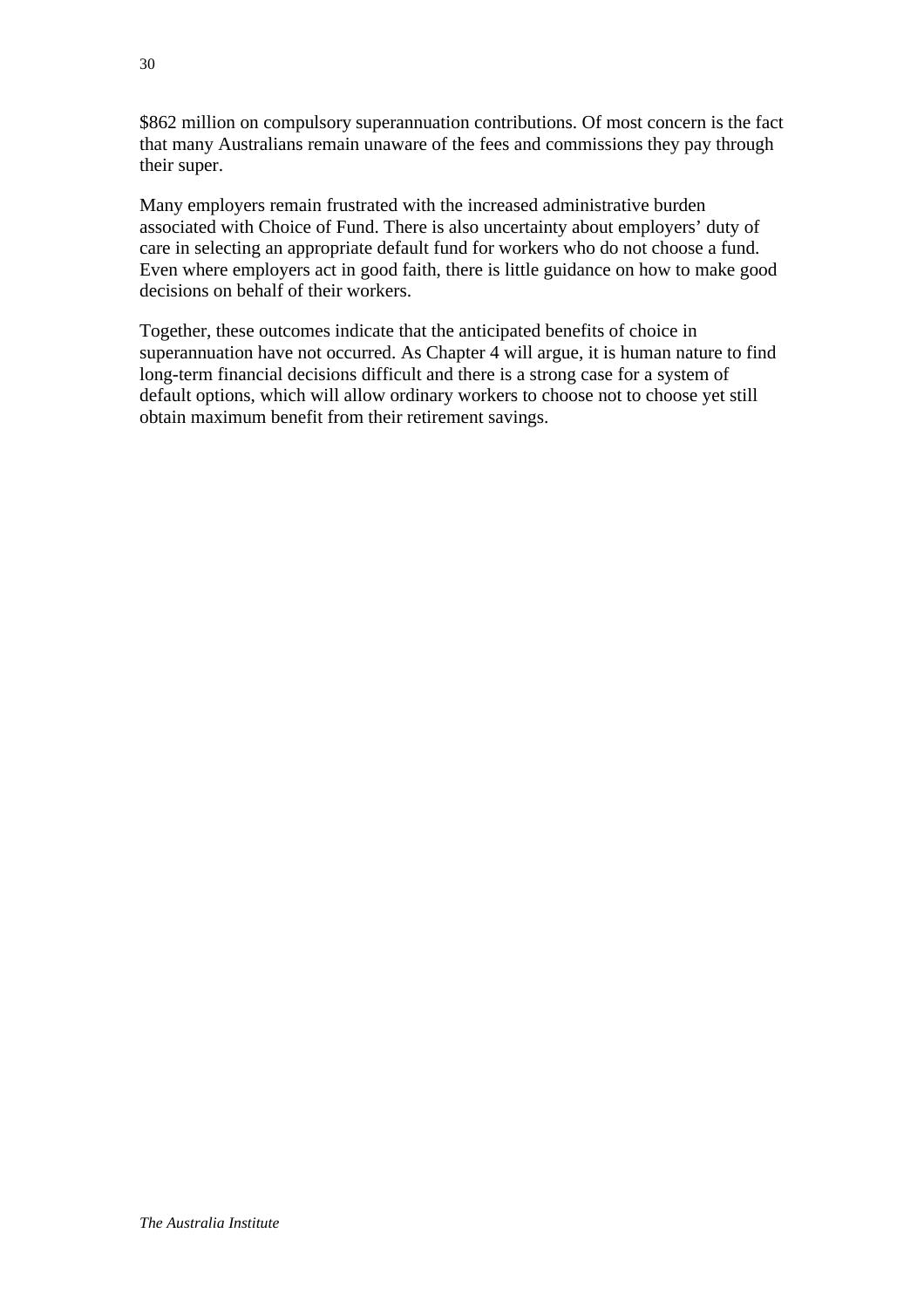$862 million on compulsory superannuation contributions. Of most concern is the fact that many Australians remain unaware of the fees and commissions they pay through their super.

Many employers remain frustrated with the increased administrative burden associated with Choice of Fund. There is also uncertainty about employers' duty of care in selecting an appropriate default fund for workers who do not choose a fund. Even where employers act in good faith, there is little guidance on how to make good decisions on behalf of their workers.

Together, these outcomes indicate that the anticipated benefits of choice in superannuation have not occurred. As Chapter 4 will argue, it is human nature to find long-term financial decisions difficult and there is a strong case for a system of default options, which will allow ordinary workers to choose not to choose yet still obtain maximum benefit from their retirement savings.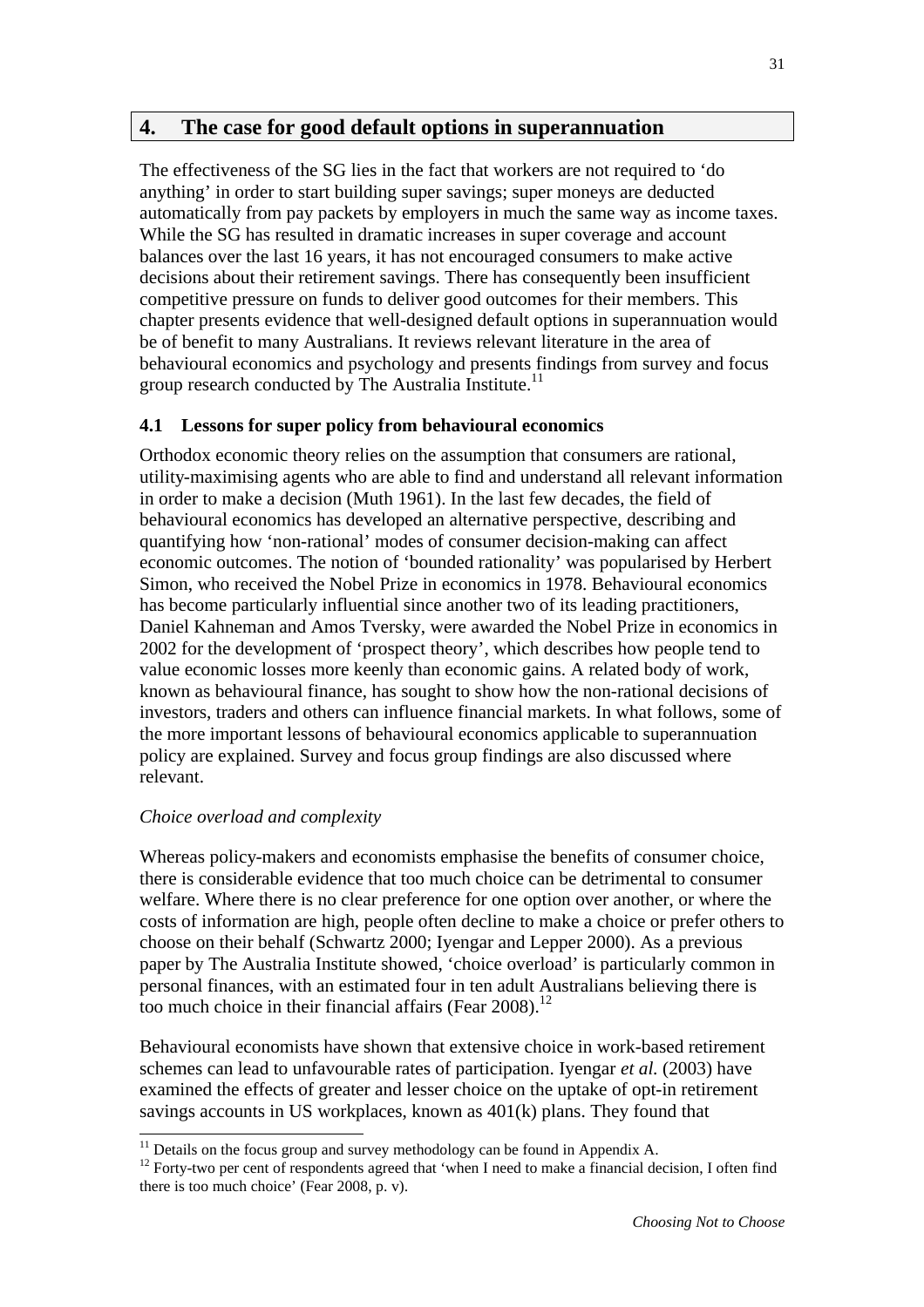## 4. The case for good default options in superannuation

The effectiveness of the SG lies in the fact that workers are not required to 'do anything' in order to start building super savings; super moneys are deducted automatically from pay packets by employers in much the same way as income taxes. While the SG has resulted in dramatic increases in super coverage and account balances over the last 16 years, it has not encouraged consumers to make active decisions about their retirement savings. There has consequently been insufficient competitive pressure on funds to deliver good outcomes for their members. This chapter presents evidence that well-designed default options in superannuation would be of benefit to many Australians. It reviews relevant literature in the area of behavioural economics and psychology and presents findings from survey and focus group research conducted by The Australia Institute.[11]

### 4.1 Lessons for super policy from behavioural economics

Orthodox economic theory relies on the assumption that consumers are rational, utility-maximising agents who are able to find and understand all relevant information in order to make a decision (Muth 1961). In the last few decades, the field of behavioural economics has developed an alternative perspective, describing and quantifying how 'non-rational' modes of consumer decision-making can affect economic outcomes. The notion of 'bounded rationality' was popularised by Herbert Simon, who received the Nobel Prize in economics in 1978. Behavioural economics has become particularly influential since another two of its leading practitioners, Daniel Kahneman and Amos Tversky, were awarded the Nobel Prize in economics in 2002 for the development of 'prospect theory', which describes how people tend to value economic losses more keenly than economic gains. A related body of work, known as behavioural finance, has sought to show how the non-rational decisions of investors, traders and others can influence financial markets. In what follows, some of the more important lessons of behavioural economics applicable to superannuation policy are explained. Survey and focus group findings are also discussed where relevant.

*Choice overload and complexity*

Whereas policy-makers and economists emphasise the benefits of consumer choice, there is considerable evidence that too much choice can be detrimental to consumer welfare. Where there is no clear preference for one option over another, or where the costs of information are high, people often decline to make a choice or prefer others to choose on their behalf (Schwartz 2000; Iyengar and Lepper 2000). As a previous paper by The Australia Institute showed, 'choice overload' is particularly common in personal finances, with an estimated four in ten adult Australians believing there is too much choice in their financial affairs (Fear 2008).[12]

Behavioural economists have shown that extensive choice in work-based retirement schemes can lead to unfavourable rates of participation. Iyengar *et al.* (2003) have examined the effects of greater and lesser choice on the uptake of opt-in retirement savings accounts in US workplaces, known as 401(k) plans. They found that

---

[11] Details on the focus group and survey methodology can be found in Appendix A.

[12] Forty-two per cent of respondents agreed that 'when I need to make a financial decision, I often find there is too much choice' (Fear 2008, p. v).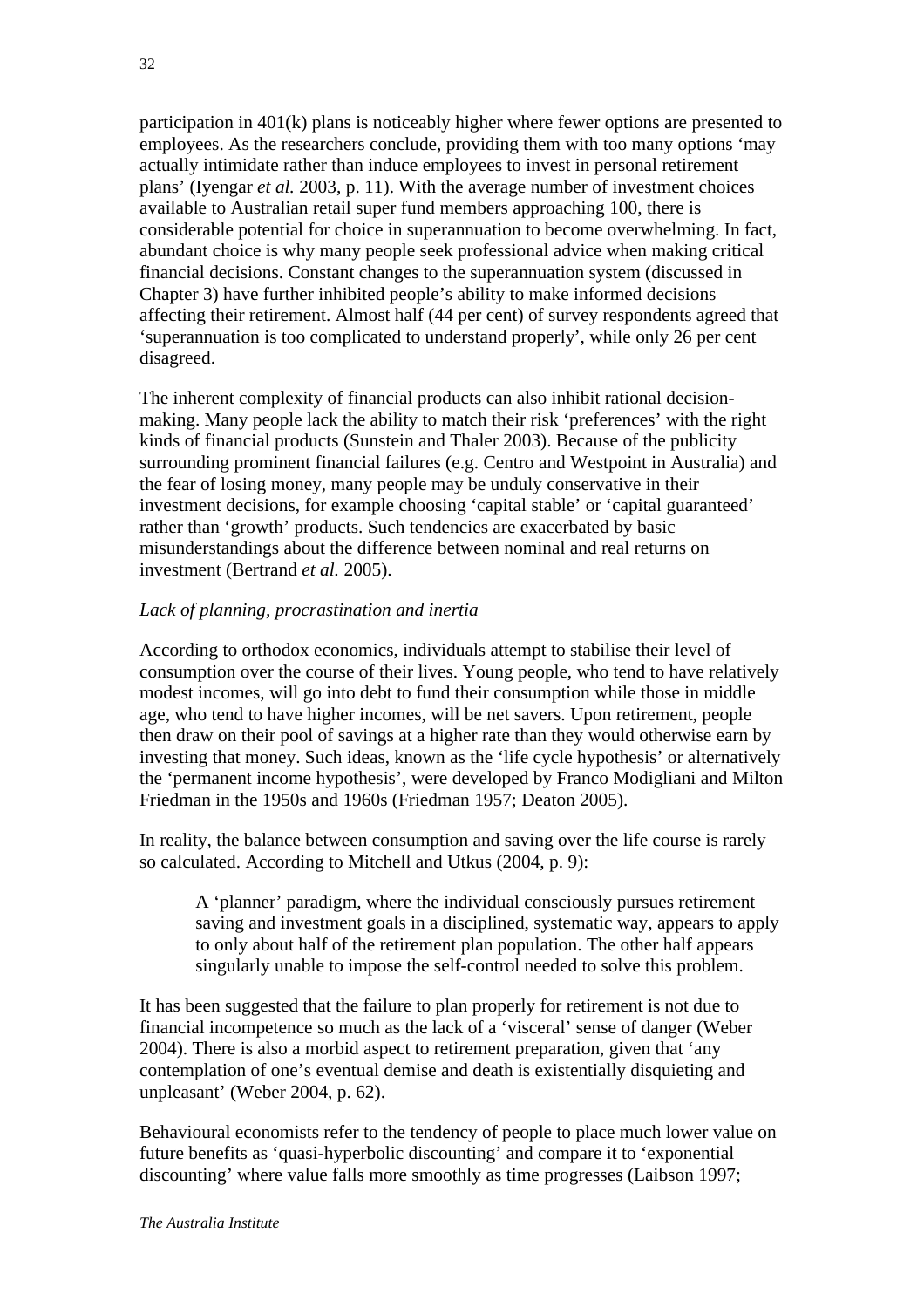participation in 401(k) plans is noticeably higher where fewer options are presented to employees. As the researchers conclude, providing them with too many options 'may actually intimidate rather than induce employees to invest in personal retirement plans' (Iyengar *et al.* 2003, p. 11). With the average number of investment choices available to Australian retail super fund members approaching 100, there is considerable potential for choice in superannuation to become overwhelming. In fact, abundant choice is why many people seek professional advice when making critical financial decisions. Constant changes to the superannuation system (discussed in Chapter 3) have further inhibited people's ability to make informed decisions affecting their retirement. Almost half (44 per cent) of survey respondents agreed that 'superannuation is too complicated to understand properly', while only 26 per cent disagreed.

The inherent complexity of financial products can also inhibit rational decision-making. Many people lack the ability to match their risk 'preferences' with the right kinds of financial products (Sunstein and Thaler 2003). Because of the publicity surrounding prominent financial failures (e.g. Centro and Westpoint in Australia) and the fear of losing money, many people may be unduly conservative in their investment decisions, for example choosing 'capital stable' or 'capital guaranteed' rather than 'growth' products. Such tendencies are exacerbated by basic misunderstandings about the difference between nominal and real returns on investment (Bertrand *et al.* 2005).

*Lack of planning, procrastination and inertia*

According to orthodox economics, individuals attempt to stabilise their level of consumption over the course of their lives. Young people, who tend to have relatively modest incomes, will go into debt to fund their consumption while those in middle age, who tend to have higher incomes, will be net savers. Upon retirement, people then draw on their pool of savings at a higher rate than they would otherwise earn by investing that money. Such ideas, known as the 'life cycle hypothesis' or alternatively the 'permanent income hypothesis', were developed by Franco Modigliani and Milton Friedman in the 1950s and 1960s (Friedman 1957; Deaton 2005).

In reality, the balance between consumption and saving over the life course is rarely so calculated. According to Mitchell and Utkus (2004, p. 9):

> A 'planner' paradigm, where the individual consciously pursues retirement saving and investment goals in a disciplined, systematic way, appears to apply to only about half of the retirement plan population. The other half appears singularly unable to impose the self-control needed to solve this problem.

It has been suggested that the failure to plan properly for retirement is not due to financial incompetence so much as the lack of a 'visceral' sense of danger (Weber 2004). There is also a morbid aspect to retirement preparation, given that 'any contemplation of one's eventual demise and death is existentially disquieting and unpleasant' (Weber 2004, p. 62).

Behavioural economists refer to the tendency of people to place much lower value on future benefits as 'quasi-hyperbolic discounting' and compare it to 'exponential discounting' where value falls more smoothly as time progresses (Laibson 1997;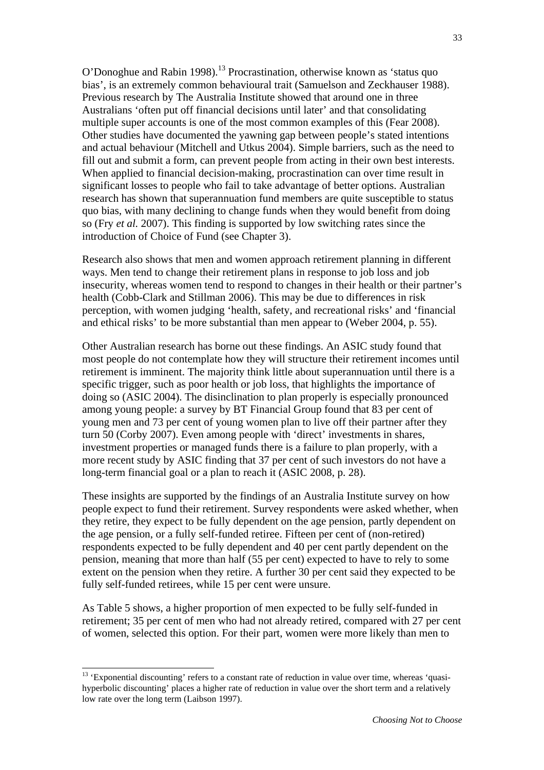O'Donoghue and Rabin 1998).[13] Procrastination, otherwise known as 'status quo bias', is an extremely common behavioural trait (Samuelson and Zeckhauser 1988). Previous research by The Australia Institute showed that around one in three Australians 'often put off financial decisions until later' and that consolidating multiple super accounts is one of the most common examples of this (Fear 2008). Other studies have documented the yawning gap between people's stated intentions and actual behaviour (Mitchell and Utkus 2004). Simple barriers, such as the need to fill out and submit a form, can prevent people from acting in their own best interests. When applied to financial decision-making, procrastination can over time result in significant losses to people who fail to take advantage of better options. Australian research has shown that superannuation fund members are quite susceptible to status quo bias, with many declining to change funds when they would benefit from doing so (Fry *et al.* 2007). This finding is supported by low switching rates since the introduction of Choice of Fund (see Chapter 3).

Research also shows that men and women approach retirement planning in different ways. Men tend to change their retirement plans in response to job loss and job insecurity, whereas women tend to respond to changes in their health or their partner's health (Cobb-Clark and Stillman 2006). This may be due to differences in risk perception, with women judging 'health, safety, and recreational risks' and 'financial and ethical risks' to be more substantial than men appear to (Weber 2004, p. 55).

Other Australian research has borne out these findings. An ASIC study found that most people do not contemplate how they will structure their retirement incomes until retirement is imminent. The majority think little about superannuation until there is a specific trigger, such as poor health or job loss, that highlights the importance of doing so (ASIC 2004). The disinclination to plan properly is especially pronounced among young people: a survey by BT Financial Group found that 83 per cent of young men and 73 per cent of young women plan to live off their partner after they turn 50 (Corby 2007). Even among people with 'direct' investments in shares, investment properties or managed funds there is a failure to plan properly, with a more recent study by ASIC finding that 37 per cent of such investors do not have a long-term financial goal or a plan to reach it (ASIC 2008, p. 28).

These insights are supported by the findings of an Australia Institute survey on how people expect to fund their retirement. Survey respondents were asked whether, when they retire, they expect to be fully dependent on the age pension, partly dependent on the age pension, or a fully self-funded retiree. Fifteen per cent of (non-retired) respondents expected to be fully dependent and 40 per cent partly dependent on the pension, meaning that more than half (55 per cent) expected to have to rely to some extent on the pension when they retire. A further 30 per cent said they expected to be fully self-funded retirees, while 15 per cent were unsure.

As Table 5 shows, a higher proportion of men expected to be fully self-funded in retirement; 35 per cent of men who had not already retired, compared with 27 per cent of women, selected this option. For their part, women were more likely than men to

[13] 'Exponential discounting' refers to a constant rate of reduction in value over time, whereas 'quasi-hyperbolic discounting' places a higher rate of reduction in value over the short term and a relatively low rate over the long term (Laibson 1997).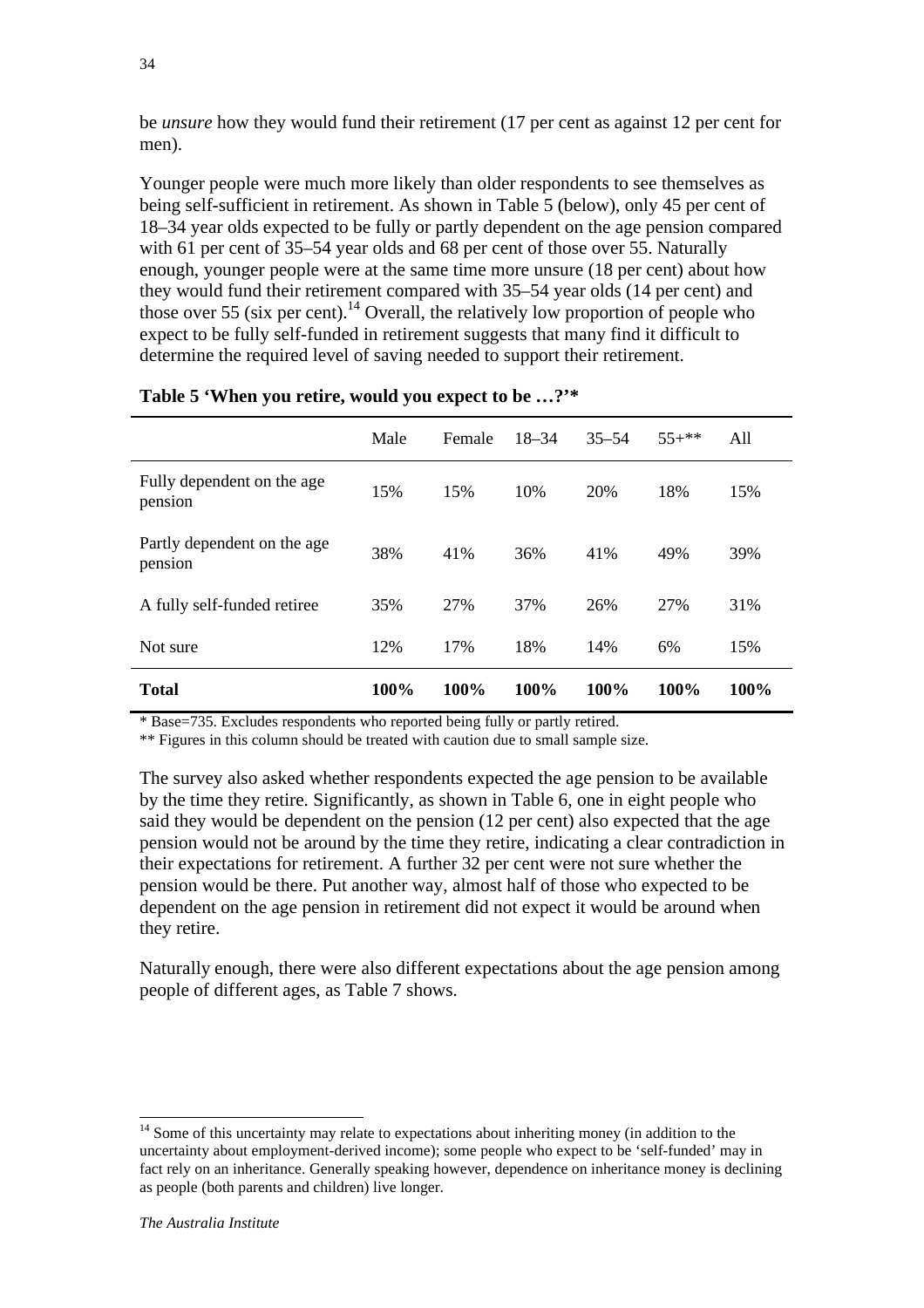be *unsure* how they would fund their retirement (17 per cent as against 12 per cent for men).

Younger people were much more likely than older respondents to see themselves as being self-sufficient in retirement. As shown in Table 5 (below), only 45 per cent of 18–34 year olds expected to be fully or partly dependent on the age pension compared with 61 per cent of 35–54 year olds and 68 per cent of those over 55. Naturally enough, younger people were at the same time more unsure (18 per cent) about how they would fund their retirement compared with 35–54 year olds (14 per cent) and those over 55 (six per cent).[14] Overall, the relatively low proportion of people who expect to be fully self-funded in retirement suggests that many find it difficult to determine the required level of saving needed to support their retirement.

**Table 5 'When you retire, would you expect to be …?'***

| | Male | Female | 18–34 | 35–54 | 55+** | All |
|---|---|---|---|---|---|---|
| Fully dependent on the age pension | 15% | 15% | 10% | 20% | 18% | 15% |
| Partly dependent on the age pension | 38% | 41% | 36% | 41% | 49% | 39% |
| A fully self-funded retiree | 35% | 27% | 37% | 26% | 27% | 31% |
| Not sure | 12% | 17% | 18% | 14% | 6% | 15% |
| **Total** | **100%** | **100%** | **100%** | **100%** | **100%** | **100%** |

\* Base=735. Excludes respondents who reported being fully or partly retired.

\*\* Figures in this column should be treated with caution due to small sample size.

The survey also asked whether respondents expected the age pension to be available by the time they retire. Significantly, as shown in Table 6, one in eight people who said they would be dependent on the pension (12 per cent) also expected that the age pension would not be around by the time they retire, indicating a clear contradiction in their expectations for retirement. A further 32 per cent were not sure whether the pension would be there. Put another way, almost half of those who expected to be dependent on the age pension in retirement did not expect it would be around when they retire.

Naturally enough, there were also different expectations about the age pension among people of different ages, as Table 7 shows.

[14] Some of this uncertainty may relate to expectations about inheriting money (in addition to the uncertainty about employment-derived income); some people who expect to be 'self-funded' may in fact rely on an inheritance. Generally speaking however, dependence on inheritance money is declining as people (both parents and children) live longer.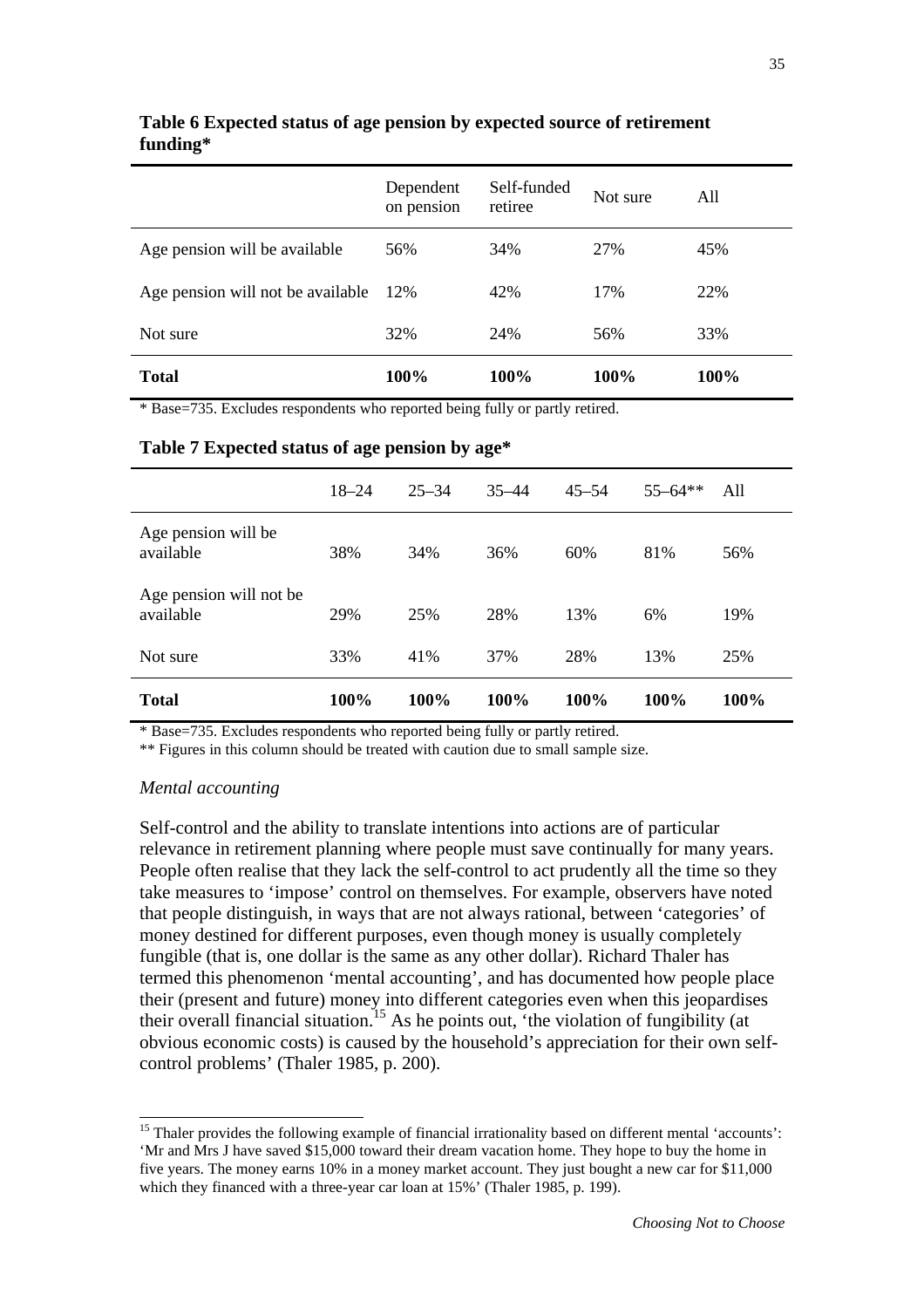**Table 6 Expected status of age pension by expected source of retirement funding***

| | Dependent on pension | Self-funded retiree | Not sure | All |
|---|---|---|---|---|
| Age pension will be available | 56% | 34% | 27% | 45% |
| Age pension will not be available | 12% | 42% | 17% | 22% |
| Not sure | 32% | 24% | 56% | 33% |
| **Total** | **100%** | **100%** | **100%** | **100%** |

* Base=735. Excludes respondents who reported being fully or partly retired.

**Table 7 Expected status of age pension by age***

| | 18–24 | 25–34 | 35–44 | 45–54 | 55–64** | All |
|---|---|---|---|---|---|---|
| Age pension will be available | 38% | 34% | 36% | 60% | 81% | 56% |
| Age pension will not be available | 29% | 25% | 28% | 13% | 6% | 19% |
| Not sure | 33% | 41% | 37% | 28% | 13% | 25% |
| **Total** | **100%** | **100%** | **100%** | **100%** | **100%** | **100%** |

* Base=735. Excludes respondents who reported being fully or partly retired.

** Figures in this column should be treated with caution due to small sample size.

*Mental accounting*

Self-control and the ability to translate intentions into actions are of particular relevance in retirement planning where people must save continually for many years. People often realise that they lack the self-control to act prudently all the time so they take measures to 'impose' control on themselves. For example, observers have noted that people distinguish, in ways that are not always rational, between 'categories' of money destined for different purposes, even though money is usually completely fungible (that is, one dollar is the same as any other dollar). Richard Thaler has termed this phenomenon 'mental accounting', and has documented how people place their (present and future) money into different categories even when this jeopardises their overall financial situation.[15] As he points out, 'the violation of fungibility (at obvious economic costs) is caused by the household's appreciation for their own self-control problems' (Thaler 1985, p. 200).

[15] Thaler provides the following example of financial irrationality based on different mental 'accounts': 'Mr and Mrs J have saved $15,000 toward their dream vacation home. They hope to buy the home in five years. The money earns 10% in a money market account. They just bought a new car for $11,000 which they financed with a three-year car loan at 15%' (Thaler 1985, p. 199).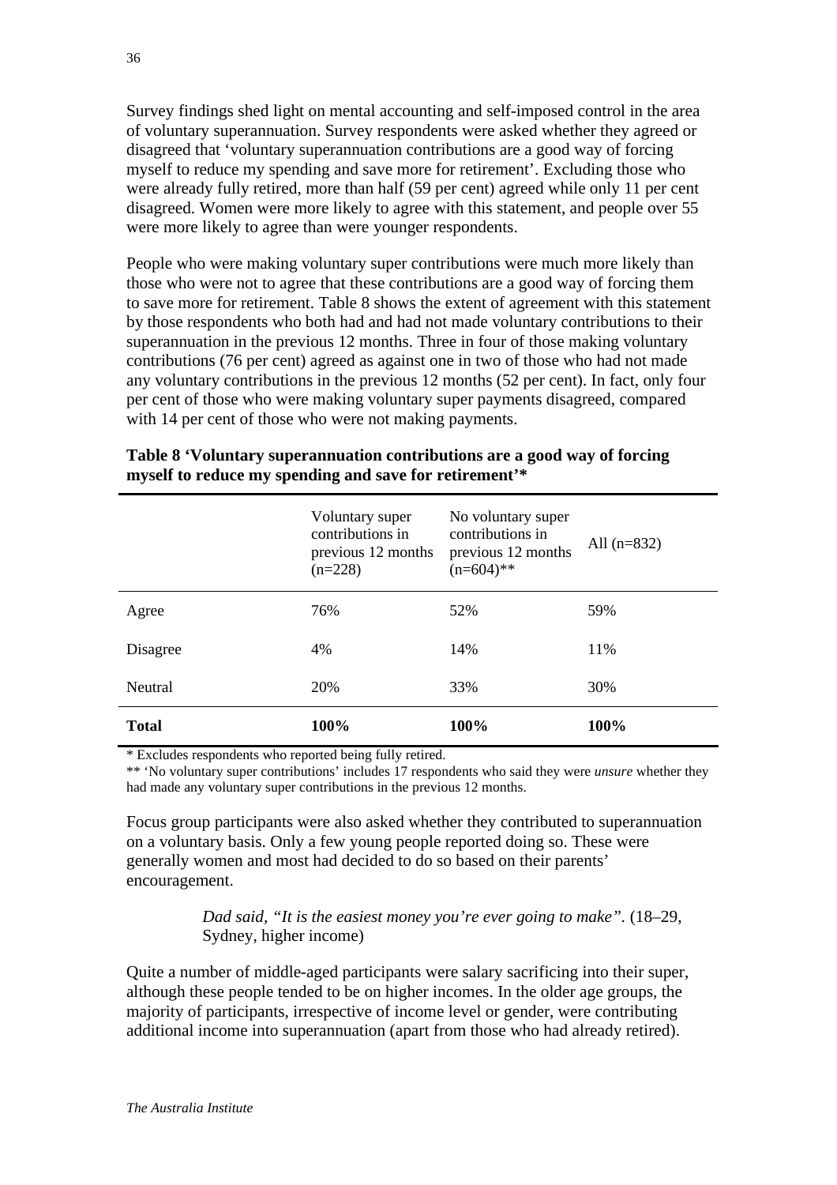Survey findings shed light on mental accounting and self-imposed control in the area of voluntary superannuation. Survey respondents were asked whether they agreed or disagreed that 'voluntary superannuation contributions are a good way of forcing myself to reduce my spending and save more for retirement'. Excluding those who were already fully retired, more than half (59 per cent) agreed while only 11 per cent disagreed. Women were more likely to agree with this statement, and people over 55 were more likely to agree than were younger respondents.

People who were making voluntary super contributions were much more likely than those who were not to agree that these contributions are a good way of forcing them to save more for retirement. Table 8 shows the extent of agreement with this statement by those respondents who both had and had not made voluntary contributions to their superannuation in the previous 12 months. Three in four of those making voluntary contributions (76 per cent) agreed as against one in two of those who had not made any voluntary contributions in the previous 12 months (52 per cent). In fact, only four per cent of those who were making voluntary super payments disagreed, compared with 14 per cent of those who were not making payments.

**Table 8 'Voluntary superannuation contributions are a good way of forcing myself to reduce my spending and save for retirement'***

| | Voluntary super contributions in previous 12 months (n=228) | No voluntary super contributions in previous 12 months (n=604)** | All (n=832) |
|---|---|---|---|
| Agree | 76% | 52% | 59% |
| Disagree | 4% | 14% | 11% |
| Neutral | 20% | 33% | 30% |
| **Total** | **100%** | **100%** | **100%** |

\* Excludes respondents who reported being fully retired.

** 'No voluntary super contributions' includes 17 respondents who said they were *unsure* whether they had made any voluntary super contributions in the previous 12 months.

Focus group participants were also asked whether they contributed to superannuation on a voluntary basis. Only a few young people reported doing so. These were generally women and most had decided to do so based on their parents' encouragement.

> *Dad said, "It is the easiest money you're ever going to make".* (18–29, Sydney, higher income)

Quite a number of middle-aged participants were salary sacrificing into their super, although these people tended to be on higher incomes. In the older age groups, the majority of participants, irrespective of income level or gender, were contributing additional income into superannuation (apart from those who had already retired).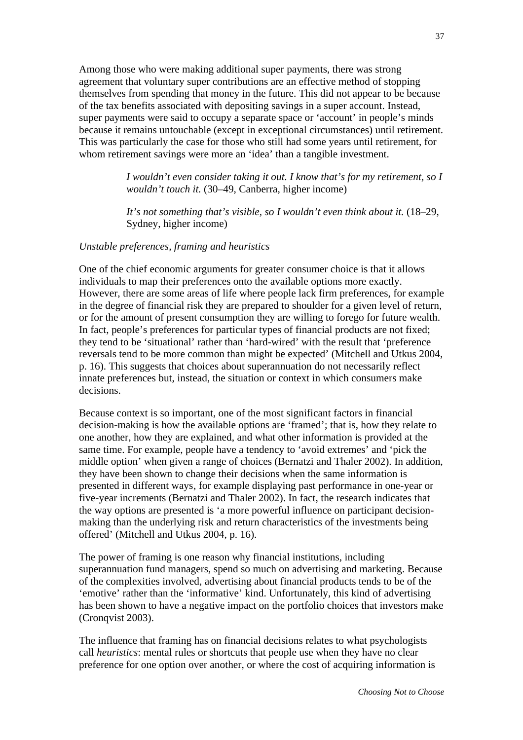Among those who were making additional super payments, there was strong agreement that voluntary super contributions are an effective method of stopping themselves from spending that money in the future. This did not appear to be because of the tax benefits associated with depositing savings in a super account. Instead, super payments were said to occupy a separate space or 'account' in people's minds because it remains untouchable (except in exceptional circumstances) until retirement. This was particularly the case for those who still had some years until retirement, for whom retirement savings were more an 'idea' than a tangible investment.

> *I wouldn't even consider taking it out. I know that's for my retirement, so I wouldn't touch it.* (30–49, Canberra, higher income)
>
> *It's not something that's visible, so I wouldn't even think about it.* (18–29, Sydney, higher income)

*Unstable preferences, framing and heuristics*

One of the chief economic arguments for greater consumer choice is that it allows individuals to map their preferences onto the available options more exactly. However, there are some areas of life where people lack firm preferences, for example in the degree of financial risk they are prepared to shoulder for a given level of return, or for the amount of present consumption they are willing to forego for future wealth. In fact, people's preferences for particular types of financial products are not fixed; they tend to be 'situational' rather than 'hard-wired' with the result that 'preference reversals tend to be more common than might be expected' (Mitchell and Utkus 2004, p. 16). This suggests that choices about superannuation do not necessarily reflect innate preferences but, instead, the situation or context in which consumers make decisions.

Because context is so important, one of the most significant factors in financial decision-making is how the available options are 'framed'; that is, how they relate to one another, how they are explained, and what other information is provided at the same time. For example, people have a tendency to 'avoid extremes' and 'pick the middle option' when given a range of choices (Bernatzi and Thaler 2002). In addition, they have been shown to change their decisions when the same information is presented in different ways, for example displaying past performance in one-year or five-year increments (Bernatzi and Thaler 2002). In fact, the research indicates that the way options are presented is 'a more powerful influence on participant decision-making than the underlying risk and return characteristics of the investments being offered' (Mitchell and Utkus 2004, p. 16).

The power of framing is one reason why financial institutions, including superannuation fund managers, spend so much on advertising and marketing. Because of the complexities involved, advertising about financial products tends to be of the 'emotive' rather than the 'informative' kind. Unfortunately, this kind of advertising has been shown to have a negative impact on the portfolio choices that investors make (Cronqvist 2003).

The influence that framing has on financial decisions relates to what psychologists call *heuristics*: mental rules or shortcuts that people use when they have no clear preference for one option over another, or where the cost of acquiring information is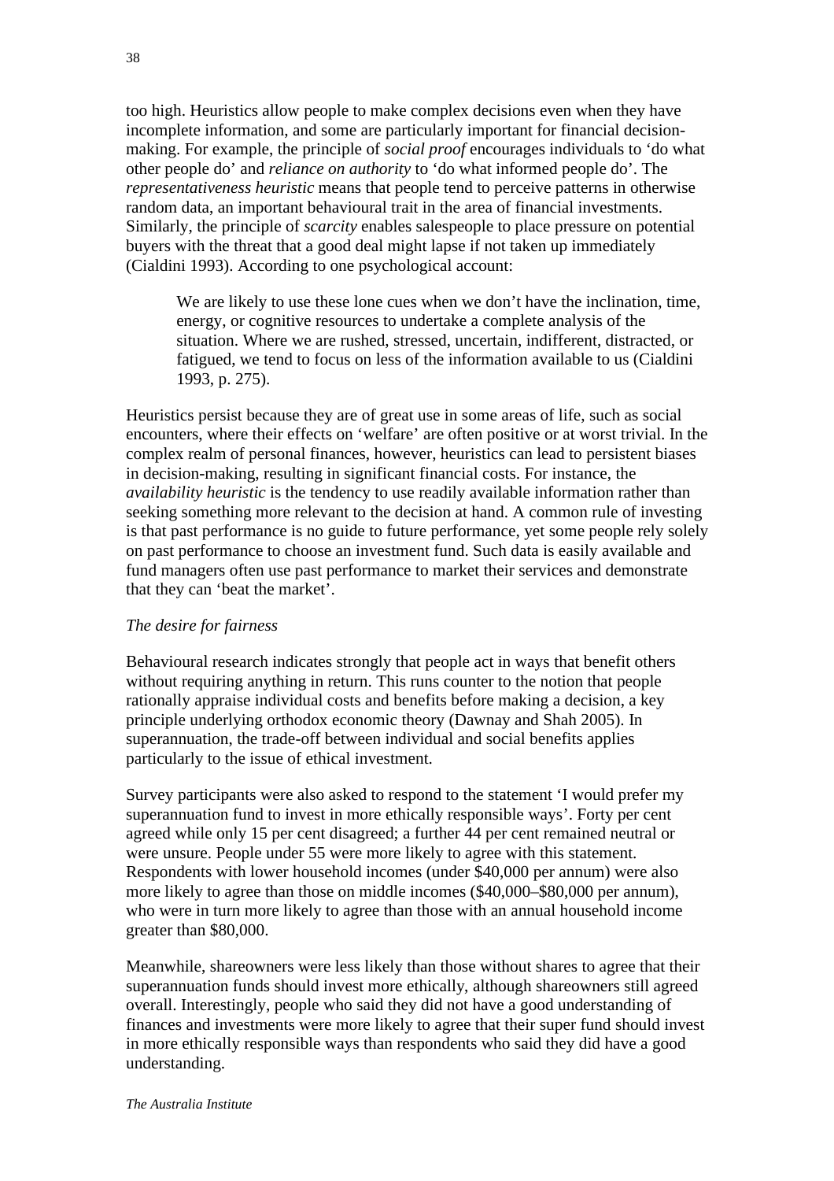too high. Heuristics allow people to make complex decisions even when they have incomplete information, and some are particularly important for financial decision-making. For example, the principle of *social proof* encourages individuals to 'do what other people do' and *reliance on authority* to 'do what informed people do'. The *representativeness heuristic* means that people tend to perceive patterns in otherwise random data, an important behavioural trait in the area of financial investments. Similarly, the principle of *scarcity* enables salespeople to place pressure on potential buyers with the threat that a good deal might lapse if not taken up immediately (Cialdini 1993). According to one psychological account:

> We are likely to use these lone cues when we don't have the inclination, time, energy, or cognitive resources to undertake a complete analysis of the situation. Where we are rushed, stressed, uncertain, indifferent, distracted, or fatigued, we tend to focus on less of the information available to us (Cialdini 1993, p. 275).

Heuristics persist because they are of great use in some areas of life, such as social encounters, where their effects on 'welfare' are often positive or at worst trivial. In the complex realm of personal finances, however, heuristics can lead to persistent biases in decision-making, resulting in significant financial costs. For instance, the *availability heuristic* is the tendency to use readily available information rather than seeking something more relevant to the decision at hand. A common rule of investing is that past performance is no guide to future performance, yet some people rely solely on past performance to choose an investment fund. Such data is easily available and fund managers often use past performance to market their services and demonstrate that they can 'beat the market'.

*The desire for fairness*

Behavioural research indicates strongly that people act in ways that benefit others without requiring anything in return. This runs counter to the notion that people rationally appraise individual costs and benefits before making a decision, a key principle underlying orthodox economic theory (Dawnay and Shah 2005). In superannuation, the trade-off between individual and social benefits applies particularly to the issue of ethical investment.

Survey participants were also asked to respond to the statement 'I would prefer my superannuation fund to invest in more ethically responsible ways'. Forty per cent agreed while only 15 per cent disagreed; a further 44 per cent remained neutral or were unsure. People under 55 were more likely to agree with this statement. Respondents with lower household incomes (under $40,000 per annum) were also more likely to agree than those on middle incomes ($40,000–$80,000 per annum), who were in turn more likely to agree than those with an annual household income greater than $80,000.

Meanwhile, shareowners were less likely than those without shares to agree that their superannuation funds should invest more ethically, although shareowners still agreed overall. Interestingly, people who said they did not have a good understanding of finances and investments were more likely to agree that their super fund should invest in more ethically responsible ways than respondents who said they did have a good understanding.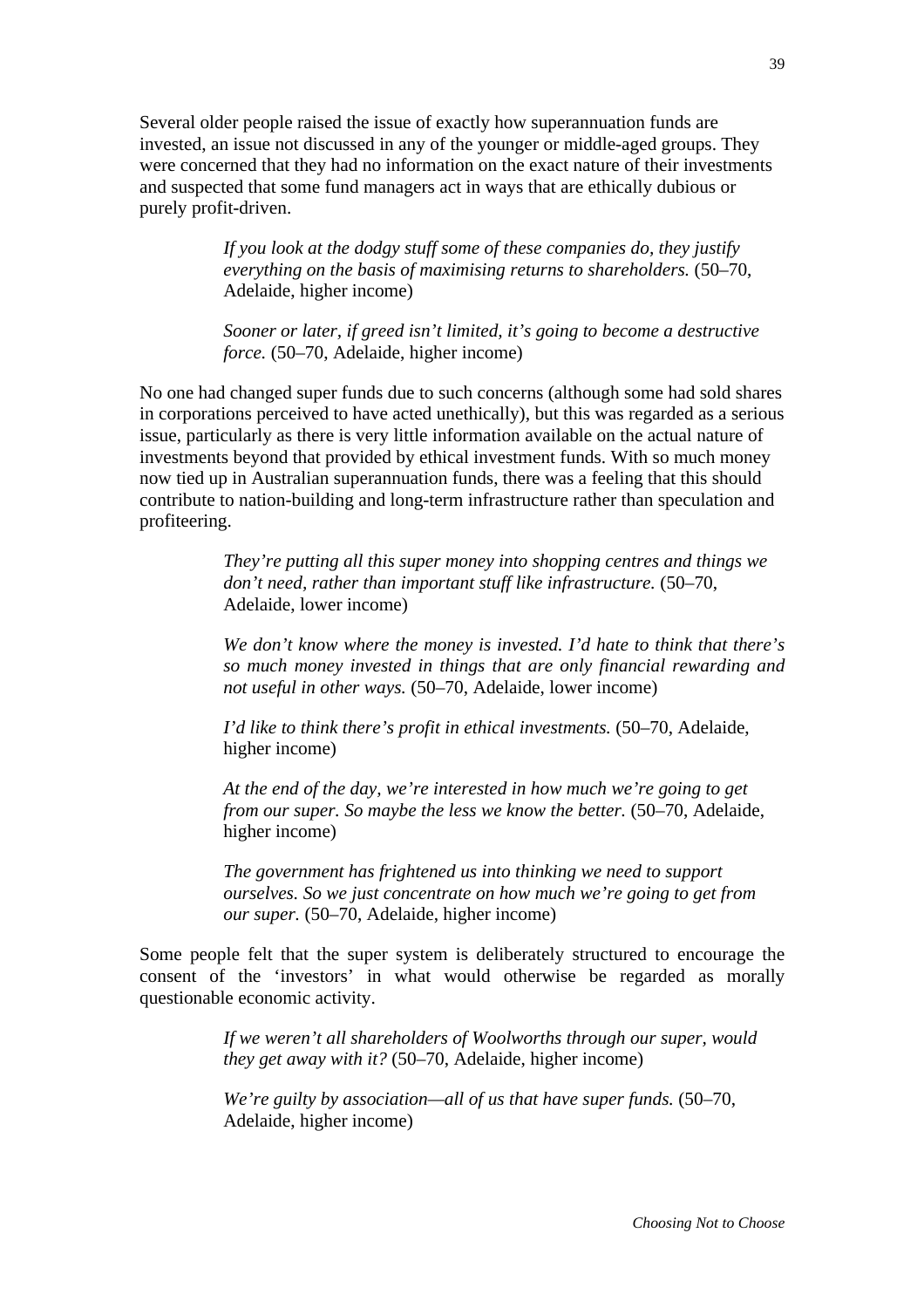Several older people raised the issue of exactly how superannuation funds are invested, an issue not discussed in any of the younger or middle-aged groups. They were concerned that they had no information on the exact nature of their investments and suspected that some fund managers act in ways that are ethically dubious or purely profit-driven.

> *If you look at the dodgy stuff some of these companies do, they justify everything on the basis of maximising returns to shareholders.* (50–70, Adelaide, higher income)

> *Sooner or later, if greed isn't limited, it's going to become a destructive force.* (50–70, Adelaide, higher income)

No one had changed super funds due to such concerns (although some had sold shares in corporations perceived to have acted unethically), but this was regarded as a serious issue, particularly as there is very little information available on the actual nature of investments beyond that provided by ethical investment funds. With so much money now tied up in Australian superannuation funds, there was a feeling that this should contribute to nation-building and long-term infrastructure rather than speculation and profiteering.

> *They're putting all this super money into shopping centres and things we don't need, rather than important stuff like infrastructure.* (50–70, Adelaide, lower income)

> *We don't know where the money is invested. I'd hate to think that there's so much money invested in things that are only financial rewarding and not useful in other ways.* (50–70, Adelaide, lower income)

> *I'd like to think there's profit in ethical investments.* (50–70, Adelaide, higher income)

> *At the end of the day, we're interested in how much we're going to get from our super. So maybe the less we know the better.* (50–70, Adelaide, higher income)

> *The government has frightened us into thinking we need to support ourselves. So we just concentrate on how much we're going to get from our super.* (50–70, Adelaide, higher income)

Some people felt that the super system is deliberately structured to encourage the consent of the 'investors' in what would otherwise be regarded as morally questionable economic activity.

> *If we weren't all shareholders of Woolworths through our super, would they get away with it?* (50–70, Adelaide, higher income)

> *We're guilty by association—all of us that have super funds.* (50–70, Adelaide, higher income)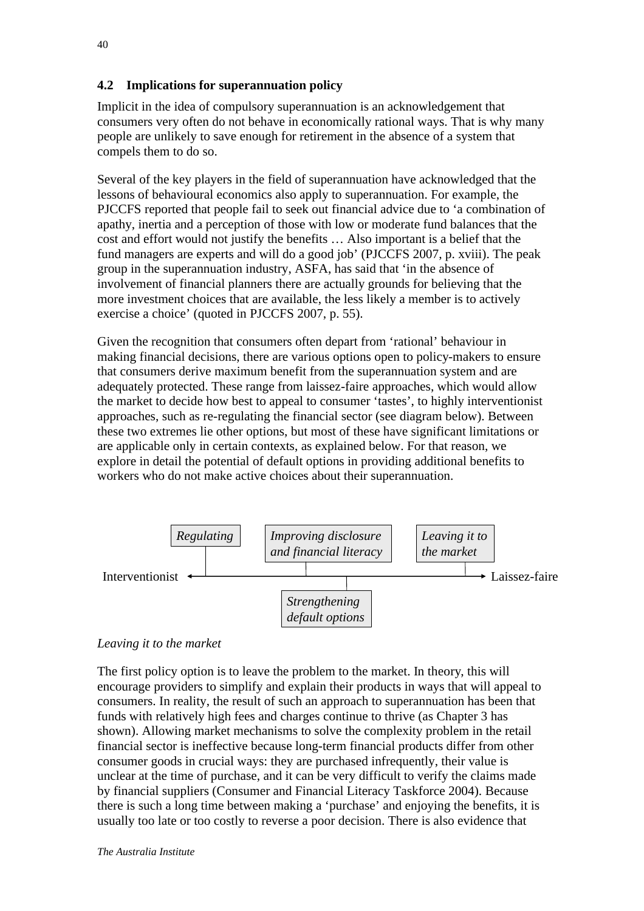## 4.2 Implications for superannuation policy

Implicit in the idea of compulsory superannuation is an acknowledgement that consumers very often do not behave in economically rational ways. That is why many people are unlikely to save enough for retirement in the absence of a system that compels them to do so.

Several of the key players in the field of superannuation have acknowledged that the lessons of behavioural economics also apply to superannuation. For example, the PJCCFS reported that people fail to seek out financial advice due to 'a combination of apathy, inertia and a perception of those with low or moderate fund balances that the cost and effort would not justify the benefits … Also important is a belief that the fund managers are experts and will do a good job' (PJCCFS 2007, p. xviii). The peak group in the superannuation industry, ASFA, has said that 'in the absence of involvement of financial planners there are actually grounds for believing that the more investment choices that are available, the less likely a member is to actively exercise a choice' (quoted in PJCCFS 2007, p. 55).

Given the recognition that consumers often depart from 'rational' behaviour in making financial decisions, there are various options open to policy-makers to ensure that consumers derive maximum benefit from the superannuation system and are adequately protected. These range from laissez-faire approaches, which would allow the market to decide how best to appeal to consumer 'tastes', to highly interventionist approaches, such as re-regulating the financial sector (see diagram below). Between these two extremes lie other options, but most of these have significant limitations or are applicable only in certain contexts, as explained below. For that reason, we explore in detail the potential of default options in providing additional benefits to workers who do not make active choices about their superannuation.

Interventionist ←→ Laissez-faire

*Regulating*

*Improving disclosure and financial literacy*

*Strengthening default options*

*Leaving it to the market*

*Leaving it to the market*

The first policy option is to leave the problem to the market. In theory, this will encourage providers to simplify and explain their products in ways that will appeal to consumers. In reality, the result of such an approach to superannuation has been that funds with relatively high fees and charges continue to thrive (as Chapter 3 has shown). Allowing market mechanisms to solve the complexity problem in the retail financial sector is ineffective because long-term financial products differ from other consumer goods in crucial ways: they are purchased infrequently, their value is unclear at the time of purchase, and it can be very difficult to verify the claims made by financial suppliers (Consumer and Financial Literacy Taskforce 2004). Because there is such a long time between making a 'purchase' and enjoying the benefits, it is usually too late or too costly to reverse a poor decision. There is also evidence that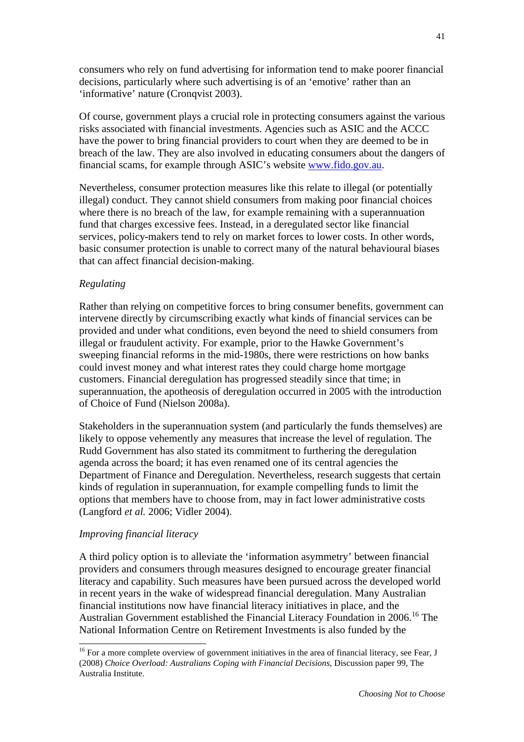consumers who rely on fund advertising for information tend to make poorer financial decisions, particularly where such advertising is of an 'emotive' rather than an 'informative' nature (Cronqvist 2003).

Of course, government plays a crucial role in protecting consumers against the various risks associated with financial investments. Agencies such as ASIC and the ACCC have the power to bring financial providers to court when they are deemed to be in breach of the law. They are also involved in educating consumers about the dangers of financial scams, for example through ASIC's website www.fido.gov.au.

Nevertheless, consumer protection measures like this relate to illegal (or potentially illegal) conduct. They cannot shield consumers from making poor financial choices where there is no breach of the law, for example remaining with a superannuation fund that charges excessive fees. Instead, in a deregulated sector like financial services, policy-makers tend to rely on market forces to lower costs. In other words, basic consumer protection is unable to correct many of the natural behavioural biases that can affect financial decision-making.

*Regulating*

Rather than relying on competitive forces to bring consumer benefits, government can intervene directly by circumscribing exactly what kinds of financial services can be provided and under what conditions, even beyond the need to shield consumers from illegal or fraudulent activity. For example, prior to the Hawke Government's sweeping financial reforms in the mid-1980s, there were restrictions on how banks could invest money and what interest rates they could charge home mortgage customers. Financial deregulation has progressed steadily since that time; in superannuation, the apotheosis of deregulation occurred in 2005 with the introduction of Choice of Fund (Nielson 2008a).

Stakeholders in the superannuation system (and particularly the funds themselves) are likely to oppose vehemently any measures that increase the level of regulation. The Rudd Government has also stated its commitment to furthering the deregulation agenda across the board; it has even renamed one of its central agencies the Department of Finance and Deregulation. Nevertheless, research suggests that certain kinds of regulation in superannuation, for example compelling funds to limit the options that members have to choose from, may in fact lower administrative costs (Langford *et al.* 2006; Vidler 2004).

*Improving financial literacy*

A third policy option is to alleviate the 'information asymmetry' between financial providers and consumers through measures designed to encourage greater financial literacy and capability. Such measures have been pursued across the developed world in recent years in the wake of widespread financial deregulation. Many Australian financial institutions now have financial literacy initiatives in place, and the Australian Government established the Financial Literacy Foundation in 2006.[16] The National Information Centre on Retirement Investments is also funded by the

[16] For a more complete overview of government initiatives in the area of financial literacy, see Fear, J (2008) *Choice Overload: Australians Coping with Financial Decisions*, Discussion paper 99, The Australia Institute.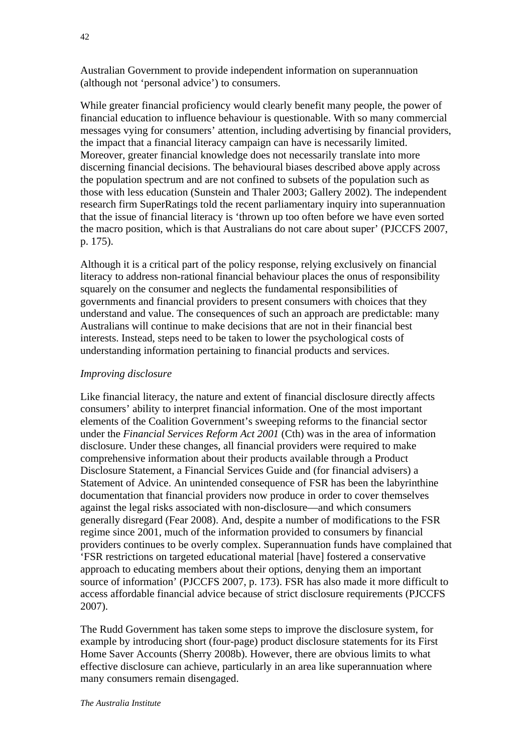Australian Government to provide independent information on superannuation (although not 'personal advice') to consumers.

While greater financial proficiency would clearly benefit many people, the power of financial education to influence behaviour is questionable. With so many commercial messages vying for consumers' attention, including advertising by financial providers, the impact that a financial literacy campaign can have is necessarily limited. Moreover, greater financial knowledge does not necessarily translate into more discerning financial decisions. The behavioural biases described above apply across the population spectrum and are not confined to subsets of the population such as those with less education (Sunstein and Thaler 2003; Gallery 2002). The independent research firm SuperRatings told the recent parliamentary inquiry into superannuation that the issue of financial literacy is 'thrown up too often before we have even sorted the macro position, which is that Australians do not care about super' (PJCCFS 2007, p. 175).

Although it is a critical part of the policy response, relying exclusively on financial literacy to address non-rational financial behaviour places the onus of responsibility squarely on the consumer and neglects the fundamental responsibilities of governments and financial providers to present consumers with choices that they understand and value. The consequences of such an approach are predictable: many Australians will continue to make decisions that are not in their financial best interests. Instead, steps need to be taken to lower the psychological costs of understanding information pertaining to financial products and services.

*Improving disclosure*

Like financial literacy, the nature and extent of financial disclosure directly affects consumers' ability to interpret financial information. One of the most important elements of the Coalition Government's sweeping reforms to the financial sector under the *Financial Services Reform Act 2001* (Cth) was in the area of information disclosure. Under these changes, all financial providers were required to make comprehensive information about their products available through a Product Disclosure Statement, a Financial Services Guide and (for financial advisers) a Statement of Advice. An unintended consequence of FSR has been the labyrinthine documentation that financial providers now produce in order to cover themselves against the legal risks associated with non-disclosure—and which consumers generally disregard (Fear 2008). And, despite a number of modifications to the FSR regime since 2001, much of the information provided to consumers by financial providers continues to be overly complex. Superannuation funds have complained that 'FSR restrictions on targeted educational material [have] fostered a conservative approach to educating members about their options, denying them an important source of information' (PJCCFS 2007, p. 173). FSR has also made it more difficult to access affordable financial advice because of strict disclosure requirements (PJCCFS 2007).

The Rudd Government has taken some steps to improve the disclosure system, for example by introducing short (four-page) product disclosure statements for its First Home Saver Accounts (Sherry 2008b). However, there are obvious limits to what effective disclosure can achieve, particularly in an area like superannuation where many consumers remain disengaged.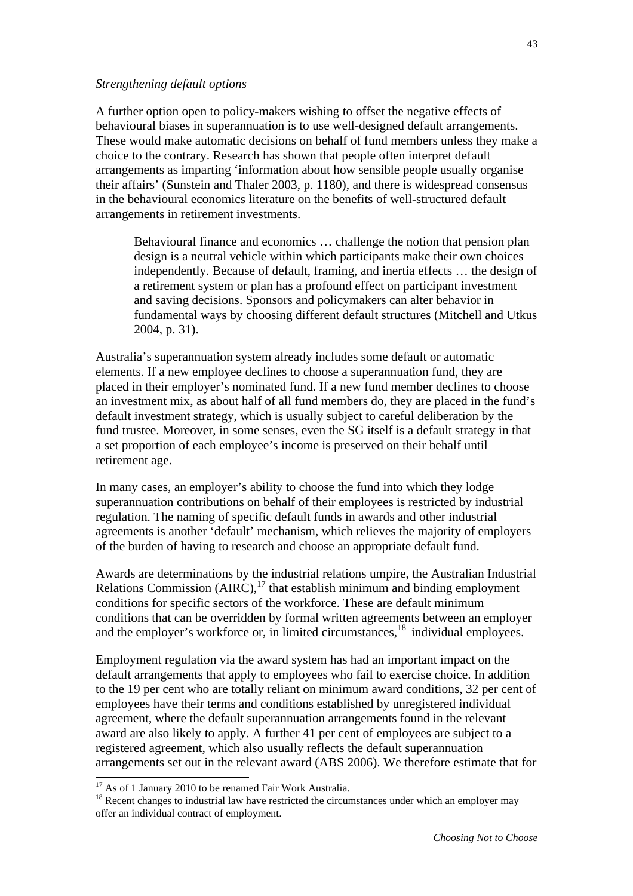*Strengthening default options*

A further option open to policy-makers wishing to offset the negative effects of behavioural biases in superannuation is to use well-designed default arrangements. These would make automatic decisions on behalf of fund members unless they make a choice to the contrary. Research has shown that people often interpret default arrangements as imparting 'information about how sensible people usually organise their affairs' (Sunstein and Thaler 2003, p. 1180), and there is widespread consensus in the behavioural economics literature on the benefits of well-structured default arrangements in retirement investments.

> Behavioural finance and economics … challenge the notion that pension plan design is a neutral vehicle within which participants make their own choices independently. Because of default, framing, and inertia effects … the design of a retirement system or plan has a profound effect on participant investment and saving decisions. Sponsors and policymakers can alter behavior in fundamental ways by choosing different default structures (Mitchell and Utkus 2004, p. 31).

Australia's superannuation system already includes some default or automatic elements. If a new employee declines to choose a superannuation fund, they are placed in their employer's nominated fund. If a new fund member declines to choose an investment mix, as about half of all fund members do, they are placed in the fund's default investment strategy, which is usually subject to careful deliberation by the fund trustee. Moreover, in some senses, even the SG itself is a default strategy in that a set proportion of each employee's income is preserved on their behalf until retirement age.

In many cases, an employer's ability to choose the fund into which they lodge superannuation contributions on behalf of their employees is restricted by industrial regulation. The naming of specific default funds in awards and other industrial agreements is another 'default' mechanism, which relieves the majority of employers of the burden of having to research and choose an appropriate default fund.

Awards are determinations by the industrial relations umpire, the Australian Industrial Relations Commission (AIRC),[17] that establish minimum and binding employment conditions for specific sectors of the workforce. These are default minimum conditions that can be overridden by formal written agreements between an employer and the employer's workforce or, in limited circumstances,[18] individual employees.

Employment regulation via the award system has had an important impact on the default arrangements that apply to employees who fail to exercise choice. In addition to the 19 per cent who are totally reliant on minimum award conditions, 32 per cent of employees have their terms and conditions established by unregistered individual agreement, where the default superannuation arrangements found in the relevant award are also likely to apply. A further 41 per cent of employees are subject to a registered agreement, which also usually reflects the default superannuation arrangements set out in the relevant award (ABS 2006). We therefore estimate that for

---

[17] As of 1 January 2010 to be renamed Fair Work Australia.

[18] Recent changes to industrial law have restricted the circumstances under which an employer may offer an individual contract of employment.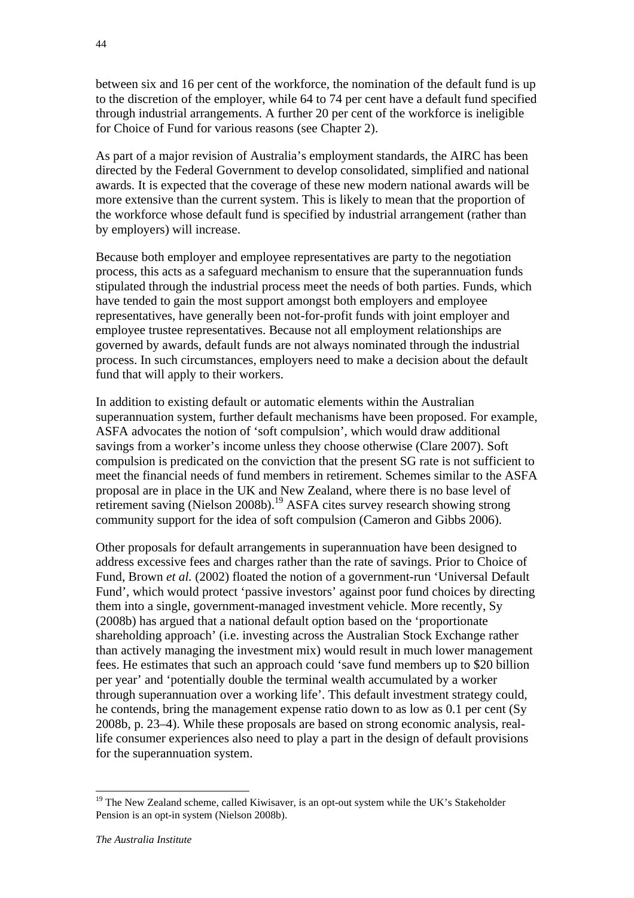between six and 16 per cent of the workforce, the nomination of the default fund is up to the discretion of the employer, while 64 to 74 per cent have a default fund specified through industrial arrangements. A further 20 per cent of the workforce is ineligible for Choice of Fund for various reasons (see Chapter 2).

As part of a major revision of Australia's employment standards, the AIRC has been directed by the Federal Government to develop consolidated, simplified and national awards. It is expected that the coverage of these new modern national awards will be more extensive than the current system. This is likely to mean that the proportion of the workforce whose default fund is specified by industrial arrangement (rather than by employers) will increase.

Because both employer and employee representatives are party to the negotiation process, this acts as a safeguard mechanism to ensure that the superannuation funds stipulated through the industrial process meet the needs of both parties. Funds, which have tended to gain the most support amongst both employers and employee representatives, have generally been not-for-profit funds with joint employer and employee trustee representatives. Because not all employment relationships are governed by awards, default funds are not always nominated through the industrial process. In such circumstances, employers need to make a decision about the default fund that will apply to their workers.

In addition to existing default or automatic elements within the Australian superannuation system, further default mechanisms have been proposed. For example, ASFA advocates the notion of 'soft compulsion', which would draw additional savings from a worker's income unless they choose otherwise (Clare 2007). Soft compulsion is predicated on the conviction that the present SG rate is not sufficient to meet the financial needs of fund members in retirement. Schemes similar to the ASFA proposal are in place in the UK and New Zealand, where there is no base level of retirement saving (Nielson 2008b).[19] ASFA cites survey research showing strong community support for the idea of soft compulsion (Cameron and Gibbs 2006).

Other proposals for default arrangements in superannuation have been designed to address excessive fees and charges rather than the rate of savings. Prior to Choice of Fund, Brown *et al.* (2002) floated the notion of a government-run 'Universal Default Fund', which would protect 'passive investors' against poor fund choices by directing them into a single, government-managed investment vehicle. More recently, Sy (2008b) has argued that a national default option based on the 'proportionate shareholding approach' (i.e. investing across the Australian Stock Exchange rather than actively managing the investment mix) would result in much lower management fees. He estimates that such an approach could 'save fund members up to $20 billion per year' and 'potentially double the terminal wealth accumulated by a worker through superannuation over a working life'. This default investment strategy could, he contends, bring the management expense ratio down to as low as 0.1 per cent (Sy 2008b, p. 23–4). While these proposals are based on strong economic analysis, real-life consumer experiences also need to play a part in the design of default provisions for the superannuation system.

[19] The New Zealand scheme, called Kiwisaver, is an opt-out system while the UK's Stakeholder Pension is an opt-in system (Nielson 2008b).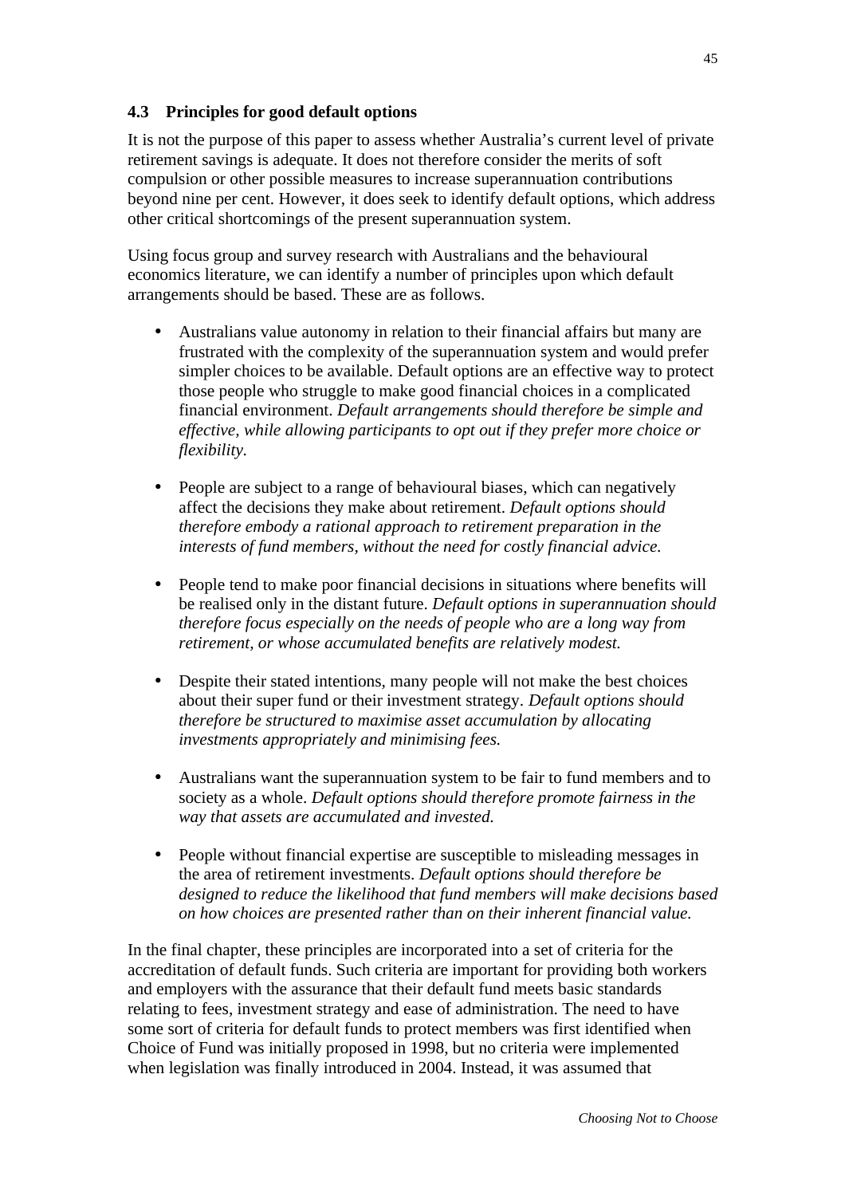### 4.3 Principles for good default options

It is not the purpose of this paper to assess whether Australia's current level of private retirement savings is adequate. It does not therefore consider the merits of soft compulsion or other possible measures to increase superannuation contributions beyond nine per cent. However, it does seek to identify default options, which address other critical shortcomings of the present superannuation system.

Using focus group and survey research with Australians and the behavioural economics literature, we can identify a number of principles upon which default arrangements should be based. These are as follows.

- Australians value autonomy in relation to their financial affairs but many are frustrated with the complexity of the superannuation system and would prefer simpler choices to be available. Default options are an effective way to protect those people who struggle to make good financial choices in a complicated financial environment. *Default arrangements should therefore be simple and effective, while allowing participants to opt out if they prefer more choice or flexibility.*

- People are subject to a range of behavioural biases, which can negatively affect the decisions they make about retirement. *Default options should therefore embody a rational approach to retirement preparation in the interests of fund members, without the need for costly financial advice.*

- People tend to make poor financial decisions in situations where benefits will be realised only in the distant future. *Default options in superannuation should therefore focus especially on the needs of people who are a long way from retirement, or whose accumulated benefits are relatively modest.*

- Despite their stated intentions, many people will not make the best choices about their super fund or their investment strategy. *Default options should therefore be structured to maximise asset accumulation by allocating investments appropriately and minimising fees.*

- Australians want the superannuation system to be fair to fund members and to society as a whole. *Default options should therefore promote fairness in the way that assets are accumulated and invested.*

- People without financial expertise are susceptible to misleading messages in the area of retirement investments. *Default options should therefore be designed to reduce the likelihood that fund members will make decisions based on how choices are presented rather than on their inherent financial value.*

In the final chapter, these principles are incorporated into a set of criteria for the accreditation of default funds. Such criteria are important for providing both workers and employers with the assurance that their default fund meets basic standards relating to fees, investment strategy and ease of administration. The need to have some sort of criteria for default funds to protect members was first identified when Choice of Fund was initially proposed in 1998, but no criteria were implemented when legislation was finally introduced in 2004. Instead, it was assumed that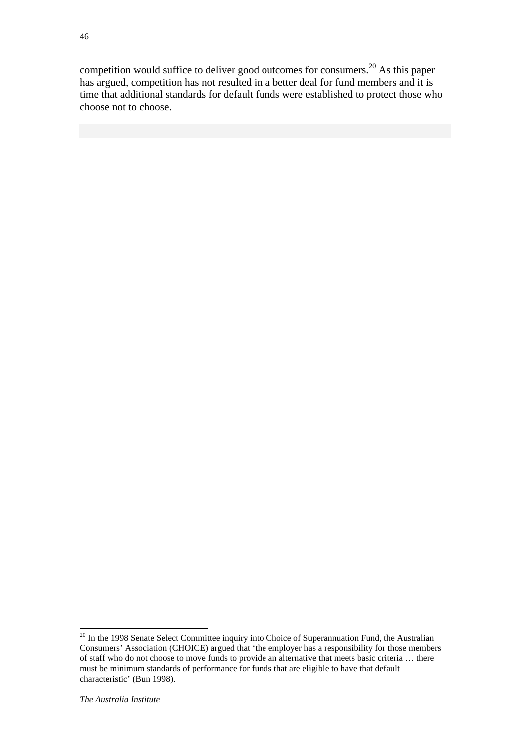competition would suffice to deliver good outcomes for consumers.[20] As this paper has argued, competition has not resulted in a better deal for fund members and it is time that additional standards for default funds were established to protect those who choose not to choose.

[20] In the 1998 Senate Select Committee inquiry into Choice of Superannuation Fund, the Australian Consumers' Association (CHOICE) argued that 'the employer has a responsibility for those members of staff who do not choose to move funds to provide an alternative that meets basic criteria … there must be minimum standards of performance for funds that are eligible to have that default characteristic' (Bun 1998).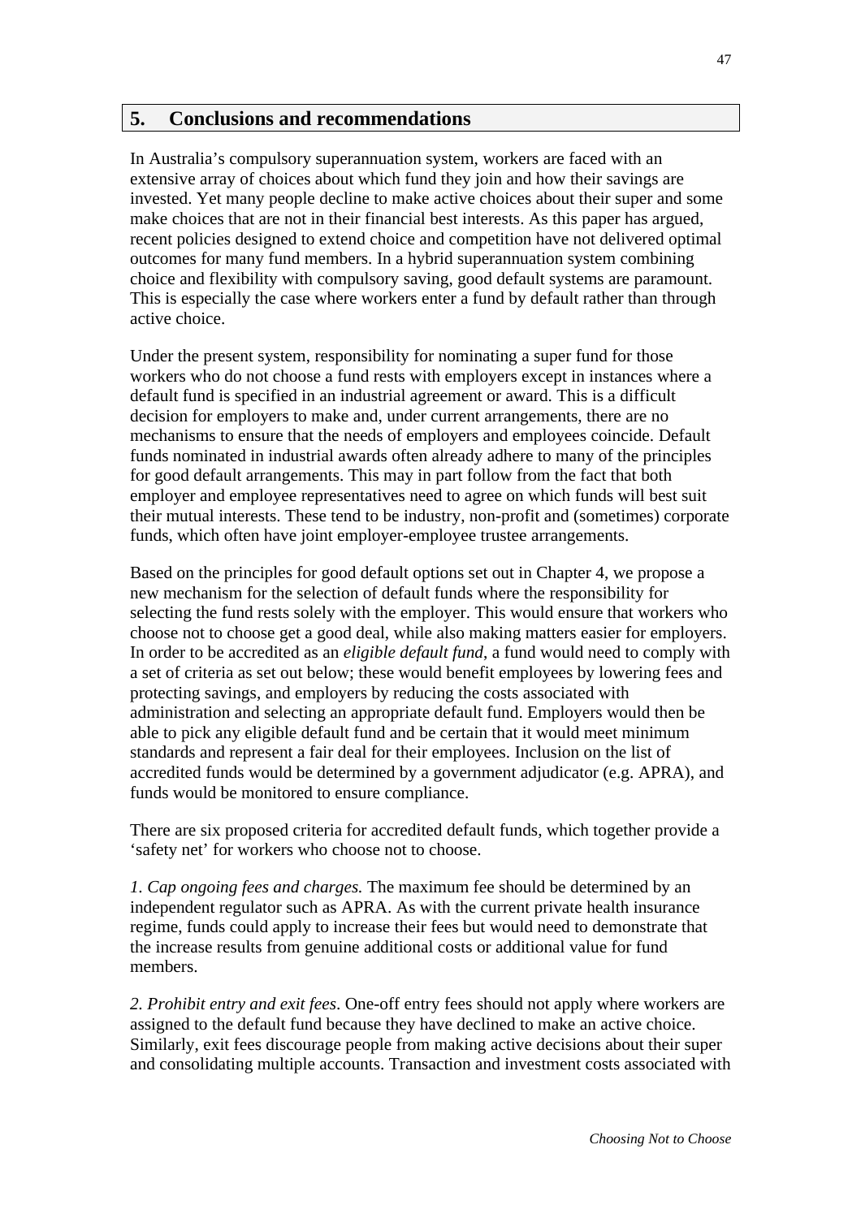## 5. Conclusions and recommendations

In Australia's compulsory superannuation system, workers are faced with an extensive array of choices about which fund they join and how their savings are invested. Yet many people decline to make active choices about their super and some make choices that are not in their financial best interests. As this paper has argued, recent policies designed to extend choice and competition have not delivered optimal outcomes for many fund members. In a hybrid superannuation system combining choice and flexibility with compulsory saving, good default systems are paramount. This is especially the case where workers enter a fund by default rather than through active choice.

Under the present system, responsibility for nominating a super fund for those workers who do not choose a fund rests with employers except in instances where a default fund is specified in an industrial agreement or award. This is a difficult decision for employers to make and, under current arrangements, there are no mechanisms to ensure that the needs of employers and employees coincide. Default funds nominated in industrial awards often already adhere to many of the principles for good default arrangements. This may in part follow from the fact that both employer and employee representatives need to agree on which funds will best suit their mutual interests. These tend to be industry, non-profit and (sometimes) corporate funds, which often have joint employer-employee trustee arrangements.

Based on the principles for good default options set out in Chapter 4, we propose a new mechanism for the selection of default funds where the responsibility for selecting the fund rests solely with the employer. This would ensure that workers who choose not to choose get a good deal, while also making matters easier for employers. In order to be accredited as an *eligible default fund*, a fund would need to comply with a set of criteria as set out below; these would benefit employees by lowering fees and protecting savings, and employers by reducing the costs associated with administration and selecting an appropriate default fund. Employers would then be able to pick any eligible default fund and be certain that it would meet minimum standards and represent a fair deal for their employees. Inclusion on the list of accredited funds would be determined by a government adjudicator (e.g. APRA), and funds would be monitored to ensure compliance.

There are six proposed criteria for accredited default funds, which together provide a 'safety net' for workers who choose not to choose.

*1. Cap ongoing fees and charges.* The maximum fee should be determined by an independent regulator such as APRA. As with the current private health insurance regime, funds could apply to increase their fees but would need to demonstrate that the increase results from genuine additional costs or additional value for fund members.

*2. Prohibit entry and exit fees*. One-off entry fees should not apply where workers are assigned to the default fund because they have declined to make an active choice. Similarly, exit fees discourage people from making active decisions about their super and consolidating multiple accounts. Transaction and investment costs associated with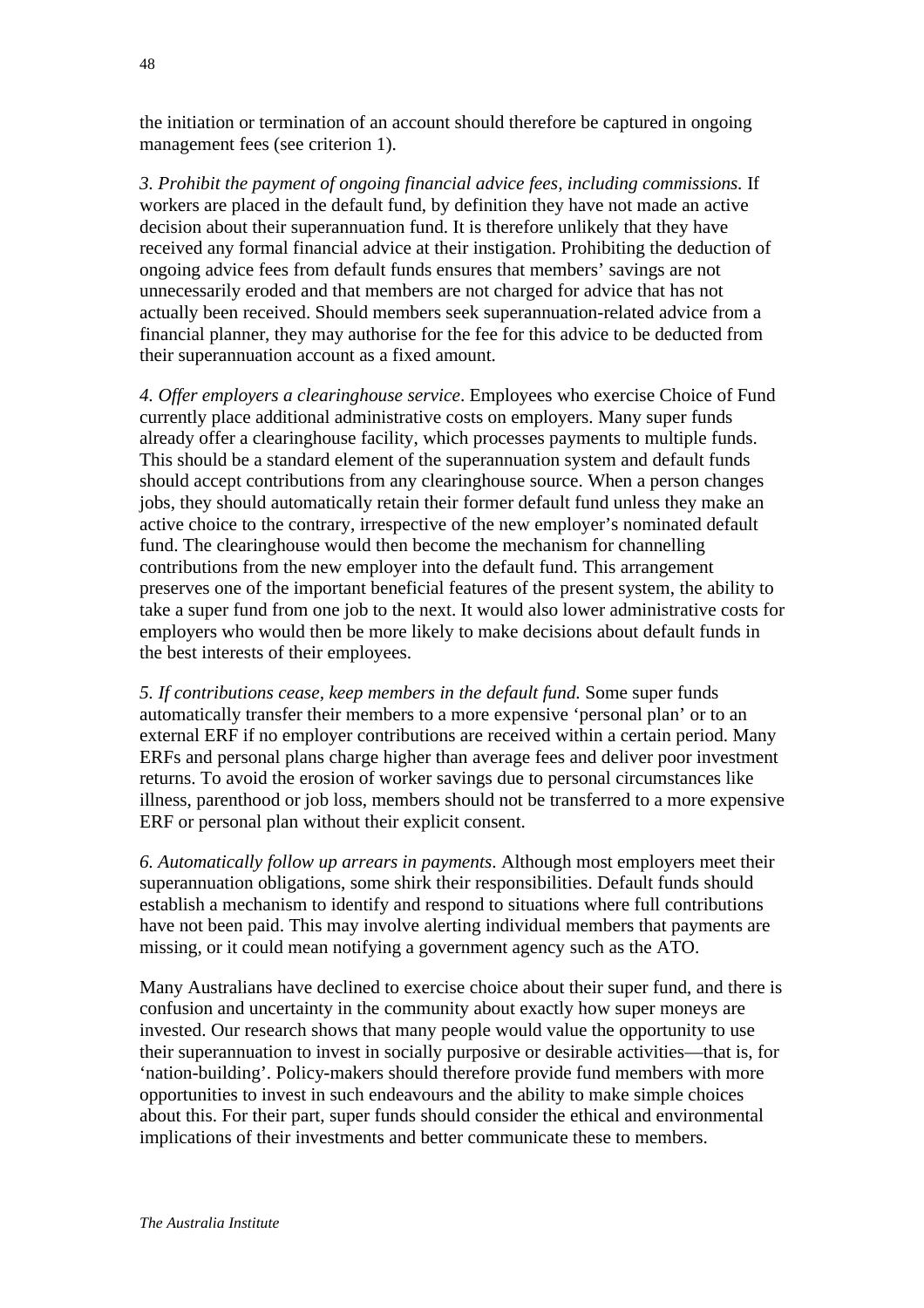the initiation or termination of an account should therefore be captured in ongoing management fees (see criterion 1).

*3. Prohibit the payment of ongoing financial advice fees, including commissions.* If workers are placed in the default fund, by definition they have not made an active decision about their superannuation fund. It is therefore unlikely that they have received any formal financial advice at their instigation. Prohibiting the deduction of ongoing advice fees from default funds ensures that members' savings are not unnecessarily eroded and that members are not charged for advice that has not actually been received. Should members seek superannuation-related advice from a financial planner, they may authorise for the fee for this advice to be deducted from their superannuation account as a fixed amount.

*4. Offer employers a clearinghouse service*. Employees who exercise Choice of Fund currently place additional administrative costs on employers. Many super funds already offer a clearinghouse facility, which processes payments to multiple funds. This should be a standard element of the superannuation system and default funds should accept contributions from any clearinghouse source. When a person changes jobs, they should automatically retain their former default fund unless they make an active choice to the contrary, irrespective of the new employer's nominated default fund. The clearinghouse would then become the mechanism for channelling contributions from the new employer into the default fund. This arrangement preserves one of the important beneficial features of the present system, the ability to take a super fund from one job to the next. It would also lower administrative costs for employers who would then be more likely to make decisions about default funds in the best interests of their employees.

*5. If contributions cease, keep members in the default fund.* Some super funds automatically transfer their members to a more expensive 'personal plan' or to an external ERF if no employer contributions are received within a certain period. Many ERFs and personal plans charge higher than average fees and deliver poor investment returns. To avoid the erosion of worker savings due to personal circumstances like illness, parenthood or job loss, members should not be transferred to a more expensive ERF or personal plan without their explicit consent.

*6. Automatically follow up arrears in payments*. Although most employers meet their superannuation obligations, some shirk their responsibilities. Default funds should establish a mechanism to identify and respond to situations where full contributions have not been paid. This may involve alerting individual members that payments are missing, or it could mean notifying a government agency such as the ATO.

Many Australians have declined to exercise choice about their super fund, and there is confusion and uncertainty in the community about exactly how super moneys are invested. Our research shows that many people would value the opportunity to use their superannuation to invest in socially purposive or desirable activities—that is, for 'nation-building'. Policy-makers should therefore provide fund members with more opportunities to invest in such endeavours and the ability to make simple choices about this. For their part, super funds should consider the ethical and environmental implications of their investments and better communicate these to members.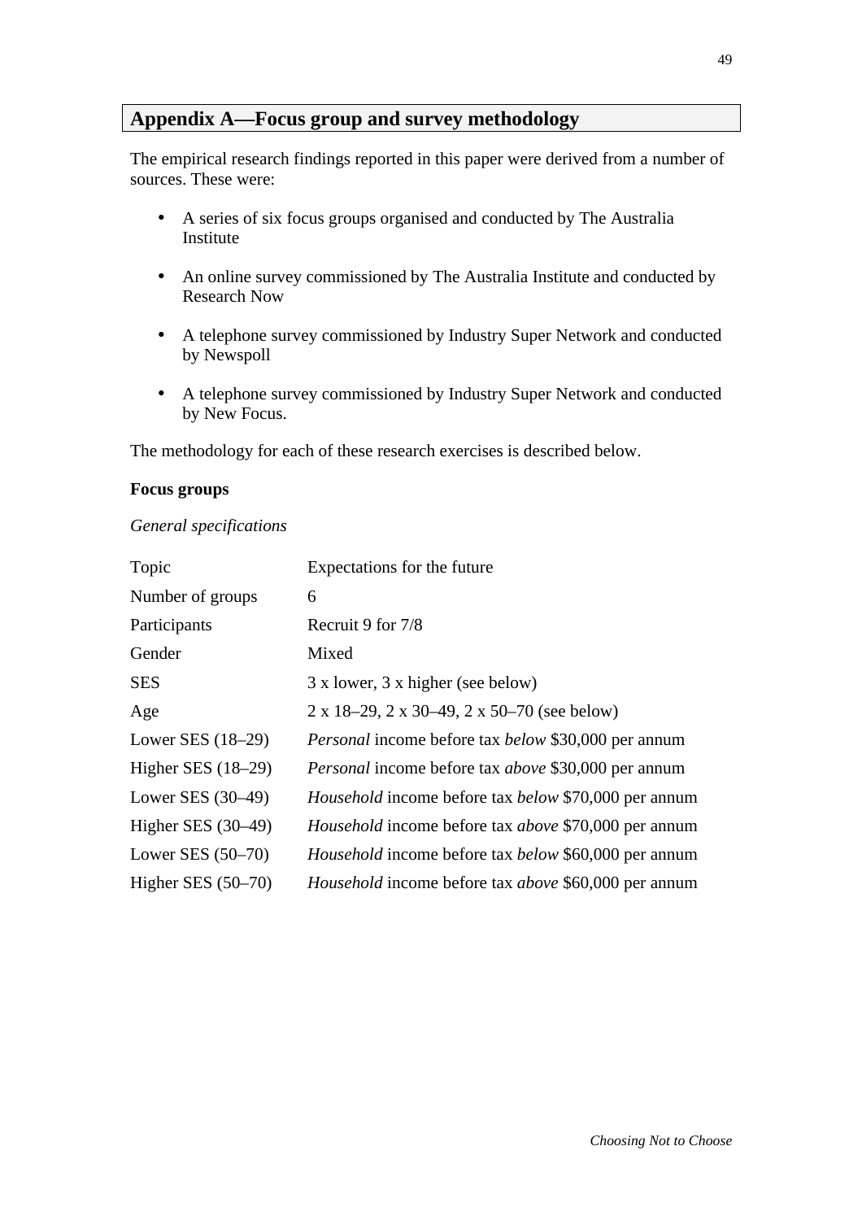## Appendix A—Focus group and survey methodology

The empirical research findings reported in this paper were derived from a number of sources. These were:

- A series of six focus groups organised and conducted by The Australia Institute
- An online survey commissioned by The Australia Institute and conducted by Research Now
- A telephone survey commissioned by Industry Super Network and conducted by Newspoll
- A telephone survey commissioned by Industry Super Network and conducted by New Focus.

The methodology for each of these research exercises is described below.

**Focus groups**

*General specifications*

| | |
|---|---|
| Topic | Expectations for the future |
| Number of groups | 6 |
| Participants | Recruit 9 for 7/8 |
| Gender | Mixed |
| SES | 3 x lower, 3 x higher (see below) |
| Age | 2 x 18–29, 2 x 30–49, 2 x 50–70 (see below) |
| Lower SES (18–29) | *Personal* income before tax *below* $30,000 per annum |
| Higher SES (18–29) | *Personal* income before tax *above* $30,000 per annum |
| Lower SES (30–49) | *Household* income before tax *below* $70,000 per annum |
| Higher SES (30–49) | *Household* income before tax *above* $70,000 per annum |
| Lower SES (50–70) | *Household* income before tax *below* $60,000 per annum |
| Higher SES (50–70) | *Household* income before tax *above* $60,000 per annum |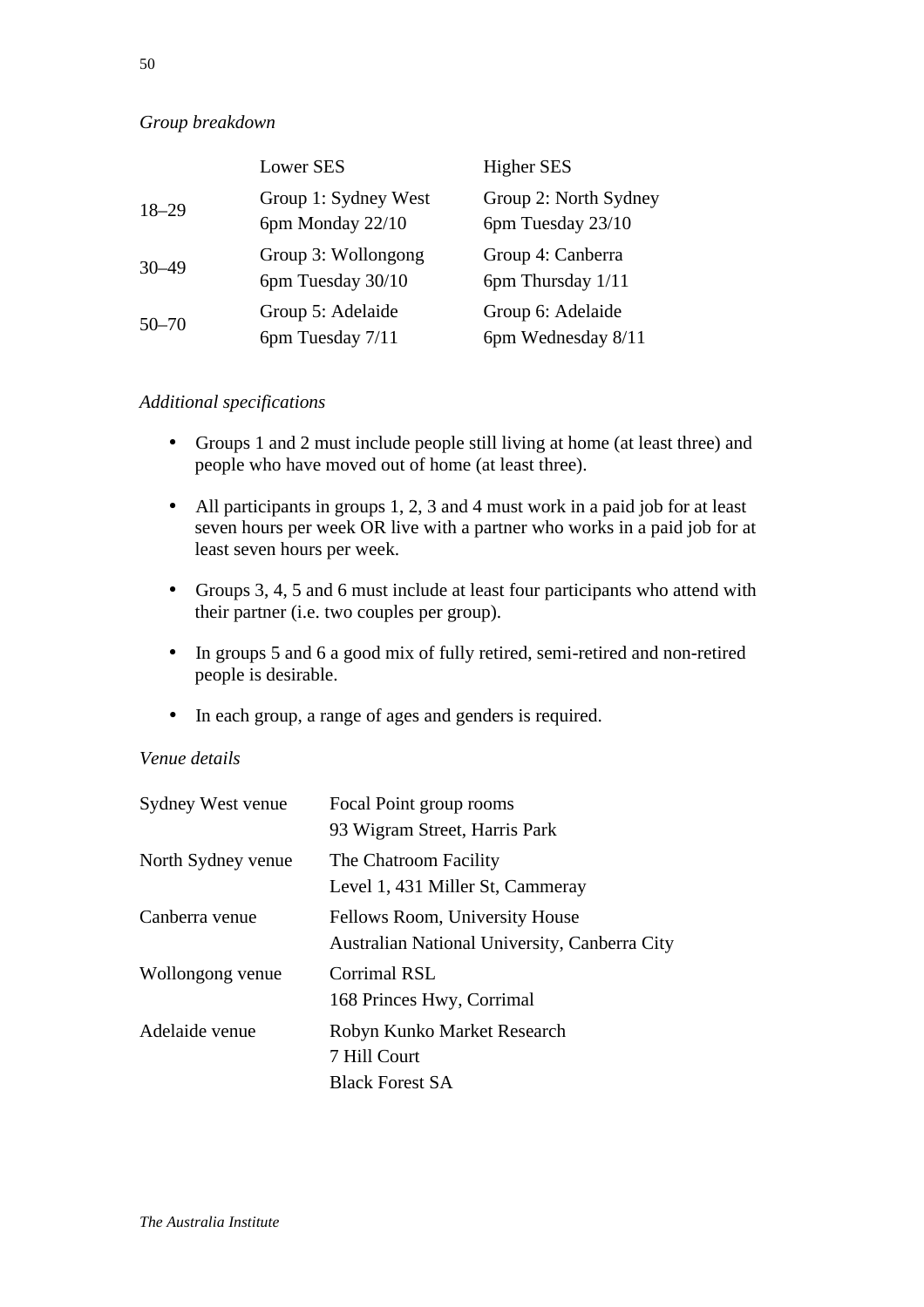*Group breakdown*

| | Lower SES | Higher SES |
|---|---|---|
| 18–29 | Group 1: Sydney West<br>6pm Monday 22/10 | Group 2: North Sydney<br>6pm Tuesday 23/10 |
| 30–49 | Group 3: Wollongong<br>6pm Tuesday 30/10 | Group 4: Canberra<br>6pm Thursday 1/11 |
| 50–70 | Group 5: Adelaide<br>6pm Tuesday 7/11 | Group 6: Adelaide<br>6pm Wednesday 8/11 |

*Additional specifications*

- Groups 1 and 2 must include people still living at home (at least three) and people who have moved out of home (at least three).
- All participants in groups 1, 2, 3 and 4 must work in a paid job for at least seven hours per week OR live with a partner who works in a paid job for at least seven hours per week.
- Groups 3, 4, 5 and 6 must include at least four participants who attend with their partner (i.e. two couples per group).
- In groups 5 and 6 a good mix of fully retired, semi-retired and non-retired people is desirable.
- In each group, a range of ages and genders is required.

*Venue details*

| | |
|---|---|
| Sydney West venue | Focal Point group rooms<br>93 Wigram Street, Harris Park |
| North Sydney venue | The Chatroom Facility<br>Level 1, 431 Miller St, Cammeray |
| Canberra venue | Fellows Room, University House<br>Australian National University, Canberra City |
| Wollongong venue | Corrimal RSL<br>168 Princes Hwy, Corrimal |
| Adelaide venue | Robyn Kunko Market Research<br>7 Hill Court<br>Black Forest SA |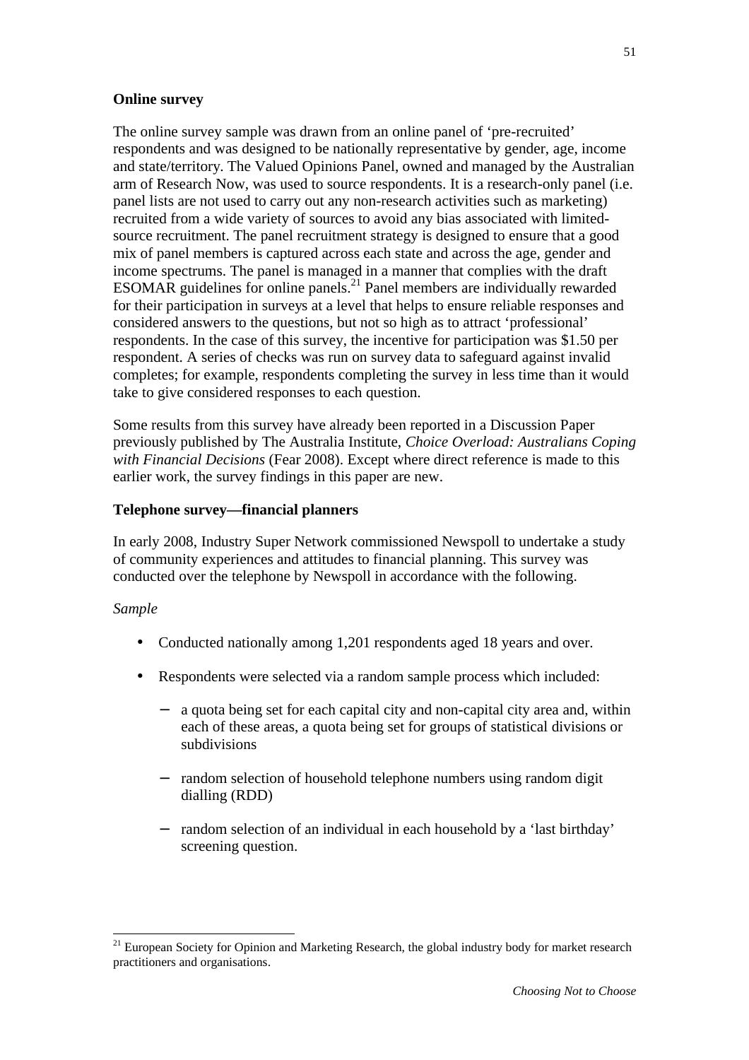**Online survey**

The online survey sample was drawn from an online panel of 'pre-recruited' respondents and was designed to be nationally representative by gender, age, income and state/territory. The Valued Opinions Panel, owned and managed by the Australian arm of Research Now, was used to source respondents. It is a research-only panel (i.e. panel lists are not used to carry out any non-research activities such as marketing) recruited from a wide variety of sources to avoid any bias associated with limited-source recruitment. The panel recruitment strategy is designed to ensure that a good mix of panel members is captured across each state and across the age, gender and income spectrums. The panel is managed in a manner that complies with the draft ESOMAR guidelines for online panels.[21] Panel members are individually rewarded for their participation in surveys at a level that helps to ensure reliable responses and considered answers to the questions, but not so high as to attract 'professional' respondents. In the case of this survey, the incentive for participation was $1.50 per respondent. A series of checks was run on survey data to safeguard against invalid completes; for example, respondents completing the survey in less time than it would take to give considered responses to each question.

Some results from this survey have already been reported in a Discussion Paper previously published by The Australia Institute, *Choice Overload: Australians Coping with Financial Decisions* (Fear 2008). Except where direct reference is made to this earlier work, the survey findings in this paper are new.

**Telephone survey—financial planners**

In early 2008, Industry Super Network commissioned Newspoll to undertake a study of community experiences and attitudes to financial planning. This survey was conducted over the telephone by Newspoll in accordance with the following.

*Sample*

- Conducted nationally among 1,201 respondents aged 18 years and over.
- Respondents were selected via a random sample process which included:
  - a quota being set for each capital city and non-capital city area and, within each of these areas, a quota being set for groups of statistical divisions or subdivisions
  - random selection of household telephone numbers using random digit dialling (RDD)
  - random selection of an individual in each household by a 'last birthday' screening question.

[21] European Society for Opinion and Marketing Research, the global industry body for market research practitioners and organisations.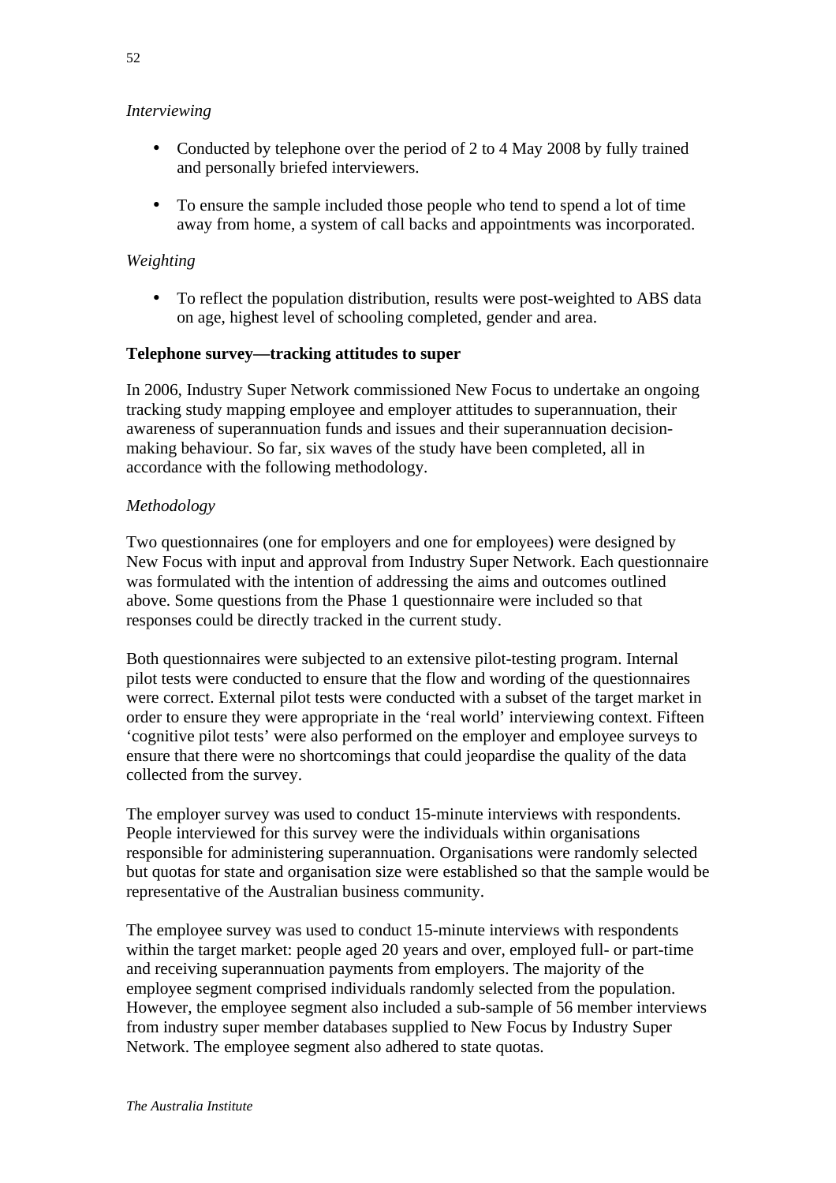*Interviewing*

- Conducted by telephone over the period of 2 to 4 May 2008 by fully trained and personally briefed interviewers.

- To ensure the sample included those people who tend to spend a lot of time away from home, a system of call backs and appointments was incorporated.

*Weighting*

- To reflect the population distribution, results were post-weighted to ABS data on age, highest level of schooling completed, gender and area.

**Telephone survey—tracking attitudes to super**

In 2006, Industry Super Network commissioned New Focus to undertake an ongoing tracking study mapping employee and employer attitudes to superannuation, their awareness of superannuation funds and issues and their superannuation decision-making behaviour. So far, six waves of the study have been completed, all in accordance with the following methodology.

*Methodology*

Two questionnaires (one for employers and one for employees) were designed by New Focus with input and approval from Industry Super Network. Each questionnaire was formulated with the intention of addressing the aims and outcomes outlined above. Some questions from the Phase 1 questionnaire were included so that responses could be directly tracked in the current study.

Both questionnaires were subjected to an extensive pilot-testing program. Internal pilot tests were conducted to ensure that the flow and wording of the questionnaires were correct. External pilot tests were conducted with a subset of the target market in order to ensure they were appropriate in the 'real world' interviewing context. Fifteen 'cognitive pilot tests' were also performed on the employer and employee surveys to ensure that there were no shortcomings that could jeopardise the quality of the data collected from the survey.

The employer survey was used to conduct 15-minute interviews with respondents. People interviewed for this survey were the individuals within organisations responsible for administering superannuation. Organisations were randomly selected but quotas for state and organisation size were established so that the sample would be representative of the Australian business community.

The employee survey was used to conduct 15-minute interviews with respondents within the target market: people aged 20 years and over, employed full- or part-time and receiving superannuation payments from employers. The majority of the employee segment comprised individuals randomly selected from the population. However, the employee segment also included a sub-sample of 56 member interviews from industry super member databases supplied to New Focus by Industry Super Network. The employee segment also adhered to state quotas.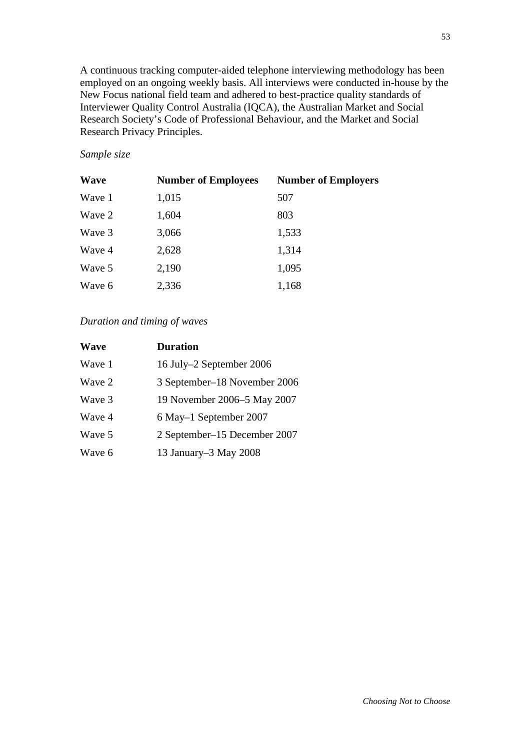A continuous tracking computer-aided telephone interviewing methodology has been employed on an ongoing weekly basis. All interviews were conducted in-house by the New Focus national field team and adhered to best-practice quality standards of Interviewer Quality Control Australia (IQCA), the Australian Market and Social Research Society's Code of Professional Behaviour, and the Market and Social Research Privacy Principles.

*Sample size*

| Wave | Number of Employees | Number of Employers |
|---|---|---|
| Wave 1 | 1,015 | 507 |
| Wave 2 | 1,604 | 803 |
| Wave 3 | 3,066 | 1,533 |
| Wave 4 | 2,628 | 1,314 |
| Wave 5 | 2,190 | 1,095 |
| Wave 6 | 2,336 | 1,168 |

*Duration and timing of waves*

| Wave | Duration |
|---|---|
| Wave 1 | 16 July–2 September 2006 |
| Wave 2 | 3 September–18 November 2006 |
| Wave 3 | 19 November 2006–5 May 2007 |
| Wave 4 | 6 May–1 September 2007 |
| Wave 5 | 2 September–15 December 2007 |
| Wave 6 | 13 January–3 May 2008 |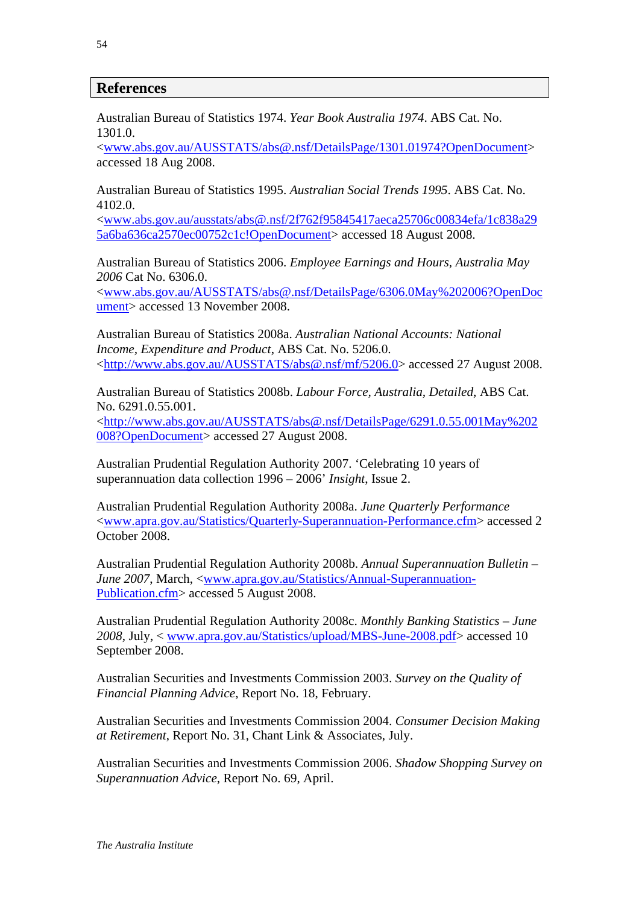## References

Australian Bureau of Statistics 1974. *Year Book Australia 1974*. ABS Cat. No. 1301.0. <www.abs.gov.au/AUSSTATS/abs@.nsf/DetailsPage/1301.01974?OpenDocument> accessed 18 Aug 2008.

Australian Bureau of Statistics 1995. *Australian Social Trends 1995*. ABS Cat. No. 4102.0. <www.abs.gov.au/ausstats/abs@.nsf/2f762f95845417aeca25706c00834efa/1c838a295a6ba636ca2570ec00752c1c!OpenDocument> accessed 18 August 2008.

Australian Bureau of Statistics 2006. *Employee Earnings and Hours, Australia May 2006* Cat No. 6306.0. <www.abs.gov.au/AUSSTATS/abs@.nsf/DetailsPage/6306.0May%202006?OpenDocument> accessed 13 November 2008.

Australian Bureau of Statistics 2008a. *Australian National Accounts: National Income, Expenditure and Product*, ABS Cat. No. 5206.0. <http://www.abs.gov.au/AUSSTATS/abs@.nsf/mf/5206.0> accessed 27 August 2008.

Australian Bureau of Statistics 2008b. *Labour Force, Australia, Detailed*, ABS Cat. No. 6291.0.55.001. <http://www.abs.gov.au/AUSSTATS/abs@.nsf/DetailsPage/6291.0.55.001May%202008?OpenDocument> accessed 27 August 2008.

Australian Prudential Regulation Authority 2007. 'Celebrating 10 years of superannuation data collection 1996 – 2006' *Insight*, Issue 2.

Australian Prudential Regulation Authority 2008a. *June Quarterly Performance* <www.apra.gov.au/Statistics/Quarterly-Superannuation-Performance.cfm> accessed 2 October 2008.

Australian Prudential Regulation Authority 2008b. *Annual Superannuation Bulletin – June 2007*, March, <www.apra.gov.au/Statistics/Annual-Superannuation-Publication.cfm> accessed 5 August 2008.

Australian Prudential Regulation Authority 2008c. *Monthly Banking Statistics – June 2008*, July, < www.apra.gov.au/Statistics/upload/MBS-June-2008.pdf> accessed 10 September 2008.

Australian Securities and Investments Commission 2003. *Survey on the Quality of Financial Planning Advice*, Report No. 18, February.

Australian Securities and Investments Commission 2004. *Consumer Decision Making at Retirement*, Report No. 31, Chant Link & Associates, July.

Australian Securities and Investments Commission 2006. *Shadow Shopping Survey on Superannuation Advice*, Report No. 69, April.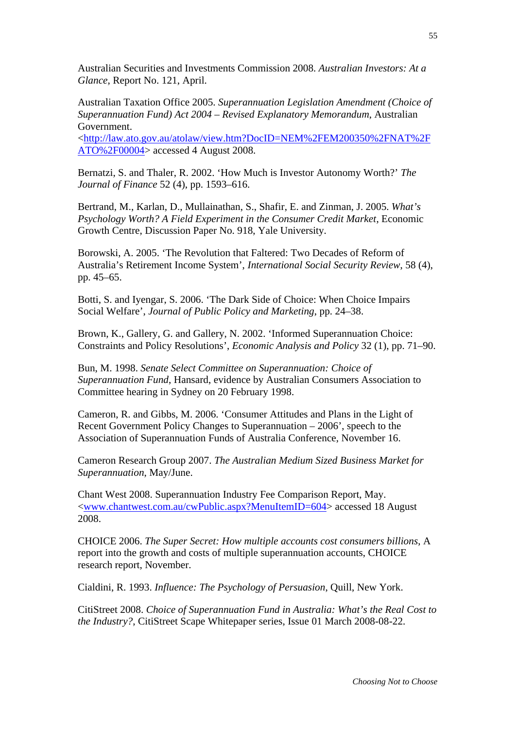Australian Securities and Investments Commission 2008. *Australian Investors: At a Glance*, Report No. 121, April.

Australian Taxation Office 2005. *Superannuation Legislation Amendment (Choice of Superannuation Fund) Act 2004 – Revised Explanatory Memorandum*, Australian Government. <http://law.ato.gov.au/atolaw/view.htm?DocID=NEM%2FEM200350%2FNAT%2FATO%2F00004> accessed 4 August 2008.

Bernatzi, S. and Thaler, R. 2002. 'How Much is Investor Autonomy Worth?' *The Journal of Finance* 52 (4), pp. 1593–616.

Bertrand, M., Karlan, D., Mullainathan, S., Shafir, E. and Zinman, J. 2005. *What's Psychology Worth? A Field Experiment in the Consumer Credit Market*, Economic Growth Centre, Discussion Paper No. 918, Yale University.

Borowski, A. 2005. 'The Revolution that Faltered: Two Decades of Reform of Australia's Retirement Income System', *International Social Security Review*, 58 (4), pp. 45–65.

Botti, S. and Iyengar, S. 2006. 'The Dark Side of Choice: When Choice Impairs Social Welfare', *Journal of Public Policy and Marketing*, pp. 24–38.

Brown, K., Gallery, G. and Gallery, N. 2002. 'Informed Superannuation Choice: Constraints and Policy Resolutions', *Economic Analysis and Policy* 32 (1), pp. 71–90.

Bun, M. 1998. *Senate Select Committee on Superannuation: Choice of Superannuation Fund*, Hansard, evidence by Australian Consumers Association to Committee hearing in Sydney on 20 February 1998.

Cameron, R. and Gibbs, M. 2006. 'Consumer Attitudes and Plans in the Light of Recent Government Policy Changes to Superannuation – 2006', speech to the Association of Superannuation Funds of Australia Conference, November 16.

Cameron Research Group 2007. *The Australian Medium Sized Business Market for Superannuation*, May/June.

Chant West 2008. Superannuation Industry Fee Comparison Report, May. <www.chantwest.com.au/cwPublic.aspx?MenuItemID=604> accessed 18 August 2008.

CHOICE 2006. *The Super Secret: How multiple accounts cost consumers billions*, A report into the growth and costs of multiple superannuation accounts, CHOICE research report, November.

Cialdini, R. 1993. *Influence: The Psychology of Persuasion*, Quill, New York.

CitiStreet 2008. *Choice of Superannuation Fund in Australia: What's the Real Cost to the Industry?*, CitiStreet Scape Whitepaper series, Issue 01 March 2008-08-22.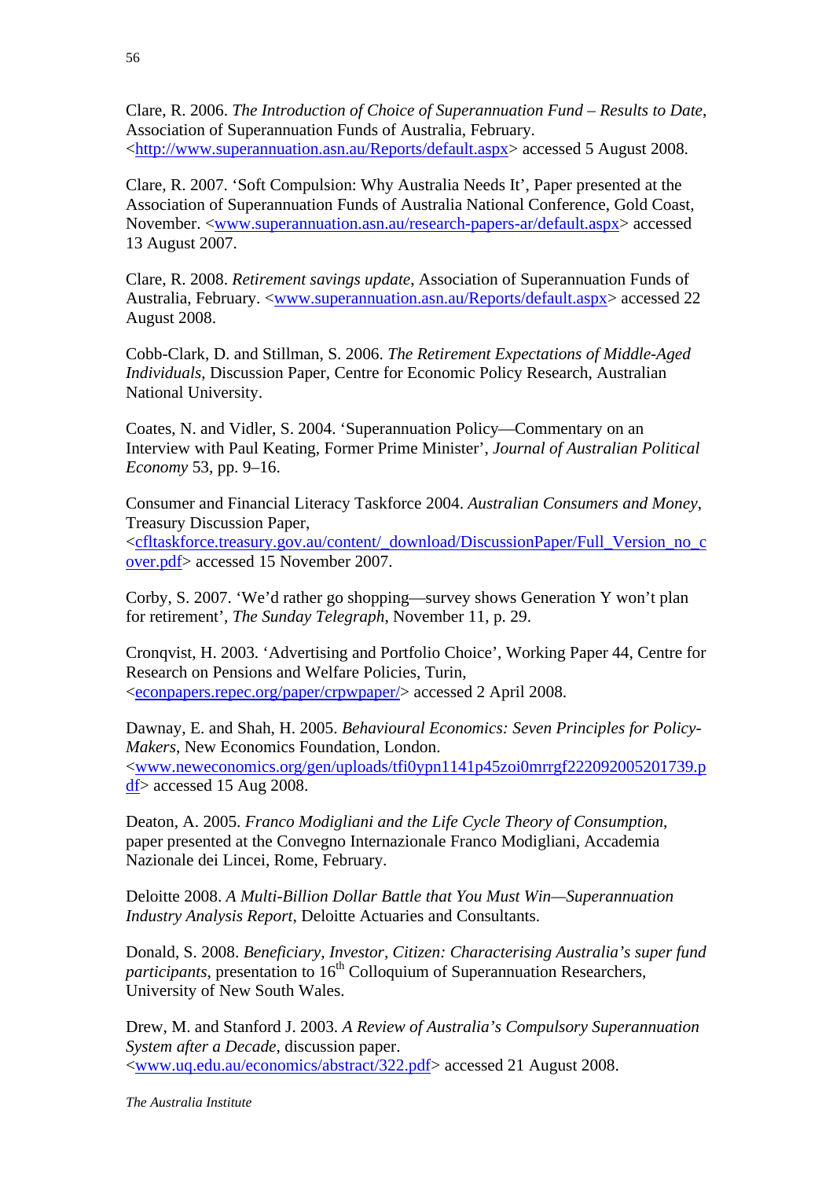Clare, R. 2006. *The Introduction of Choice of Superannuation Fund – Results to Date*, Association of Superannuation Funds of Australia, February. <http://www.superannuation.asn.au/Reports/default.aspx> accessed 5 August 2008.

Clare, R. 2007. 'Soft Compulsion: Why Australia Needs It', Paper presented at the Association of Superannuation Funds of Australia National Conference, Gold Coast, November. <www.superannuation.asn.au/research-papers-ar/default.aspx> accessed 13 August 2007.

Clare, R. 2008. *Retirement savings update*, Association of Superannuation Funds of Australia, February. <www.superannuation.asn.au/Reports/default.aspx> accessed 22 August 2008.

Cobb-Clark, D. and Stillman, S. 2006. *The Retirement Expectations of Middle-Aged Individuals*, Discussion Paper, Centre for Economic Policy Research, Australian National University.

Coates, N. and Vidler, S. 2004. 'Superannuation Policy—Commentary on an Interview with Paul Keating, Former Prime Minister', *Journal of Australian Political Economy* 53, pp. 9–16.

Consumer and Financial Literacy Taskforce 2004. *Australian Consumers and Money*, Treasury Discussion Paper, <cfltaskforce.treasury.gov.au/content/_download/DiscussionPaper/Full_Version_no_cover.pdf> accessed 15 November 2007.

Corby, S. 2007. 'We'd rather go shopping—survey shows Generation Y won't plan for retirement', *The Sunday Telegraph*, November 11, p. 29.

Cronqvist, H. 2003. 'Advertising and Portfolio Choice', Working Paper 44, Centre for Research on Pensions and Welfare Policies, Turin, <econpapers.repec.org/paper/crpwpaper/> accessed 2 April 2008.

Dawnay, E. and Shah, H. 2005. *Behavioural Economics: Seven Principles for Policy-Makers*, New Economics Foundation, London. <www.neweconomics.org/gen/uploads/tfi0ypn1141p45zoi0mrrgf222092005201739.pdf> accessed 15 Aug 2008.

Deaton, A. 2005. *Franco Modigliani and the Life Cycle Theory of Consumption*, paper presented at the Convegno Internazionale Franco Modigliani, Accademia Nazionale dei Lincei, Rome, February.

Deloitte 2008. *A Multi-Billion Dollar Battle that You Must Win—Superannuation Industry Analysis Report*, Deloitte Actuaries and Consultants.

Donald, S. 2008. *Beneficiary, Investor, Citizen: Characterising Australia's super fund participants*, presentation to 16th Colloquium of Superannuation Researchers, University of New South Wales.

Drew, M. and Stanford J. 2003. *A Review of Australia's Compulsory Superannuation System after a Decade*, discussion paper. <www.uq.edu.au/economics/abstract/322.pdf> accessed 21 August 2008.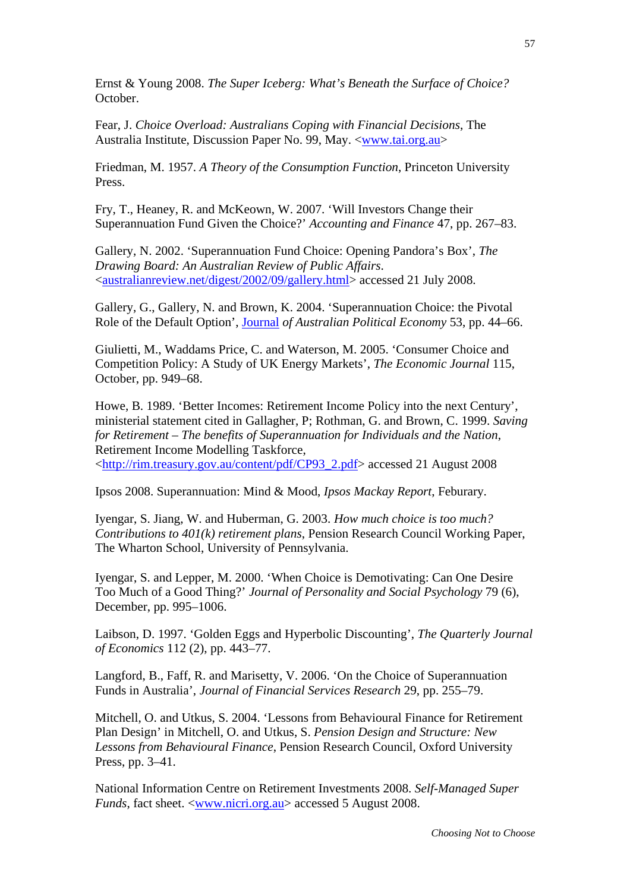Ernst & Young 2008. *The Super Iceberg: What's Beneath the Surface of Choice?* October.

Fear, J. *Choice Overload: Australians Coping with Financial Decisions*, The Australia Institute, Discussion Paper No. 99, May. <www.tai.org.au>

Friedman, M. 1957. *A Theory of the Consumption Function*, Princeton University Press.

Fry, T., Heaney, R. and McKeown, W. 2007. 'Will Investors Change their Superannuation Fund Given the Choice?' *Accounting and Finance* 47, pp. 267–83.

Gallery, N. 2002. 'Superannuation Fund Choice: Opening Pandora's Box', *The Drawing Board: An Australian Review of Public Affairs*. <australianreview.net/digest/2002/09/gallery.html> accessed 21 July 2008.

Gallery, G., Gallery, N. and Brown, K. 2004. 'Superannuation Choice: the Pivotal Role of the Default Option', Journal *of Australian Political Economy* 53, pp. 44–66.

Giulietti, M., Waddams Price, C. and Waterson, M. 2005. 'Consumer Choice and Competition Policy: A Study of UK Energy Markets', *The Economic Journal* 115, October, pp. 949–68.

Howe, B. 1989. 'Better Incomes: Retirement Income Policy into the next Century', ministerial statement cited in Gallagher, P; Rothman, G. and Brown, C. 1999. *Saving for Retirement – The benefits of Superannuation for Individuals and the Nation*, Retirement Income Modelling Taskforce, <http://rim.treasury.gov.au/content/pdf/CP93_2.pdf> accessed 21 August 2008

Ipsos 2008. Superannuation: Mind & Mood, *Ipsos Mackay Report*, Feburary.

Iyengar, S. Jiang, W. and Huberman, G. 2003. *How much choice is too much? Contributions to 401(k) retirement plans*, Pension Research Council Working Paper, The Wharton School, University of Pennsylvania.

Iyengar, S. and Lepper, M. 2000. 'When Choice is Demotivating: Can One Desire Too Much of a Good Thing?' *Journal of Personality and Social Psychology* 79 (6), December, pp. 995–1006.

Laibson, D. 1997. 'Golden Eggs and Hyperbolic Discounting', *The Quarterly Journal of Economics* 112 (2), pp. 443–77.

Langford, B., Faff, R. and Marisetty, V. 2006. 'On the Choice of Superannuation Funds in Australia', *Journal of Financial Services Research* 29, pp. 255–79.

Mitchell, O. and Utkus, S. 2004. 'Lessons from Behavioural Finance for Retirement Plan Design' in Mitchell, O. and Utkus, S. *Pension Design and Structure: New Lessons from Behavioural Finance*, Pension Research Council, Oxford University Press, pp. 3–41.

National Information Centre on Retirement Investments 2008. *Self-Managed Super Funds*, fact sheet. <www.nicri.org.au> accessed 5 August 2008.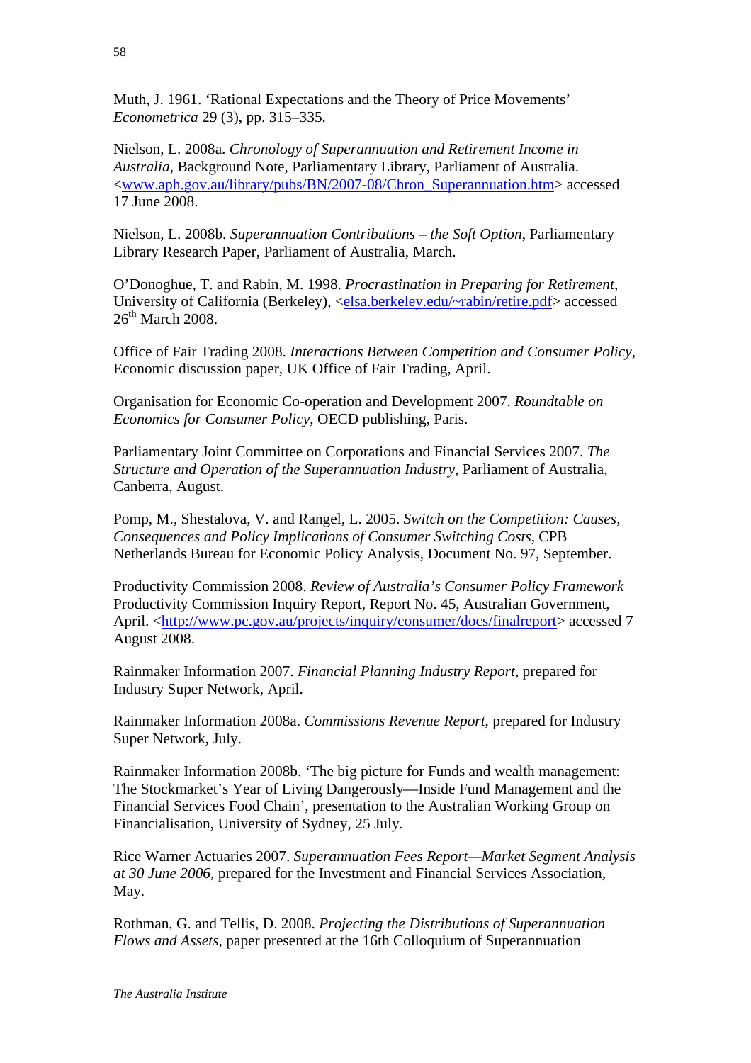Muth, J. 1961. 'Rational Expectations and the Theory of Price Movements' *Econometrica* 29 (3), pp. 315–335.

Nielson, L. 2008a. *Chronology of Superannuation and Retirement Income in Australia*, Background Note, Parliamentary Library, Parliament of Australia. <www.aph.gov.au/library/pubs/BN/2007-08/Chron_Superannuation.htm> accessed 17 June 2008.

Nielson, L. 2008b. *Superannuation Contributions – the Soft Option*, Parliamentary Library Research Paper, Parliament of Australia, March.

O'Donoghue, T. and Rabin, M. 1998. *Procrastination in Preparing for Retirement*, University of California (Berkeley), <elsa.berkeley.edu/~rabin/retire.pdf> accessed 26th March 2008.

Office of Fair Trading 2008. *Interactions Between Competition and Consumer Policy*, Economic discussion paper, UK Office of Fair Trading, April.

Organisation for Economic Co-operation and Development 2007. *Roundtable on Economics for Consumer Policy*, OECD publishing, Paris.

Parliamentary Joint Committee on Corporations and Financial Services 2007. *The Structure and Operation of the Superannuation Industry*, Parliament of Australia, Canberra, August.

Pomp, M., Shestalova, V. and Rangel, L. 2005. *Switch on the Competition: Causes, Consequences and Policy Implications of Consumer Switching Costs*, CPB Netherlands Bureau for Economic Policy Analysis, Document No. 97, September.

Productivity Commission 2008. *Review of Australia's Consumer Policy Framework* Productivity Commission Inquiry Report, Report No. 45, Australian Government, April. <http://www.pc.gov.au/projects/inquiry/consumer/docs/finalreport> accessed 7 August 2008.

Rainmaker Information 2007. *Financial Planning Industry Report*, prepared for Industry Super Network, April.

Rainmaker Information 2008a. *Commissions Revenue Report*, prepared for Industry Super Network, July.

Rainmaker Information 2008b. 'The big picture for Funds and wealth management: The Stockmarket's Year of Living Dangerously—Inside Fund Management and the Financial Services Food Chain', presentation to the Australian Working Group on Financialisation, University of Sydney, 25 July.

Rice Warner Actuaries 2007. *Superannuation Fees Report—Market Segment Analysis at 30 June 2006*, prepared for the Investment and Financial Services Association, May.

Rothman, G. and Tellis, D. 2008. *Projecting the Distributions of Superannuation Flows and Assets*, paper presented at the 16th Colloquium of Superannuation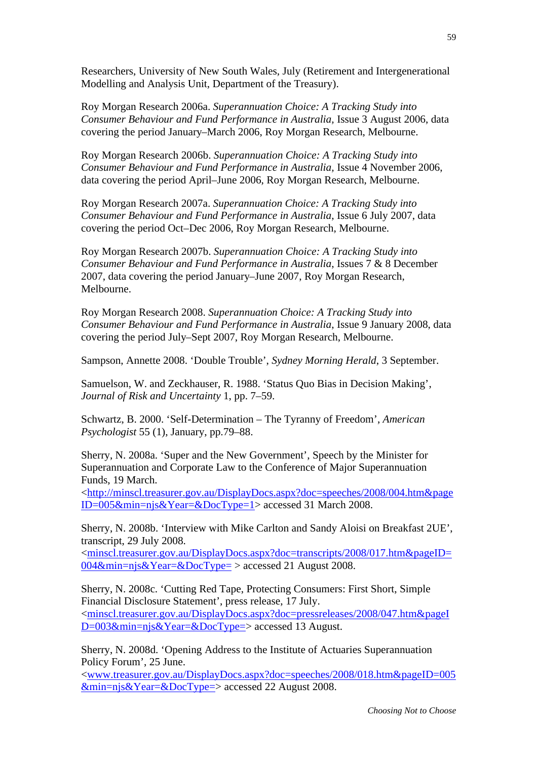Researchers, University of New South Wales, July (Retirement and Intergenerational Modelling and Analysis Unit, Department of the Treasury).

Roy Morgan Research 2006a. *Superannuation Choice: A Tracking Study into Consumer Behaviour and Fund Performance in Australia*, Issue 3 August 2006, data covering the period January–March 2006, Roy Morgan Research, Melbourne.

Roy Morgan Research 2006b. *Superannuation Choice: A Tracking Study into Consumer Behaviour and Fund Performance in Australia*, Issue 4 November 2006, data covering the period April–June 2006, Roy Morgan Research, Melbourne.

Roy Morgan Research 2007a. *Superannuation Choice: A Tracking Study into Consumer Behaviour and Fund Performance in Australia*, Issue 6 July 2007, data covering the period Oct–Dec 2006, Roy Morgan Research, Melbourne.

Roy Morgan Research 2007b. *Superannuation Choice: A Tracking Study into Consumer Behaviour and Fund Performance in Australia*, Issues 7 & 8 December 2007, data covering the period January–June 2007, Roy Morgan Research, Melbourne.

Roy Morgan Research 2008. *Superannuation Choice: A Tracking Study into Consumer Behaviour and Fund Performance in Australia*, Issue 9 January 2008, data covering the period July–Sept 2007, Roy Morgan Research, Melbourne.

Sampson, Annette 2008. 'Double Trouble', *Sydney Morning Herald*, 3 September.

Samuelson, W. and Zeckhauser, R. 1988. 'Status Quo Bias in Decision Making', *Journal of Risk and Uncertainty* 1, pp. 7–59.

Schwartz, B. 2000. 'Self-Determination – The Tyranny of Freedom', *American Psychologist* 55 (1), January, pp.79–88.

Sherry, N. 2008a. 'Super and the New Government', Speech by the Minister for Superannuation and Corporate Law to the Conference of Major Superannuation Funds, 19 March. <http://minscl.treasurer.gov.au/DisplayDocs.aspx?doc=speeches/2008/004.htm&pageID=005&min=njs&Year=&DocType=1> accessed 31 March 2008.

Sherry, N. 2008b. 'Interview with Mike Carlton and Sandy Aloisi on Breakfast 2UE', transcript, 29 July 2008. <minscl.treasurer.gov.au/DisplayDocs.aspx?doc=transcripts/2008/017.htm&pageID=004&min=njs&Year=&DocType= > accessed 21 August 2008.

Sherry, N. 2008c. 'Cutting Red Tape, Protecting Consumers: First Short, Simple Financial Disclosure Statement', press release, 17 July. <minscl.treasurer.gov.au/DisplayDocs.aspx?doc=pressreleases/2008/047.htm&pageID=003&min=njs&Year=&DocType=> accessed 13 August.

Sherry, N. 2008d. 'Opening Address to the Institute of Actuaries Superannuation Policy Forum', 25 June. <www.treasurer.gov.au/DisplayDocs.aspx?doc=speeches/2008/018.htm&pageID=005&min=njs&Year=&DocType=> accessed 22 August 2008.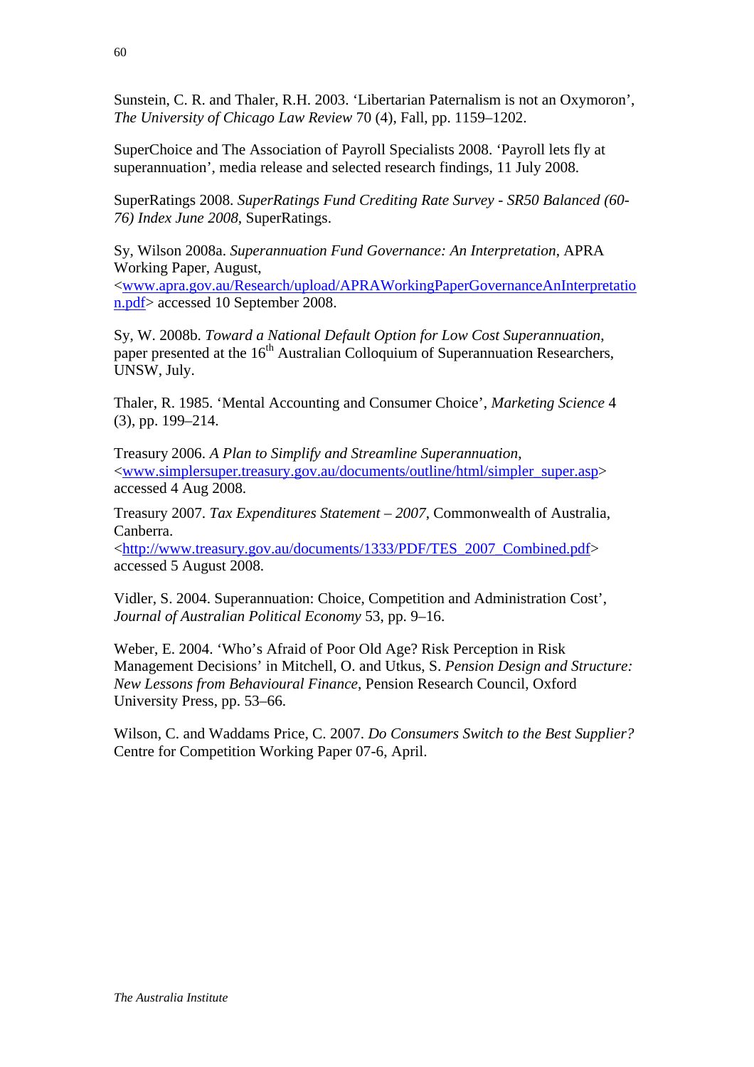Sunstein, C. R. and Thaler, R.H. 2003. 'Libertarian Paternalism is not an Oxymoron', *The University of Chicago Law Review* 70 (4), Fall, pp. 1159–1202.

SuperChoice and The Association of Payroll Specialists 2008. 'Payroll lets fly at superannuation', media release and selected research findings, 11 July 2008.

SuperRatings 2008. *SuperRatings Fund Crediting Rate Survey - SR50 Balanced (60-76) Index June 2008*, SuperRatings.

Sy, Wilson 2008a. *Superannuation Fund Governance: An Interpretation*, APRA Working Paper, August, <www.apra.gov.au/Research/upload/APRAWorkingPaperGovernanceAnInterpretation.pdf> accessed 10 September 2008.

Sy, W. 2008b. *Toward a National Default Option for Low Cost Superannuation*, paper presented at the 16th Australian Colloquium of Superannuation Researchers, UNSW, July.

Thaler, R. 1985. 'Mental Accounting and Consumer Choice', *Marketing Science* 4 (3), pp. 199–214.

Treasury 2006. *A Plan to Simplify and Streamline Superannuation*, <www.simplersuper.treasury.gov.au/documents/outline/html/simpler_super.asp> accessed 4 Aug 2008.

Treasury 2007. *Tax Expenditures Statement – 2007*, Commonwealth of Australia, Canberra. <http://www.treasury.gov.au/documents/1333/PDF/TES_2007_Combined.pdf> accessed 5 August 2008.

Vidler, S. 2004. Superannuation: Choice, Competition and Administration Cost', *Journal of Australian Political Economy* 53, pp. 9–16.

Weber, E. 2004. 'Who's Afraid of Poor Old Age? Risk Perception in Risk Management Decisions' in Mitchell, O. and Utkus, S. *Pension Design and Structure: New Lessons from Behavioural Finance*, Pension Research Council, Oxford University Press, pp. 53–66.

Wilson, C. and Waddams Price, C. 2007. *Do Consumers Switch to the Best Supplier?* Centre for Competition Working Paper 07-6, April.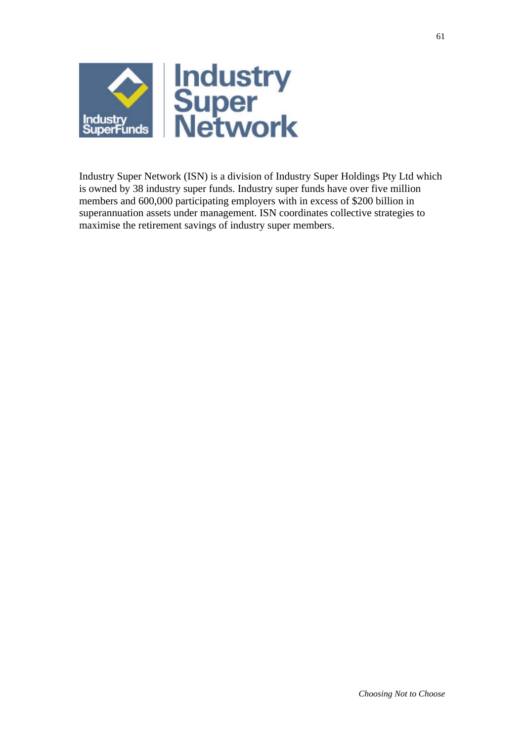Industry Super Network (ISN) is a division of Industry Super Holdings Pty Ltd which is owned by 38 industry super funds. Industry super funds have over five million members and 600,000 participating employers with in excess of $200 billion in superannuation assets under management. ISN coordinates collective strategies to maximise the retirement savings of industry super members.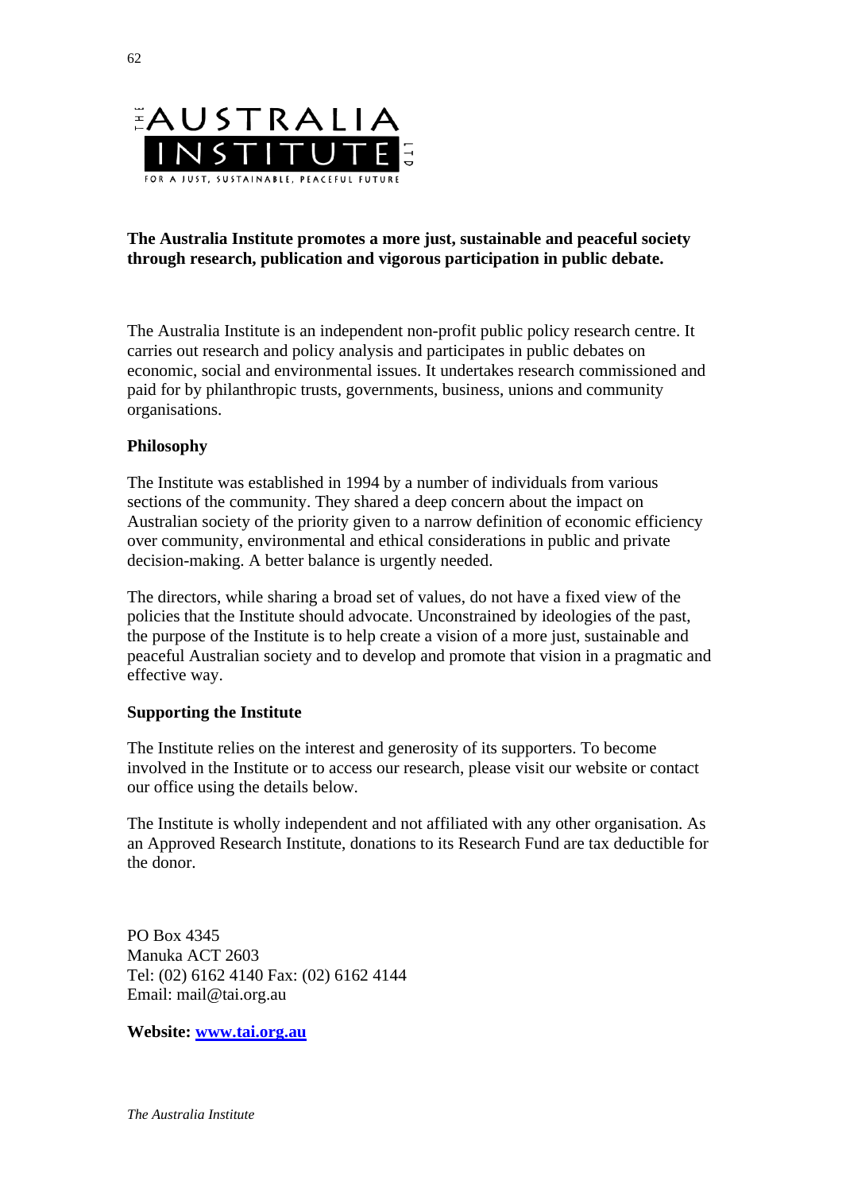**The Australia Institute promotes a more just, sustainable and peaceful society through research, publication and vigorous participation in public debate.**

The Australia Institute is an independent non-profit public policy research centre. It carries out research and policy analysis and participates in public debates on economic, social and environmental issues. It undertakes research commissioned and paid for by philanthropic trusts, governments, business, unions and community organisations.

**Philosophy**

The Institute was established in 1994 by a number of individuals from various sections of the community. They shared a deep concern about the impact on Australian society of the priority given to a narrow definition of economic efficiency over community, environmental and ethical considerations in public and private decision-making. A better balance is urgently needed.

The directors, while sharing a broad set of values, do not have a fixed view of the policies that the Institute should advocate. Unconstrained by ideologies of the past, the purpose of the Institute is to help create a vision of a more just, sustainable and peaceful Australian society and to develop and promote that vision in a pragmatic and effective way.

**Supporting the Institute**

The Institute relies on the interest and generosity of its supporters. To become involved in the Institute or to access our research, please visit our website or contact our office using the details below.

The Institute is wholly independent and not affiliated with any other organisation. As an Approved Research Institute, donations to its Research Fund are tax deductible for the donor.

PO Box 4345  
Manuka ACT 2603  
Tel: (02) 6162 4140 Fax: (02) 6162 4144  
Email: mail@tai.org.au

**Website: [www.tai.org.au](http://www.tai.org.au)**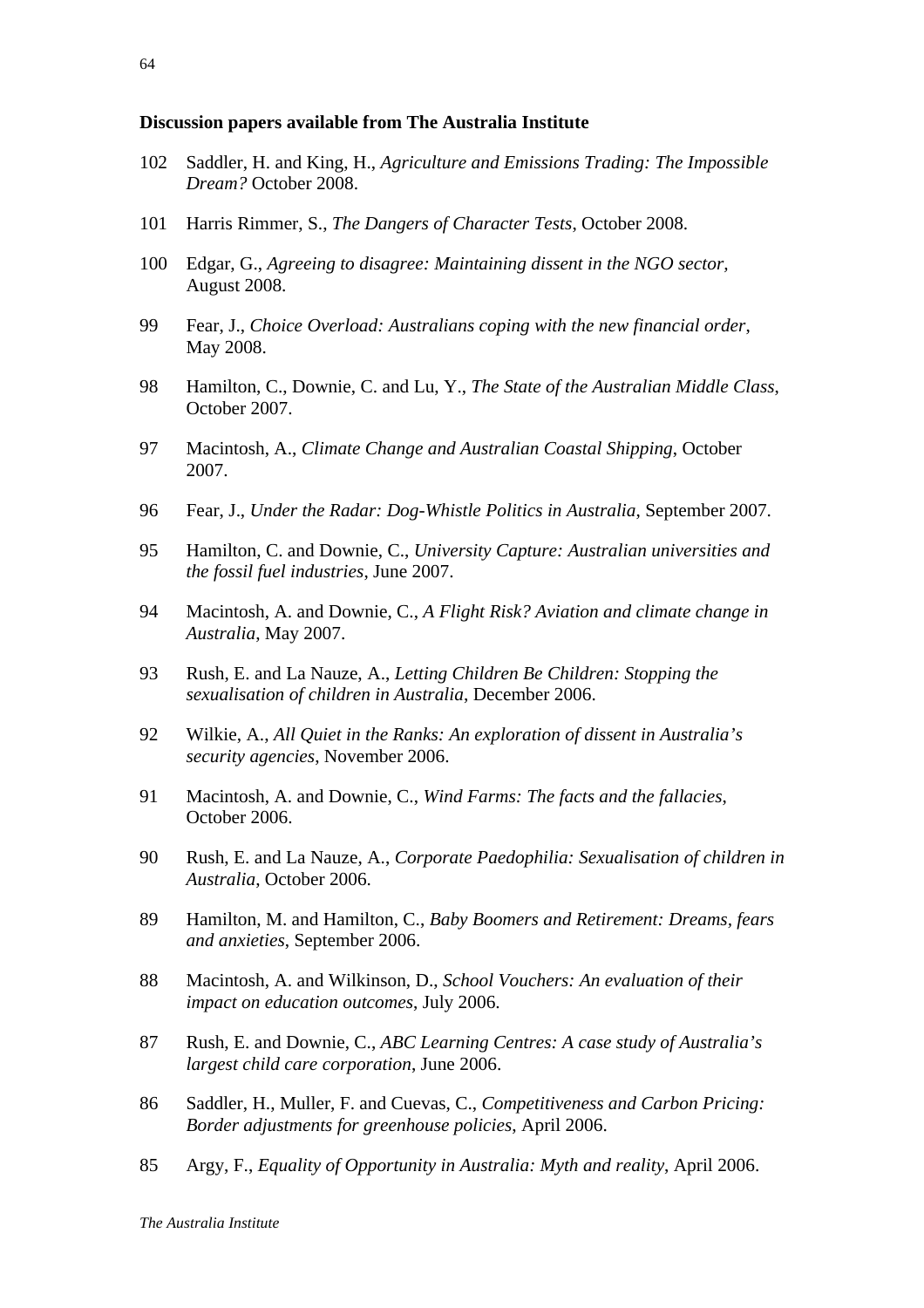**Discussion papers available from The Australia Institute**

102 Saddler, H. and King, H., *Agriculture and Emissions Trading: The Impossible Dream?* October 2008.

101 Harris Rimmer, S., *The Dangers of Character Tests*, October 2008.

100 Edgar, G., *Agreeing to disagree: Maintaining dissent in the NGO sector*, August 2008.

99 Fear, J., *Choice Overload: Australians coping with the new financial order*, May 2008.

98 Hamilton, C., Downie, C. and Lu, Y., *The State of the Australian Middle Class*, October 2007.

97 Macintosh, A., *Climate Change and Australian Coastal Shipping*, October 2007.

96 Fear, J., *Under the Radar: Dog-Whistle Politics in Australia*, September 2007.

95 Hamilton, C. and Downie, C., *University Capture: Australian universities and the fossil fuel industries*, June 2007.

94 Macintosh, A. and Downie, C., *A Flight Risk? Aviation and climate change in Australia*, May 2007.

93 Rush, E. and La Nauze, A., *Letting Children Be Children: Stopping the sexualisation of children in Australia*, December 2006.

92 Wilkie, A., *All Quiet in the Ranks: An exploration of dissent in Australia's security agencies*, November 2006.

91 Macintosh, A. and Downie, C., *Wind Farms: The facts and the fallacies*, October 2006.

90 Rush, E. and La Nauze, A., *Corporate Paedophilia: Sexualisation of children in Australia*, October 2006.

89 Hamilton, M. and Hamilton, C., *Baby Boomers and Retirement: Dreams, fears and anxieties*, September 2006.

88 Macintosh, A. and Wilkinson, D., *School Vouchers: An evaluation of their impact on education outcomes*, July 2006.

87 Rush, E. and Downie, C., *ABC Learning Centres: A case study of Australia's largest child care corporation*, June 2006.

86 Saddler, H., Muller, F. and Cuevas, C., *Competitiveness and Carbon Pricing: Border adjustments for greenhouse policies*, April 2006.

85 Argy, F., *Equality of Opportunity in Australia: Myth and reality*, April 2006.